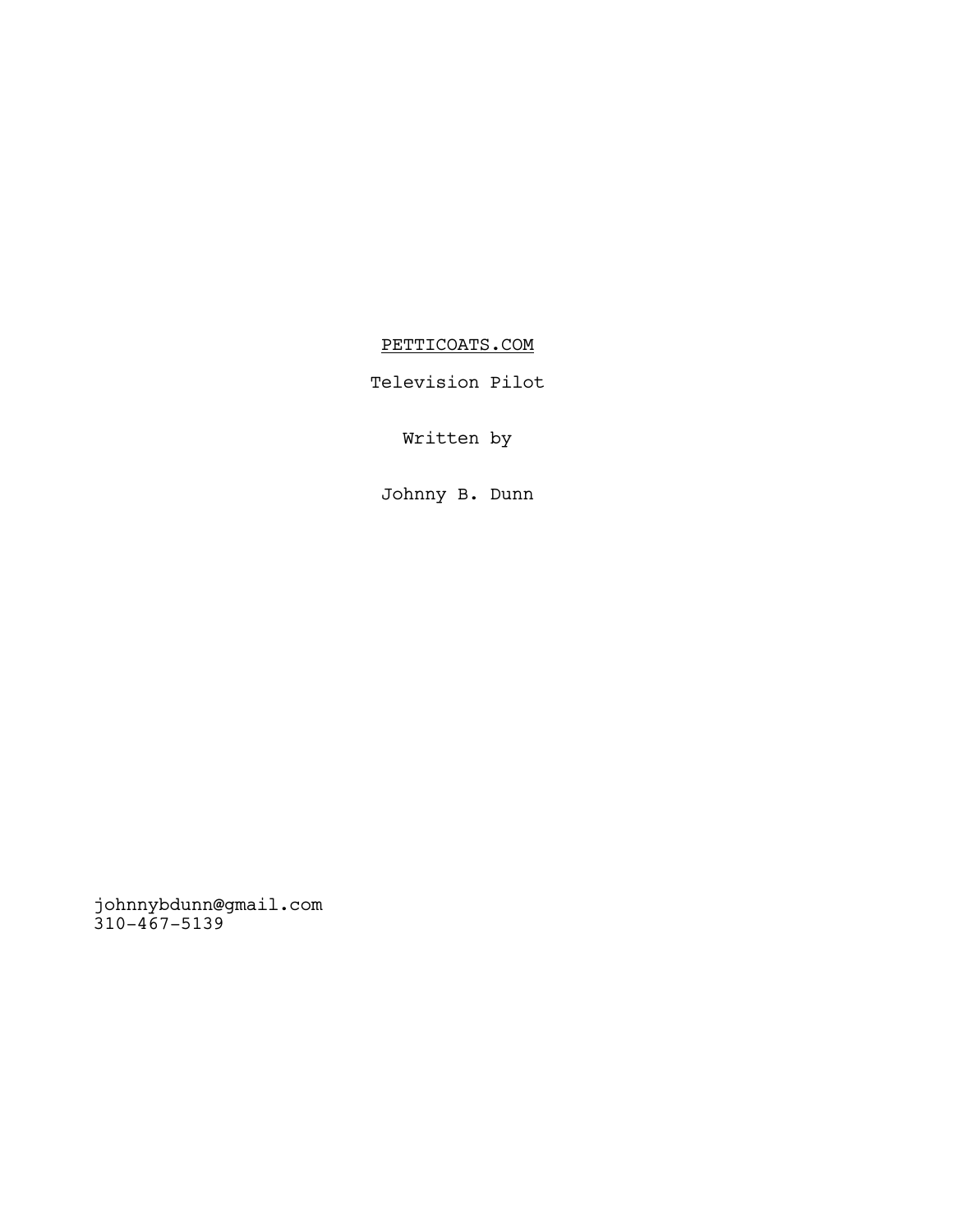# PETTICOATS.COM

Television Pilot

Written by

Johnny B. Dunn

johnnybdunn@gmail.com
310-467-5139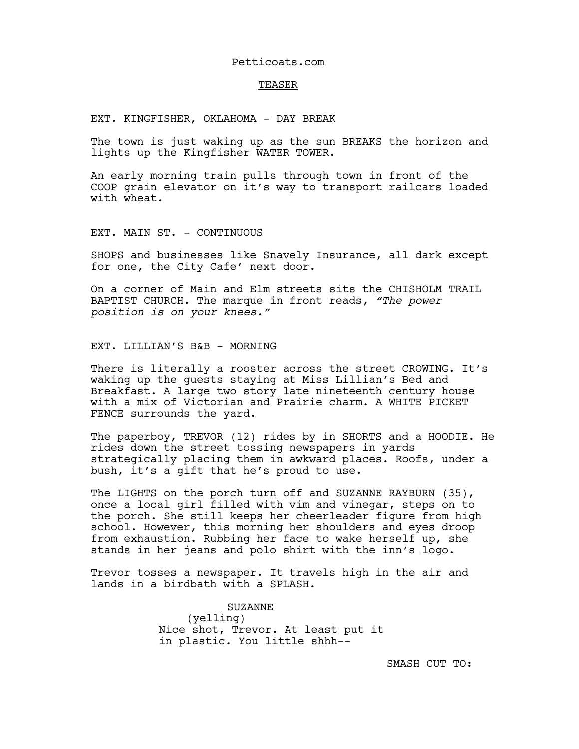Petticoats.com

TEASER

EXT. KINGFISHER, OKLAHOMA - DAY BREAK

The town is just waking up as the sun BREAKS the horizon and lights up the Kingfisher WATER TOWER.

An early morning train pulls through town in front of the COOP grain elevator on it's way to transport railcars loaded with wheat.

EXT. MAIN ST. - CONTINUOUS

SHOPS and businesses like Snavely Insurance, all dark except for one, the City Cafe' next door.

On a corner of Main and Elm streets sits the CHISHOLM TRAIL BAPTIST CHURCH. The marque in front reads, *"The power position is on your knees."*

EXT. LILLIAN'S B&B - MORNING

There is literally a rooster across the street CROWING. It's waking up the guests staying at Miss Lillian's Bed and Breakfast. A large two story late nineteenth century house with a mix of Victorian and Prairie charm. A WHITE PICKET FENCE surrounds the yard.

The paperboy, TREVOR (12) rides by in SHORTS and a HOODIE. He rides down the street tossing newspapers in yards strategically placing them in awkward places. Roofs, under a bush, it's a gift that he's proud to use.

The LIGHTS on the porch turn off and SUZANNE RAYBURN (35), once a local girl filled with vim and vinegar, steps on to the porch. She still keeps her cheerleader figure from high school. However, this morning her shoulders and eyes droop from exhaustion. Rubbing her face to wake herself up, she stands in her jeans and polo shirt with the inn's logo.

Trevor tosses a newspaper. It travels high in the air and lands in a birdbath with a SPLASH.

SUZANNE
(yelling)
Nice shot, Trevor. At least put it in plastic. You little shhh--

SMASH CUT TO: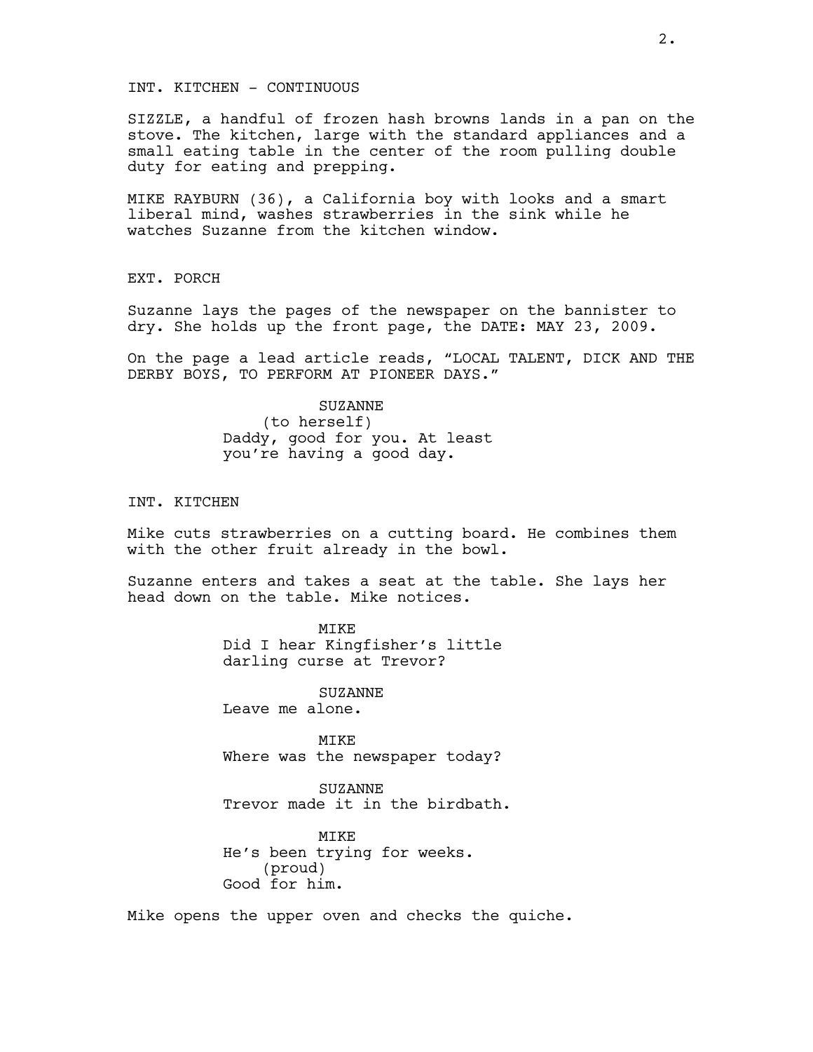INT. KITCHEN - CONTINUOUS

SIZZLE, a handful of frozen hash browns lands in a pan on the stove. The kitchen, large with the standard appliances and a small eating table in the center of the room pulling double duty for eating and prepping.

MIKE RAYBURN (36), a California boy with looks and a smart liberal mind, washes strawberries in the sink while he watches Suzanne from the kitchen window.

EXT. PORCH

Suzanne lays the pages of the newspaper on the bannister to dry. She holds up the front page, the DATE: MAY 23, 2009.

On the page a lead article reads, “LOCAL TALENT, DICK AND THE DERBY BOYS, TO PERFORM AT PIONEER DAYS.”

SUZANNE
(to herself)
Daddy, good for you. At least you’re having a good day.

INT. KITCHEN

Mike cuts strawberries on a cutting board. He combines them with the other fruit already in the bowl.

Suzanne enters and takes a seat at the table. She lays her head down on the table. Mike notices.

MIKE
Did I hear Kingfisher’s little darling curse at Trevor?

SUZANNE
Leave me alone.

MIKE
Where was the newspaper today?

SUZANNE
Trevor made it in the birdbath.

MIKE
He’s been trying for weeks.
(proud)
Good for him.

Mike opens the upper oven and checks the quiche.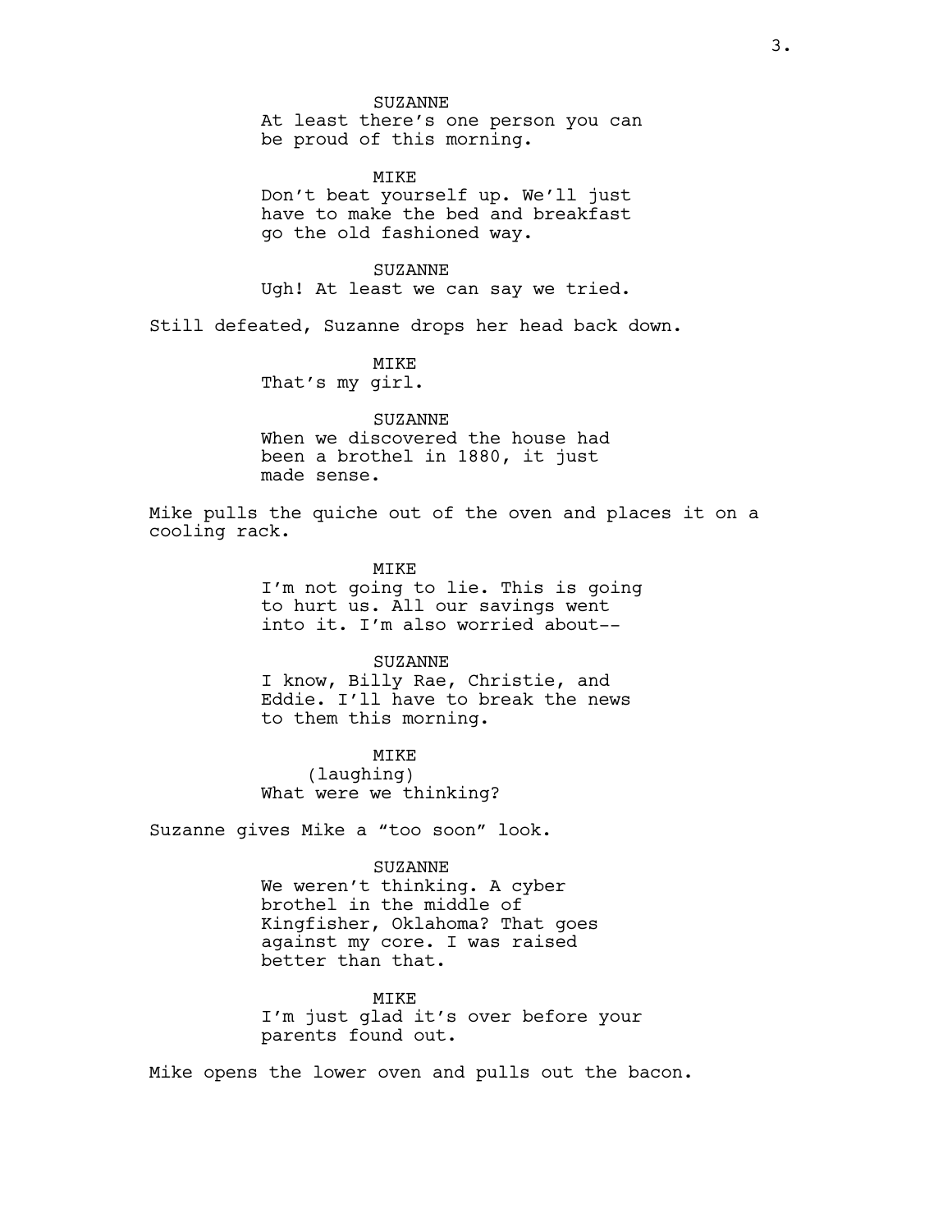SUZANNE
At least there's one person you can be proud of this morning.

MIKE
Don't beat yourself up. We'll just have to make the bed and breakfast go the old fashioned way.

SUZANNE
Ugh! At least we can say we tried.

Still defeated, Suzanne drops her head back down.

MIKE
That's my girl.

SUZANNE
When we discovered the house had been a brothel in 1880, it just made sense.

Mike pulls the quiche out of the oven and places it on a cooling rack.

MIKE
I'm not going to lie. This is going to hurt us. All our savings went into it. I'm also worried about--

SUZANNE
I know, Billy Rae, Christie, and Eddie. I'll have to break the news to them this morning.

MIKE
(laughing)
What were we thinking?

Suzanne gives Mike a "too soon" look.

SUZANNE
We weren't thinking. A cyber brothel in the middle of Kingfisher, Oklahoma? That goes against my core. I was raised better than that.

MIKE
I'm just glad it's over before your parents found out.

Mike opens the lower oven and pulls out the bacon.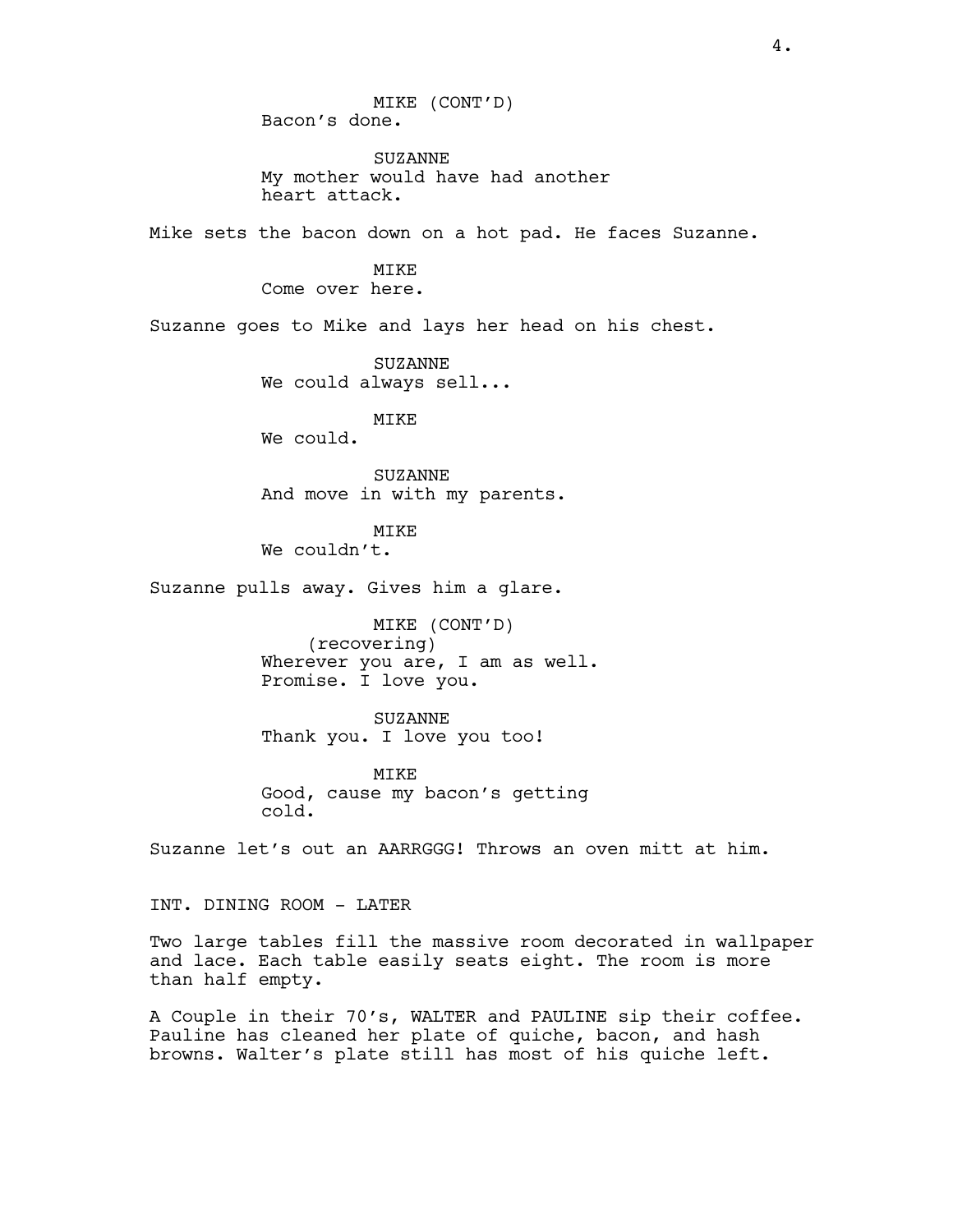MIKE (CONT'D)
Bacon's done.

SUZANNE
My mother would have had another heart attack.

Mike sets the bacon down on a hot pad. He faces Suzanne.

MIKE
Come over here.

Suzanne goes to Mike and lays her head on his chest.

SUZANNE
We could always sell...

MIKE
We could.

SUZANNE
And move in with my parents.

MIKE
We couldn't.

Suzanne pulls away. Gives him a glare.

MIKE (CONT'D)
(recovering)
Wherever you are, I am as well. Promise. I love you.

SUZANNE
Thank you. I love you too!

MIKE
Good, cause my bacon's getting cold.

Suzanne let's out an AARRGGG! Throws an oven mitt at him.

INT. DINING ROOM - LATER

Two large tables fill the massive room decorated in wallpaper and lace. Each table easily seats eight. The room is more than half empty.

A Couple in their 70's, WALTER and PAULINE sip their coffee. Pauline has cleaned her plate of quiche, bacon, and hash browns. Walter's plate still has most of his quiche left.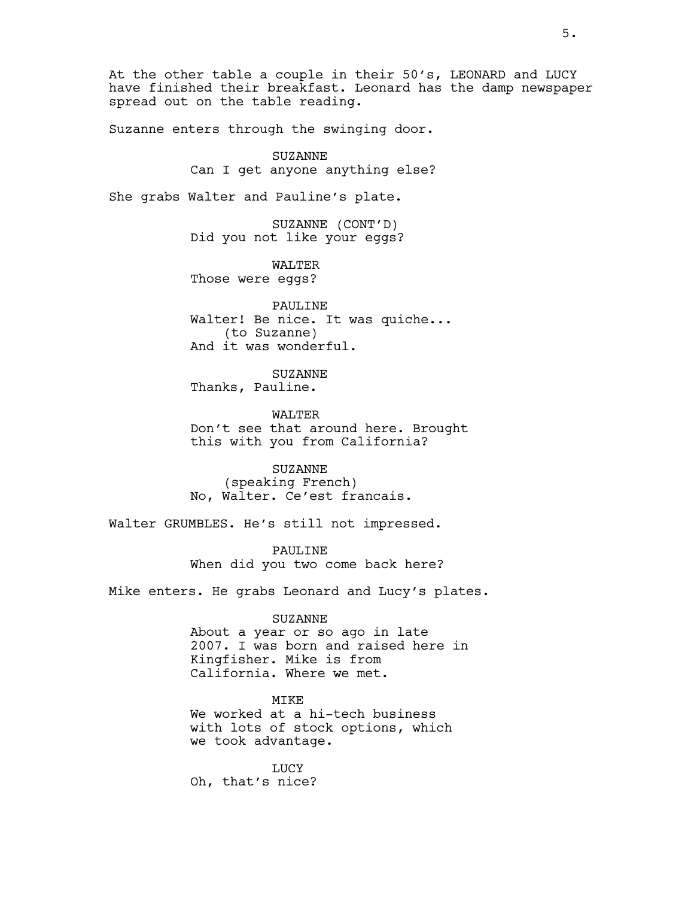At the other table a couple in their 50's, LEONARD and LUCY have finished their breakfast. Leonard has the damp newspaper spread out on the table reading.

Suzanne enters through the swinging door.

SUZANNE
Can I get anyone anything else?

She grabs Walter and Pauline's plate.

SUZANNE (CONT'D)
Did you not like your eggs?

WALTER
Those were eggs?

PAULINE
Walter! Be nice. It was quiche...
(to Suzanne)
And it was wonderful.

SUZANNE
Thanks, Pauline.

WALTER
Don't see that around here. Brought this with you from California?

SUZANNE
(speaking French)
No, Walter. Ce'est francais.

Walter GRUMBLES. He's still not impressed.

PAULINE
When did you two come back here?

Mike enters. He grabs Leonard and Lucy's plates.

SUZANNE
About a year or so ago in late 2007. I was born and raised here in Kingfisher. Mike is from California. Where we met.

MIKE
We worked at a hi-tech business with lots of stock options, which we took advantage.

LUCY
Oh, that's nice?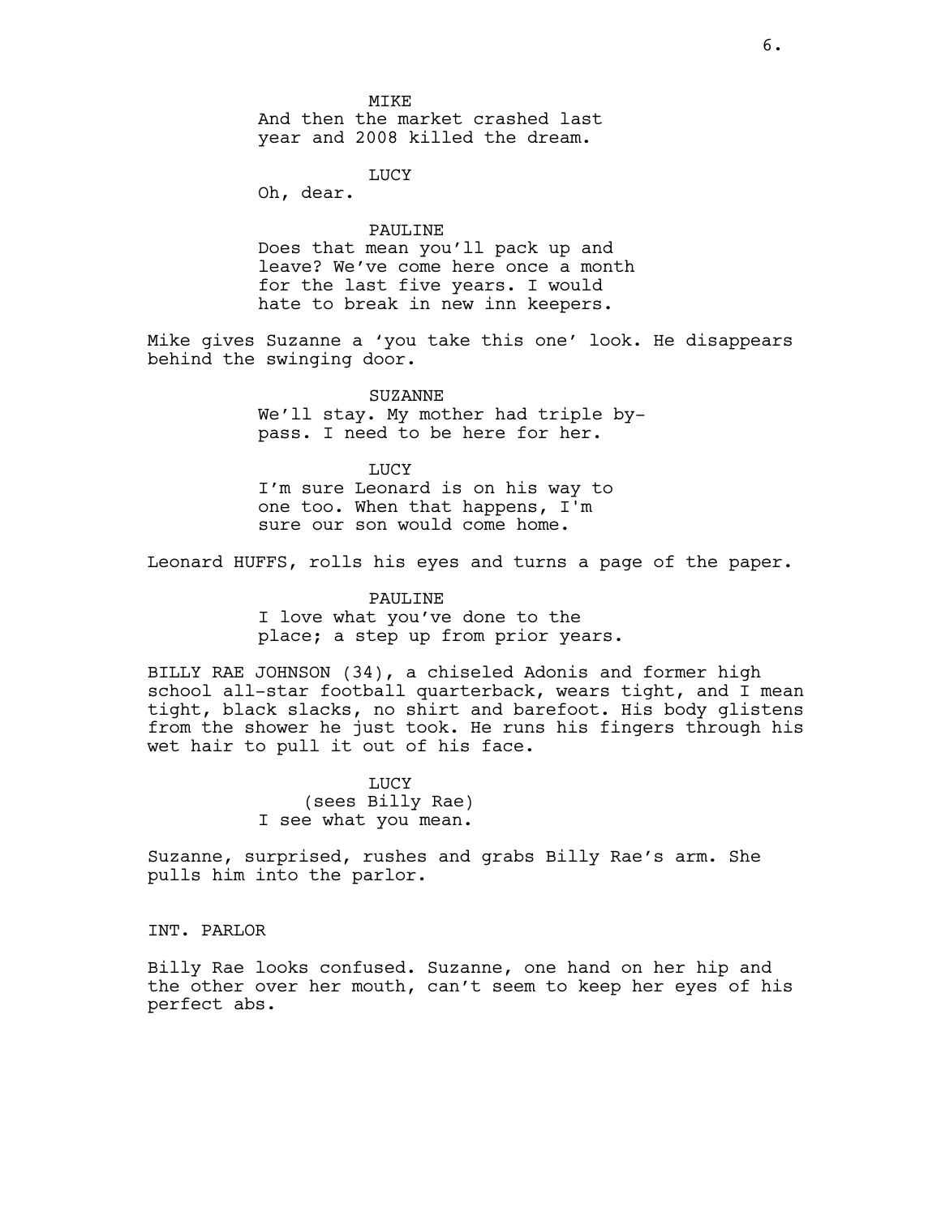MIKE

And then the market crashed last year and 2008 killed the dream.

LUCY

Oh, dear.

PAULINE

Does that mean you'll pack up and leave? We've come here once a month for the last five years. I would hate to break in new inn keepers.

Mike gives Suzanne a 'you take this one' look. He disappears behind the swinging door.

SUZANNE

We'll stay. My mother had triple by-pass. I need to be here for her.

LUCY

I'm sure Leonard is on his way to one too. When that happens, I'm sure our son would come home.

Leonard HUFFS, rolls his eyes and turns a page of the paper.

PAULINE

I love what you've done to the place; a step up from prior years.

BILLY RAE JOHNSON (34), a chiseled Adonis and former high school all-star football quarterback, wears tight, and I mean tight, black slacks, no shirt and barefoot. His body glistens from the shower he just took. He runs his fingers through his wet hair to pull it out of his face.

LUCY

(sees Billy Rae)

I see what you mean.

Suzanne, surprised, rushes and grabs Billy Rae's arm. She pulls him into the parlor.

INT. PARLOR

Billy Rae looks confused. Suzanne, one hand on her hip and the other over her mouth, can't seem to keep her eyes of his perfect abs.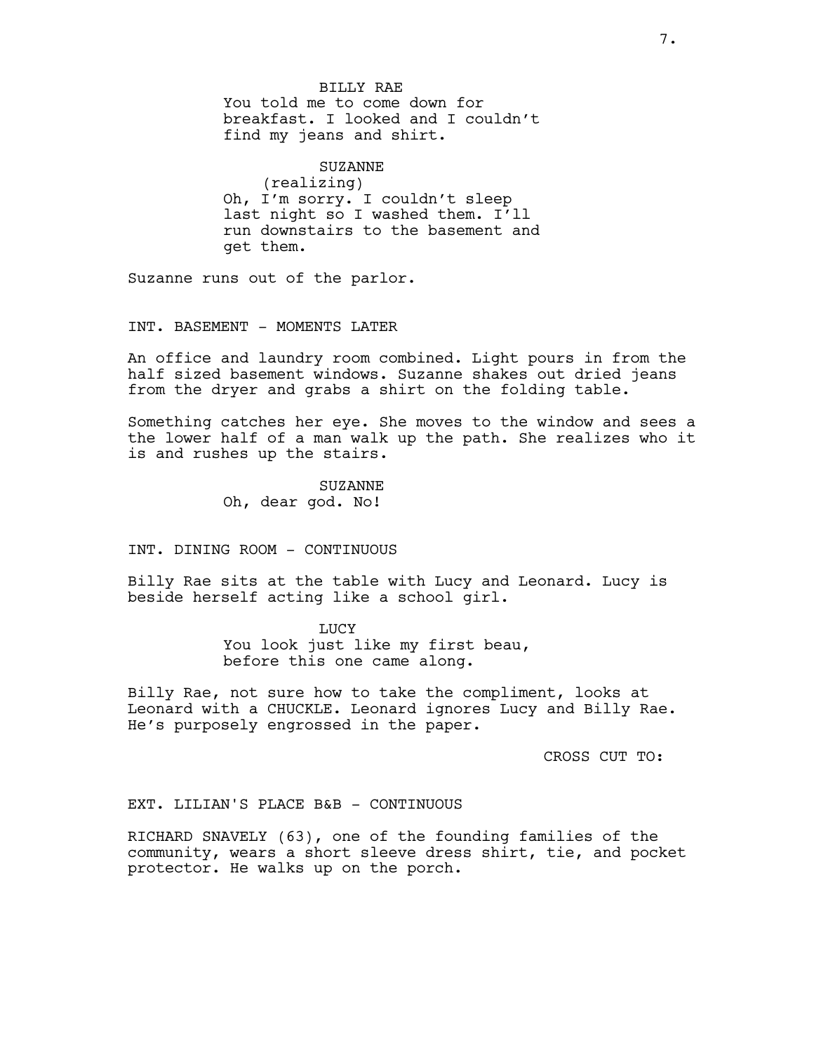BILLY RAE

You told me to come down for breakfast. I looked and I couldn't find my jeans and shirt.

SUZANNE

(realizing)

Oh, I'm sorry. I couldn't sleep last night so I washed them. I'll run downstairs to the basement and get them.

Suzanne runs out of the parlor.

INT. BASEMENT - MOMENTS LATER

An office and laundry room combined. Light pours in from the half sized basement windows. Suzanne shakes out dried jeans from the dryer and grabs a shirt on the folding table.

Something catches her eye. She moves to the window and sees a the lower half of a man walk up the path. She realizes who it is and rushes up the stairs.

SUZANNE

Oh, dear god. No!

INT. DINING ROOM - CONTINUOUS

Billy Rae sits at the table with Lucy and Leonard. Lucy is beside herself acting like a school girl.

LUCY

You look just like my first beau, before this one came along.

Billy Rae, not sure how to take the compliment, looks at Leonard with a CHUCKLE. Leonard ignores Lucy and Billy Rae. He's purposely engrossed in the paper.

CROSS CUT TO:

EXT. LILIAN'S PLACE B&B - CONTINUOUS

RICHARD SNAVELY (63), one of the founding families of the community, wears a short sleeve dress shirt, tie, and pocket protector. He walks up on the porch.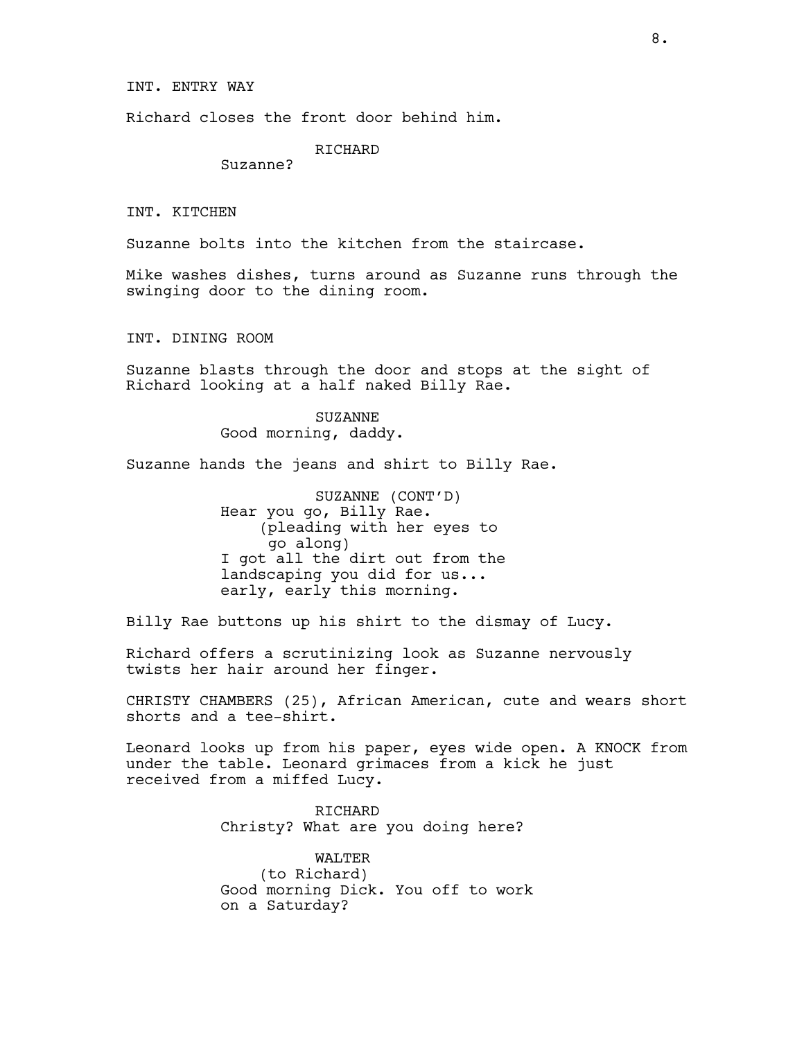INT. ENTRY WAY

Richard closes the front door behind him.

RICHARD
Suzanne?

INT. KITCHEN

Suzanne bolts into the kitchen from the staircase.

Mike washes dishes, turns around as Suzanne runs through the swinging door to the dining room.

INT. DINING ROOM

Suzanne blasts through the door and stops at the sight of Richard looking at a half naked Billy Rae.

SUZANNE
Good morning, daddy.

Suzanne hands the jeans and shirt to Billy Rae.

SUZANNE (CONT'D)
Hear you go, Billy Rae.
(pleading with her eyes to go along)
I got all the dirt out from the landscaping you did for us... early, early this morning.

Billy Rae buttons up his shirt to the dismay of Lucy.

Richard offers a scrutinizing look as Suzanne nervously twists her hair around her finger.

CHRISTY CHAMBERS (25), African American, cute and wears short shorts and a tee-shirt.

Leonard looks up from his paper, eyes wide open. A KNOCK from under the table. Leonard grimaces from a kick he just received from a miffed Lucy.

RICHARD
Christy? What are you doing here?

WALTER
(to Richard)
Good morning Dick. You off to work on a Saturday?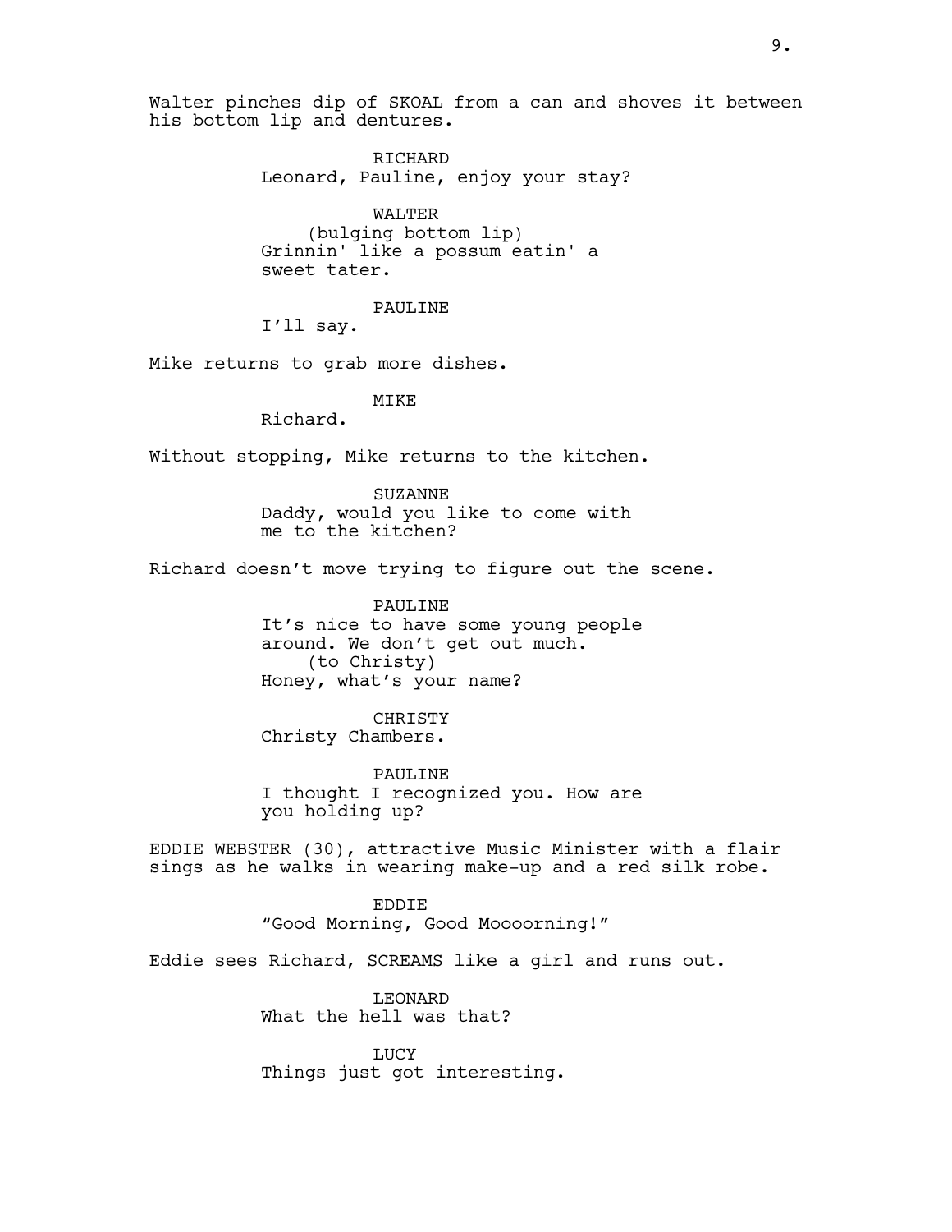Walter pinches dip of SKOAL from a can and shoves it between his bottom lip and dentures.

RICHARD
Leonard, Pauline, enjoy your stay?

WALTER
(bulging bottom lip)
Grinnin' like a possum eatin' a sweet tater.

PAULINE
I'll say.

Mike returns to grab more dishes.

MIKE
Richard.

Without stopping, Mike returns to the kitchen.

SUZANNE
Daddy, would you like to come with me to the kitchen?

Richard doesn't move trying to figure out the scene.

PAULINE
It's nice to have some young people around. We don't get out much.
(to Christy)
Honey, what's your name?

CHRISTY
Christy Chambers.

PAULINE
I thought I recognized you. How are you holding up?

EDDIE WEBSTER (30), attractive Music Minister with a flair sings as he walks in wearing make-up and a red silk robe.

EDDIE
"Good Morning, Good Moooorning!"

Eddie sees Richard, SCREAMS like a girl and runs out.

LEONARD
What the hell was that?

LUCY
Things just got interesting.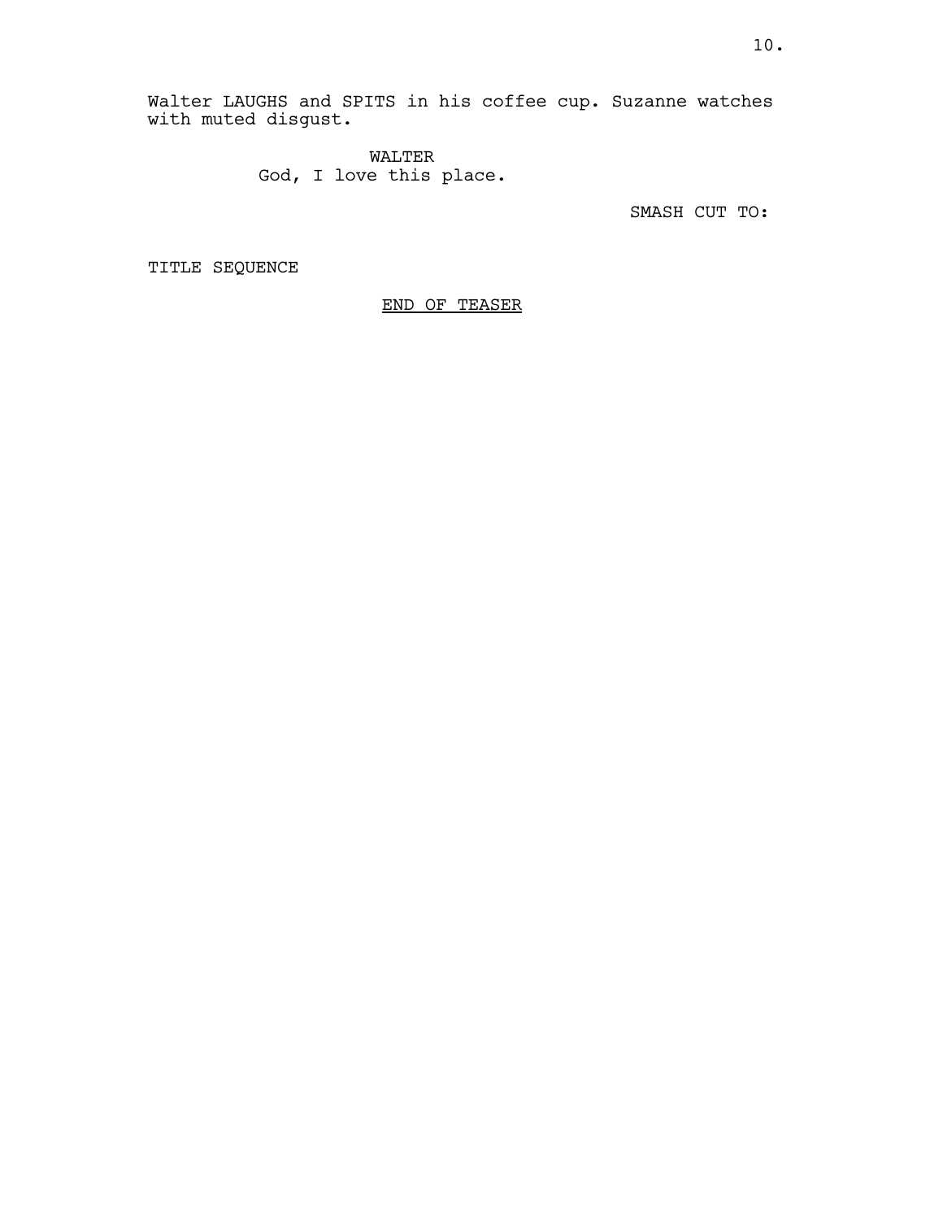Walter LAUGHS and SPITS in his coffee cup. Suzanne watches with muted disgust.

WALTER
God, I love this place.

SMASH CUT TO:

TITLE SEQUENCE

<u>END OF TEASER</u>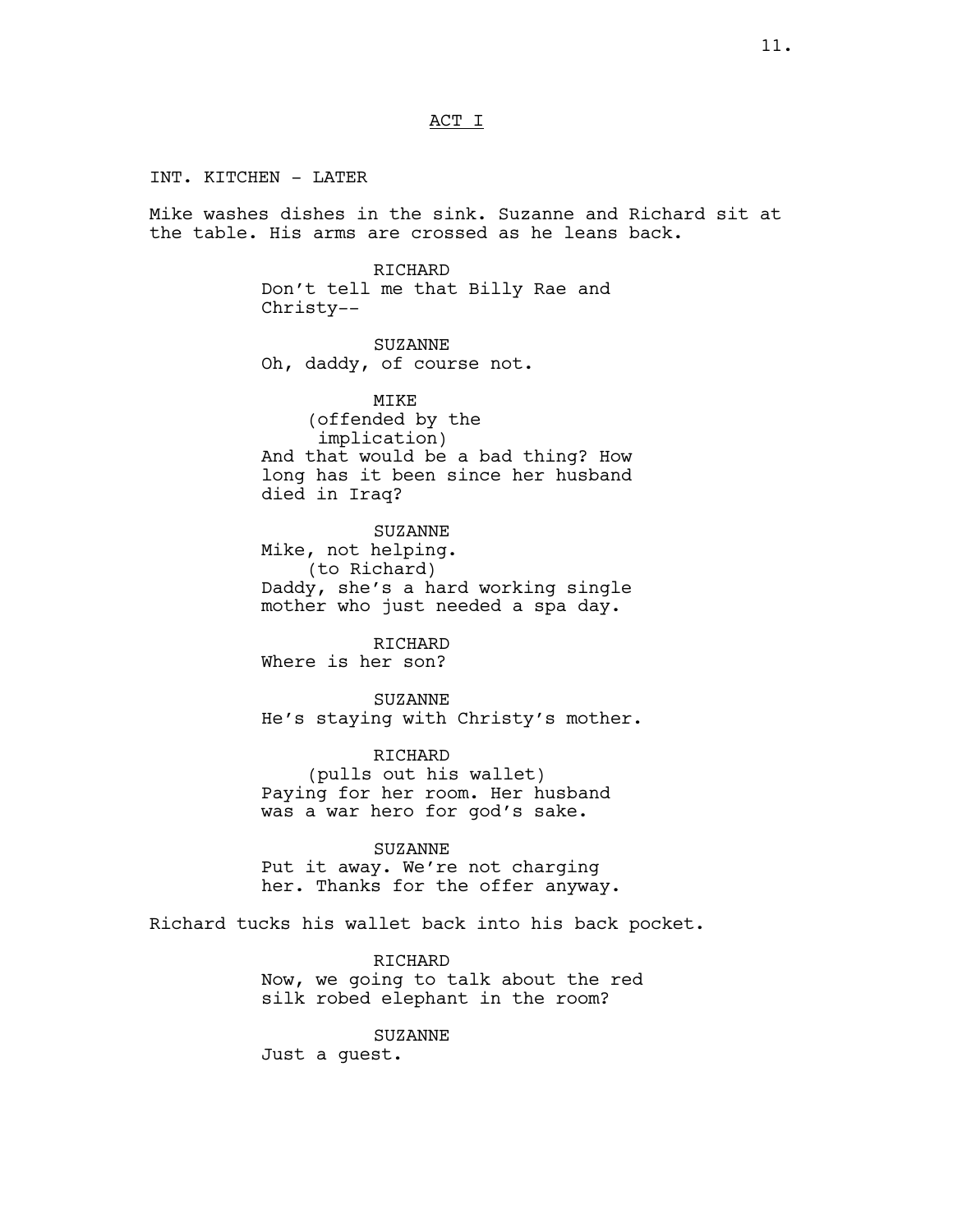ACT I

INT. KITCHEN - LATER

Mike washes dishes in the sink. Suzanne and Richard sit at the table. His arms are crossed as he leans back.

RICHARD
Don't tell me that Billy Rae and Christy--

SUZANNE
Oh, daddy, of course not.

MIKE
(offended by the implication)
And that would be a bad thing? How long has it been since her husband died in Iraq?

SUZANNE
Mike, not helping.
(to Richard)
Daddy, she's a hard working single mother who just needed a spa day.

RICHARD
Where is her son?

SUZANNE
He's staying with Christy's mother.

RICHARD
(pulls out his wallet)
Paying for her room. Her husband was a war hero for god's sake.

SUZANNE
Put it away. We're not charging her. Thanks for the offer anyway.

Richard tucks his wallet back into his back pocket.

RICHARD
Now, we going to talk about the red silk robed elephant in the room?

SUZANNE
Just a guest.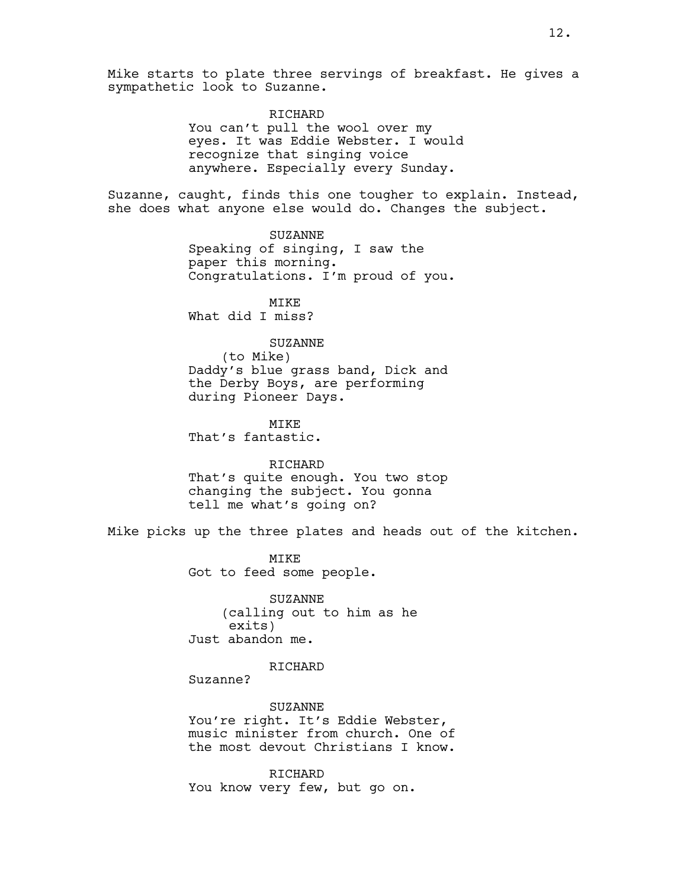Mike starts to plate three servings of breakfast. He gives a sympathetic look to Suzanne.

RICHARD
You can't pull the wool over my eyes. It was Eddie Webster. I would recognize that singing voice anywhere. Especially every Sunday.

Suzanne, caught, finds this one tougher to explain. Instead, she does what anyone else would do. Changes the subject.

SUZANNE
Speaking of singing, I saw the paper this morning. Congratulations. I'm proud of you.

MIKE
What did I miss?

SUZANNE
(to Mike)
Daddy's blue grass band, Dick and the Derby Boys, are performing during Pioneer Days.

MIKE
That's fantastic.

RICHARD
That's quite enough. You two stop changing the subject. You gonna tell me what's going on?

Mike picks up the three plates and heads out of the kitchen.

MIKE
Got to feed some people.

SUZANNE
(calling out to him as he exits)
Just abandon me.

RICHARD
Suzanne?

SUZANNE
You're right. It's Eddie Webster, music minister from church. One of the most devout Christians I know.

RICHARD
You know very few, but go on.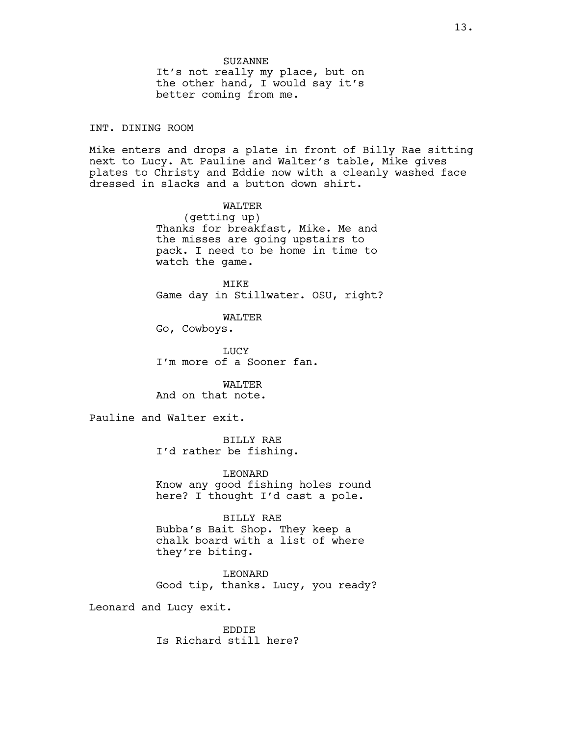SUZANNE

It's not really my place, but on the other hand, I would say it's better coming from me.

INT. DINING ROOM

Mike enters and drops a plate in front of Billy Rae sitting next to Lucy. At Pauline and Walter's table, Mike gives plates to Christy and Eddie now with a cleanly washed face dressed in slacks and a button down shirt.

WALTER

(getting up)

Thanks for breakfast, Mike. Me and the misses are going upstairs to pack. I need to be home in time to watch the game.

MIKE

Game day in Stillwater. OSU, right?

WALTER

Go, Cowboys.

LUCY

I'm more of a Sooner fan.

WALTER

And on that note.

Pauline and Walter exit.

BILLY RAE

I'd rather be fishing.

LEONARD

Know any good fishing holes round here? I thought I'd cast a pole.

BILLY RAE

Bubba's Bait Shop. They keep a chalk board with a list of where they're biting.

LEONARD

Good tip, thanks. Lucy, you ready?

Leonard and Lucy exit.

EDDIE

Is Richard still here?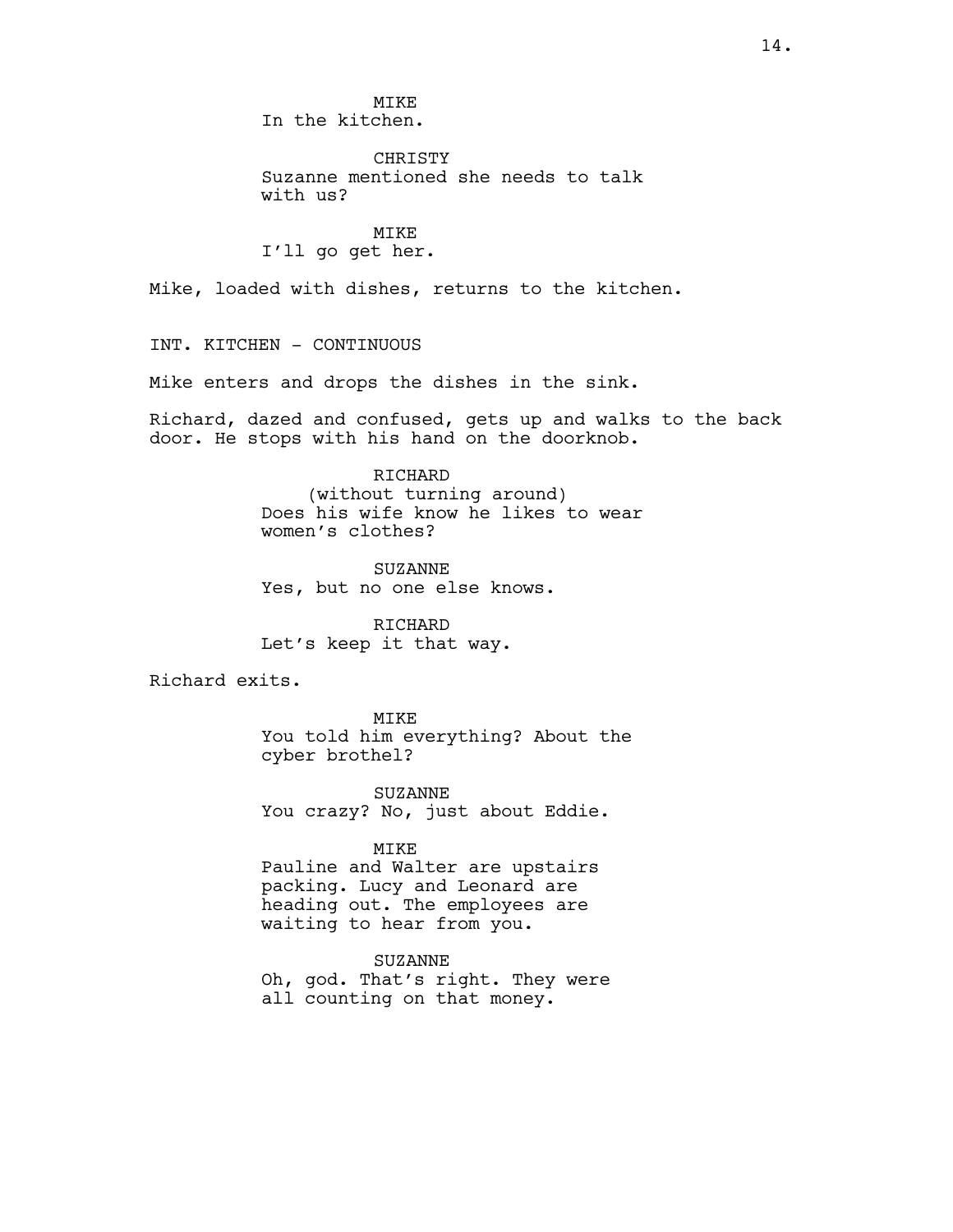MIKE
In the kitchen.

CHRISTY
Suzanne mentioned she needs to talk with us?

MIKE
I'll go get her.

Mike, loaded with dishes, returns to the kitchen.

INT. KITCHEN - CONTINUOUS

Mike enters and drops the dishes in the sink.

Richard, dazed and confused, gets up and walks to the back door. He stops with his hand on the doorknob.

RICHARD
(without turning around)
Does his wife know he likes to wear women's clothes?

SUZANNE
Yes, but no one else knows.

RICHARD
Let's keep it that way.

Richard exits.

MIKE
You told him everything? About the cyber brothel?

SUZANNE
You crazy? No, just about Eddie.

MIKE
Pauline and Walter are upstairs packing. Lucy and Leonard are heading out. The employees are waiting to hear from you.

SUZANNE
Oh, god. That's right. They were all counting on that money.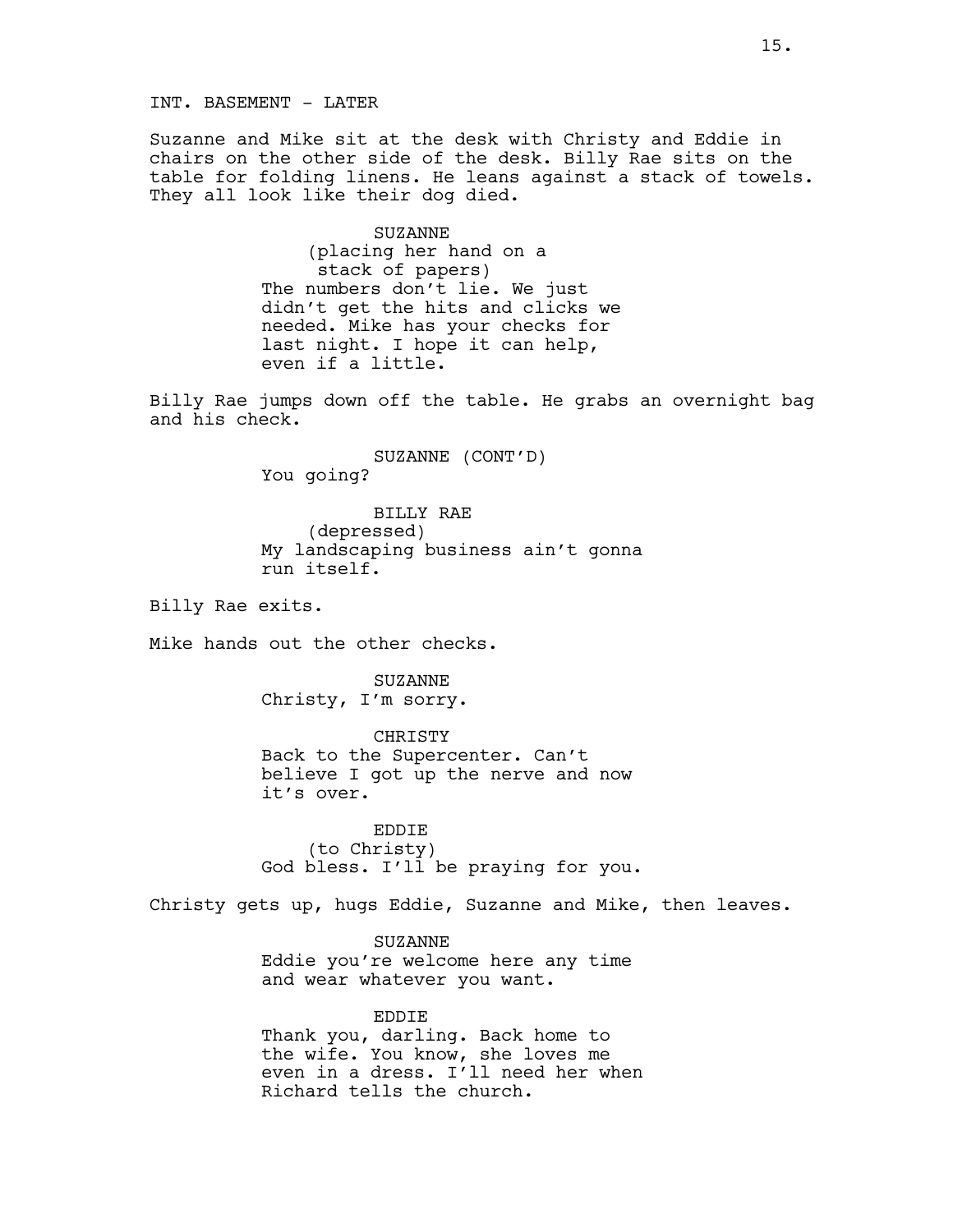INT. BASEMENT - LATER

Suzanne and Mike sit at the desk with Christy and Eddie in chairs on the other side of the desk. Billy Rae sits on the table for folding linens. He leans against a stack of towels. They all look like their dog died.

SUZANNE
(placing her hand on a stack of papers)
The numbers don't lie. We just didn't get the hits and clicks we needed. Mike has your checks for last night. I hope it can help, even if a little.

Billy Rae jumps down off the table. He grabs an overnight bag and his check.

SUZANNE (CONT'D)
You going?

BILLY RAE
(depressed)
My landscaping business ain't gonna run itself.

Billy Rae exits.

Mike hands out the other checks.

SUZANNE
Christy, I'm sorry.

CHRISTY
Back to the Supercenter. Can't believe I got up the nerve and now it's over.

EDDIE
(to Christy)
God bless. I'll be praying for you.

Christy gets up, hugs Eddie, Suzanne and Mike, then leaves.

SUZANNE
Eddie you're welcome here any time and wear whatever you want.

EDDIE
Thank you, darling. Back home to the wife. You know, she loves me even in a dress. I'll need her when Richard tells the church.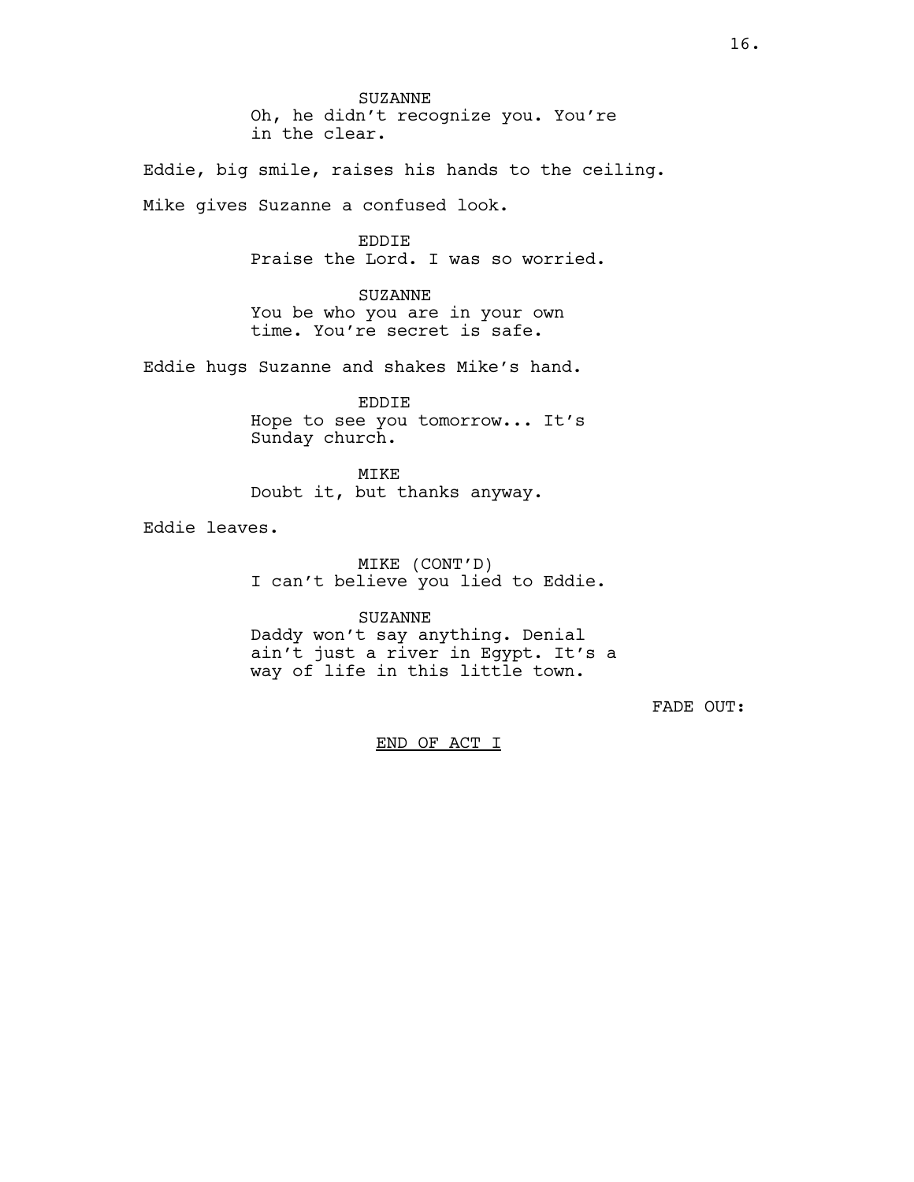SUZANNE
Oh, he didn't recognize you. You're in the clear.

Eddie, big smile, raises his hands to the ceiling.

Mike gives Suzanne a confused look.

EDDIE
Praise the Lord. I was so worried.

SUZANNE
You be who you are in your own time. You're secret is safe.

Eddie hugs Suzanne and shakes Mike's hand.

EDDIE
Hope to see you tomorrow... It's Sunday church.

MIKE
Doubt it, but thanks anyway.

Eddie leaves.

MIKE (CONT'D)
I can't believe you lied to Eddie.

SUZANNE
Daddy won't say anything. Denial ain't just a river in Egypt. It's a way of life in this little town.

FADE OUT:

<u>END OF ACT I</u>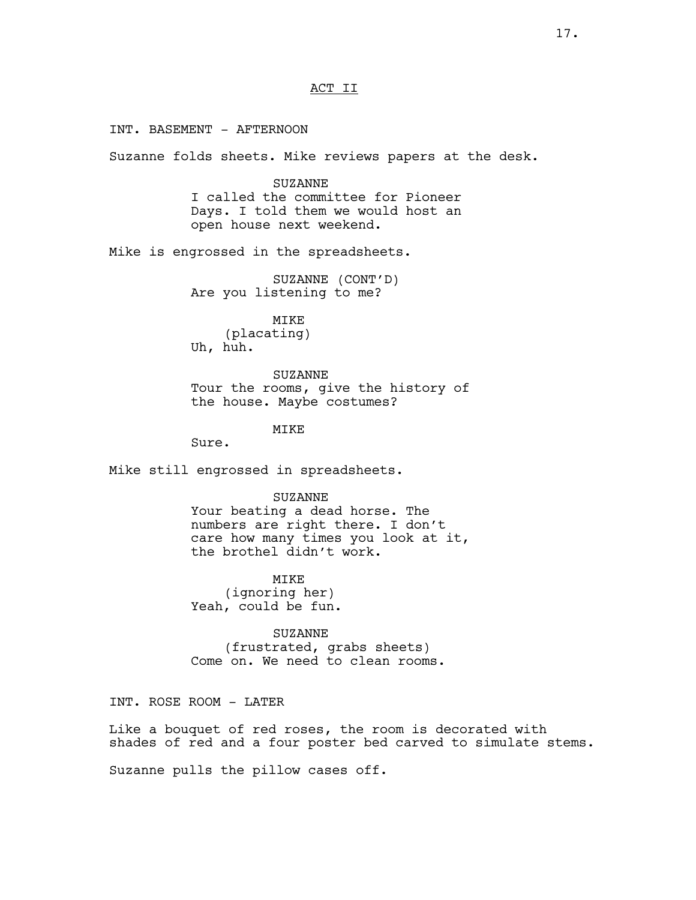## ACT II

INT. BASEMENT - AFTERNOON

Suzanne folds sheets. Mike reviews papers at the desk.

SUZANNE
I called the committee for Pioneer Days. I told them we would host an open house next weekend.

Mike is engrossed in the spreadsheets.

SUZANNE (CONT'D)
Are you listening to me?

MIKE
(placating)
Uh, huh.

SUZANNE
Tour the rooms, give the history of the house. Maybe costumes?

MIKE
Sure.

Mike still engrossed in spreadsheets.

SUZANNE
Your beating a dead horse. The numbers are right there. I don't care how many times you look at it, the brothel didn't work.

MIKE
(ignoring her)
Yeah, could be fun.

SUZANNE
(frustrated, grabs sheets)
Come on. We need to clean rooms.

INT. ROSE ROOM - LATER

Like a bouquet of red roses, the room is decorated with shades of red and a four poster bed carved to simulate stems.

Suzanne pulls the pillow cases off.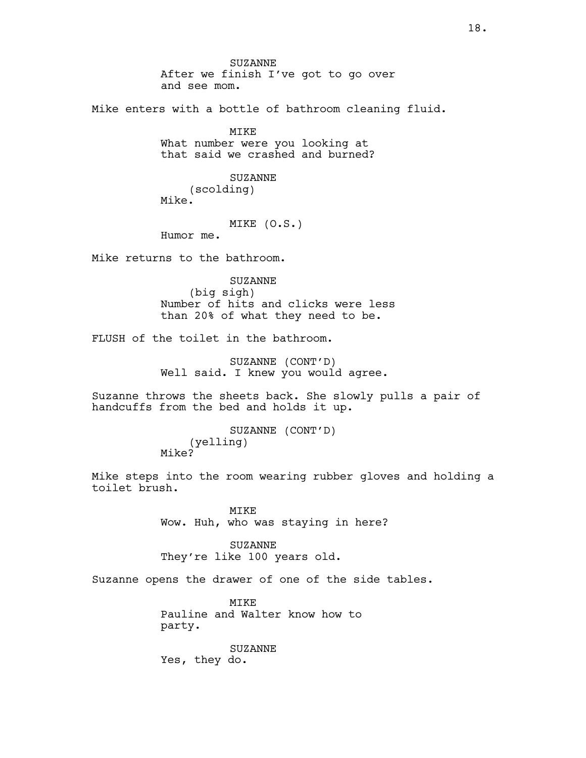SUZANNE
After we finish I've got to go over
and see mom.

Mike enters with a bottle of bathroom cleaning fluid.

MIKE
What number were you looking at
that said we crashed and burned?

SUZANNE
(scolding)
Mike.

MIKE (O.S.)
Humor me.

Mike returns to the bathroom.

SUZANNE
(big sigh)
Number of hits and clicks were less
than 20% of what they need to be.

FLUSH of the toilet in the bathroom.

SUZANNE (CONT'D)
Well said. I knew you would agree.

Suzanne throws the sheets back. She slowly pulls a pair of
handcuffs from the bed and holds it up.

SUZANNE (CONT'D)
(yelling)
Mike?

Mike steps into the room wearing rubber gloves and holding a
toilet brush.

MIKE
Wow. Huh, who was staying in here?

SUZANNE
They're like 100 years old.

Suzanne opens the drawer of one of the side tables.

MIKE
Pauline and Walter know how to
party.

SUZANNE
Yes, they do.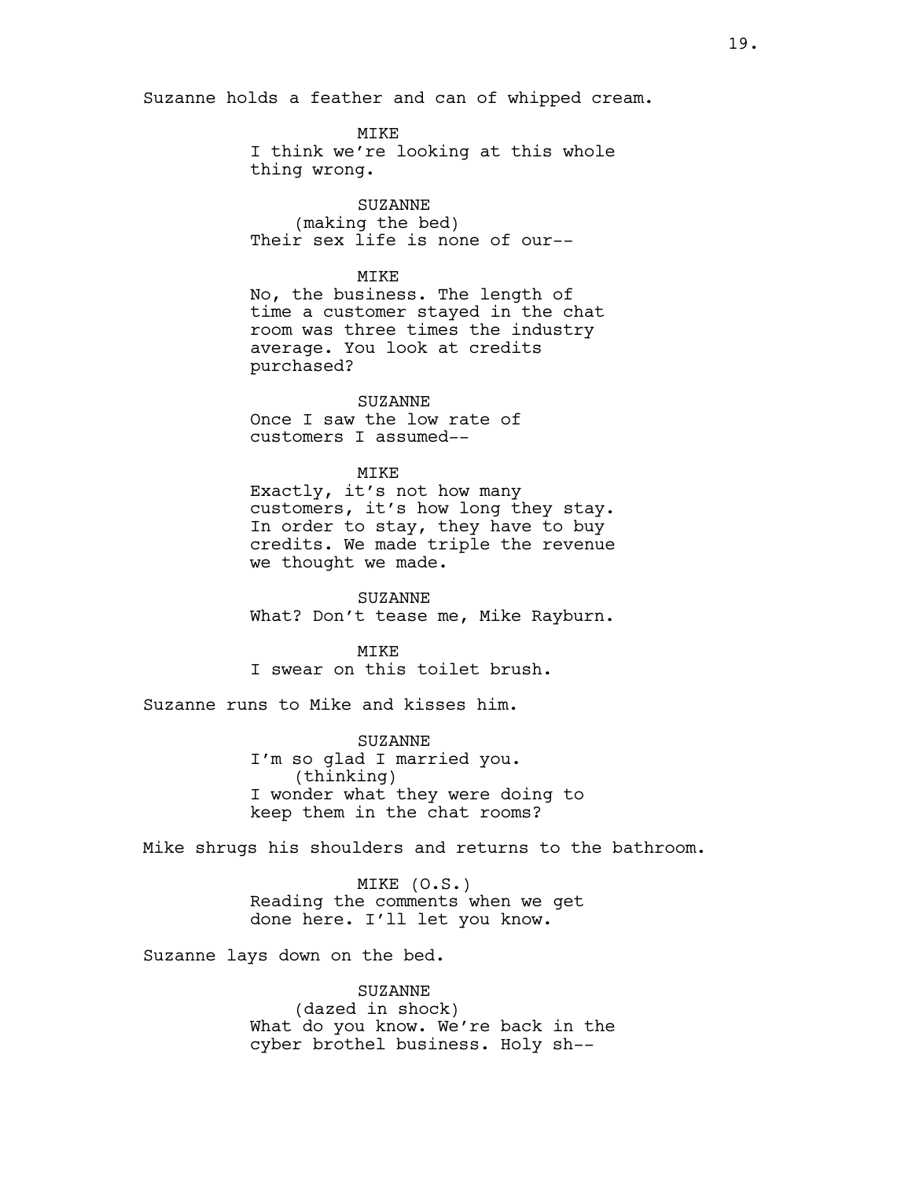Suzanne holds a feather and can of whipped cream.

MIKE
I think we're looking at this whole thing wrong.

SUZANNE
(making the bed)
Their sex life is none of our--

MIKE
No, the business. The length of time a customer stayed in the chat room was three times the industry average. You look at credits purchased?

SUZANNE
Once I saw the low rate of customers I assumed--

MIKE
Exactly, it's not how many customers, it's how long they stay. In order to stay, they have to buy credits. We made triple the revenue we thought we made.

SUZANNE
What? Don't tease me, Mike Rayburn.

MIKE
I swear on this toilet brush.

Suzanne runs to Mike and kisses him.

SUZANNE
I'm so glad I married you.
(thinking)
I wonder what they were doing to keep them in the chat rooms?

Mike shrugs his shoulders and returns to the bathroom.

MIKE (O.S.)
Reading the comments when we get done here. I'll let you know.

Suzanne lays down on the bed.

SUZANNE
(dazed in shock)
What do you know. We're back in the cyber brothel business. Holy sh--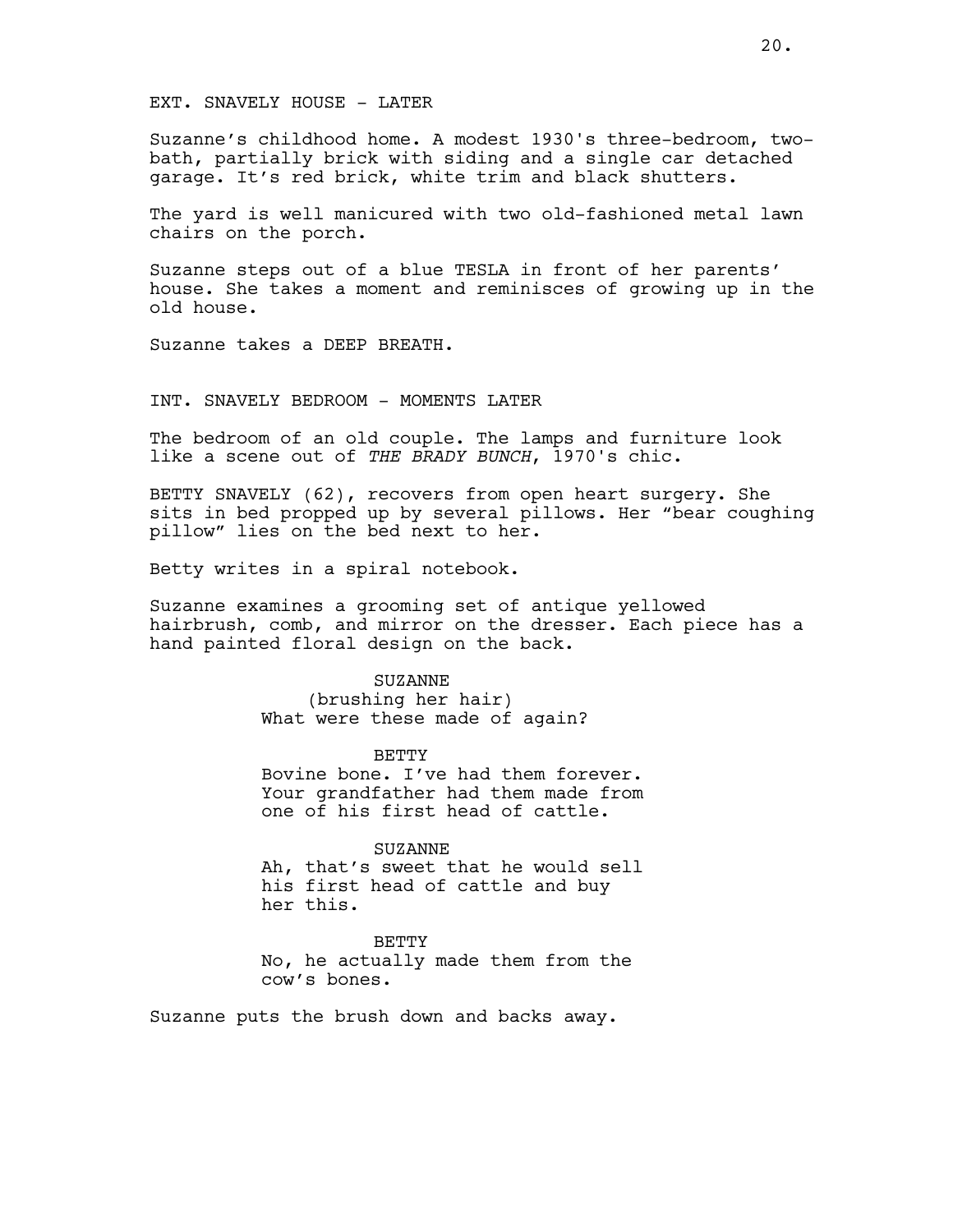EXT. SNAVELY HOUSE - LATER

Suzanne's childhood home. A modest 1930's three-bedroom, two-bath, partially brick with siding and a single car detached garage. It's red brick, white trim and black shutters.

The yard is well manicured with two old-fashioned metal lawn chairs on the porch.

Suzanne steps out of a blue TESLA in front of her parents' house. She takes a moment and reminisces of growing up in the old house.

Suzanne takes a DEEP BREATH.

INT. SNAVELY BEDROOM - MOMENTS LATER

The bedroom of an old couple. The lamps and furniture look like a scene out of *THE BRADY BUNCH*, 1970's chic.

BETTY SNAVELY (62), recovers from open heart surgery. She sits in bed propped up by several pillows. Her "bear coughing pillow" lies on the bed next to her.

Betty writes in a spiral notebook.

Suzanne examines a grooming set of antique yellowed hairbrush, comb, and mirror on the dresser. Each piece has a hand painted floral design on the back.

SUZANNE
(brushing her hair)
What were these made of again?

BETTY
Bovine bone. I've had them forever. Your grandfather had them made from one of his first head of cattle.

SUZANNE
Ah, that's sweet that he would sell his first head of cattle and buy her this.

BETTY
No, he actually made them from the cow's bones.

Suzanne puts the brush down and backs away.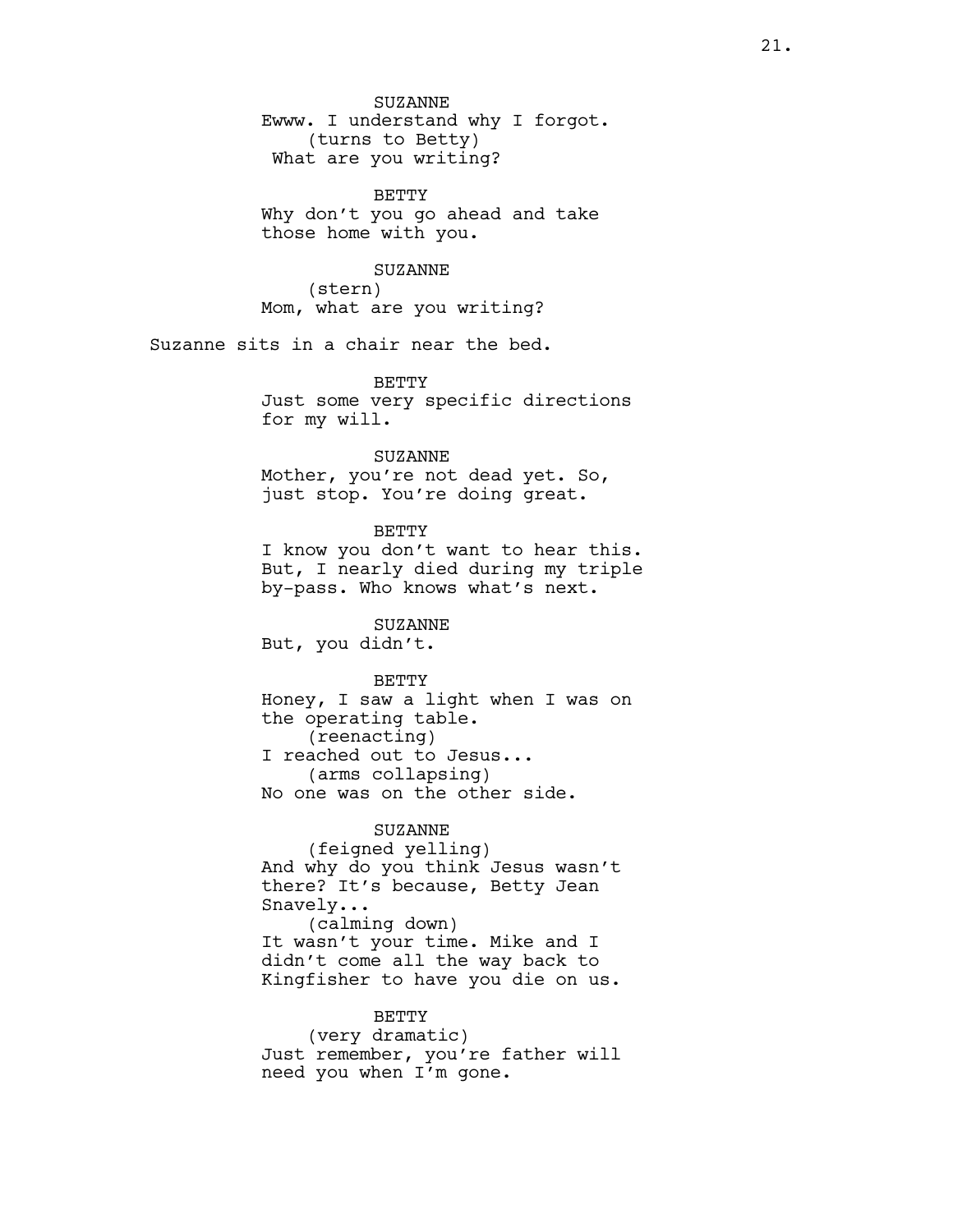SUZANNE
Ewww. I understand why I forgot.
(turns to Betty)
What are you writing?

BETTY
Why don't you go ahead and take those home with you.

SUZANNE
(stern)
Mom, what are you writing?

Suzanne sits in a chair near the bed.

BETTY
Just some very specific directions for my will.

SUZANNE
Mother, you're not dead yet. So, just stop. You're doing great.

BETTY
I know you don't want to hear this. But, I nearly died during my triple by-pass. Who knows what's next.

SUZANNE
But, you didn't.

BETTY
Honey, I saw a light when I was on the operating table.
(reenacting)
I reached out to Jesus...
(arms collapsing)
No one was on the other side.

SUZANNE
(feigned yelling)
And why do you think Jesus wasn't there? It's because, Betty Jean Snavely...
(calming down)
It wasn't your time. Mike and I didn't come all the way back to Kingfisher to have you die on us.

BETTY
(very dramatic)
Just remember, you're father will need you when I'm gone.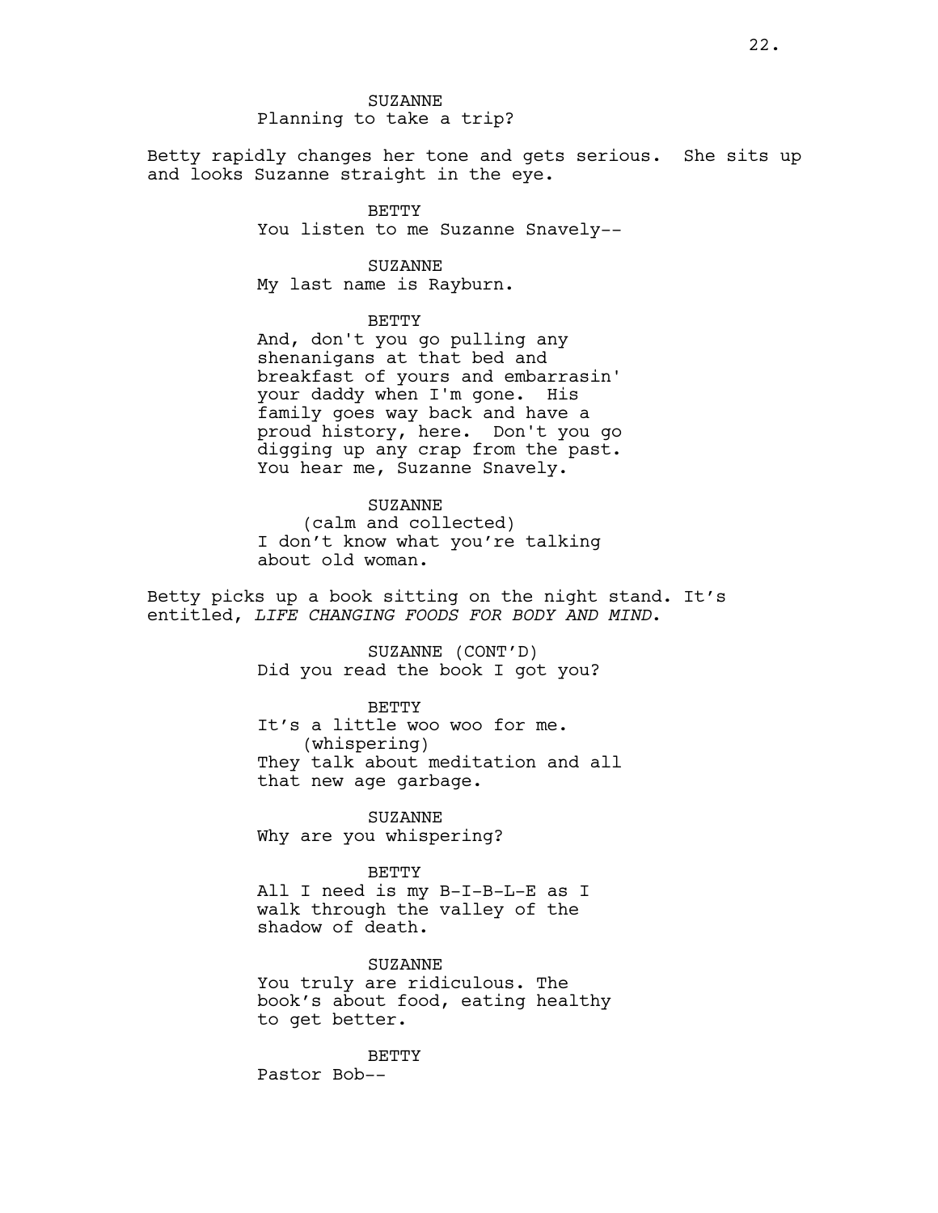SUZANNE
Planning to take a trip?

Betty rapidly changes her tone and gets serious. She sits up and looks Suzanne straight in the eye.

BETTY
You listen to me Suzanne Snavely--

SUZANNE
My last name is Rayburn.

BETTY
And, don't you go pulling any shenanigans at that bed and breakfast of yours and embarrasin' your daddy when I'm gone. His family goes way back and have a proud history, here. Don't you go digging up any crap from the past. You hear me, Suzanne Snavely.

SUZANNE
(calm and collected)
I don't know what you're talking about old woman.

Betty picks up a book sitting on the night stand. It's entitled, *LIFE CHANGING FOODS FOR BODY AND MIND*.

SUZANNE (CONT'D)
Did you read the book I got you?

BETTY
It's a little woo woo for me.
(whispering)
They talk about meditation and all that new age garbage.

SUZANNE
Why are you whispering?

BETTY
All I need is my B-I-B-L-E as I walk through the valley of the shadow of death.

SUZANNE
You truly are ridiculous. The book's about food, eating healthy to get better.

BETTY
Pastor Bob--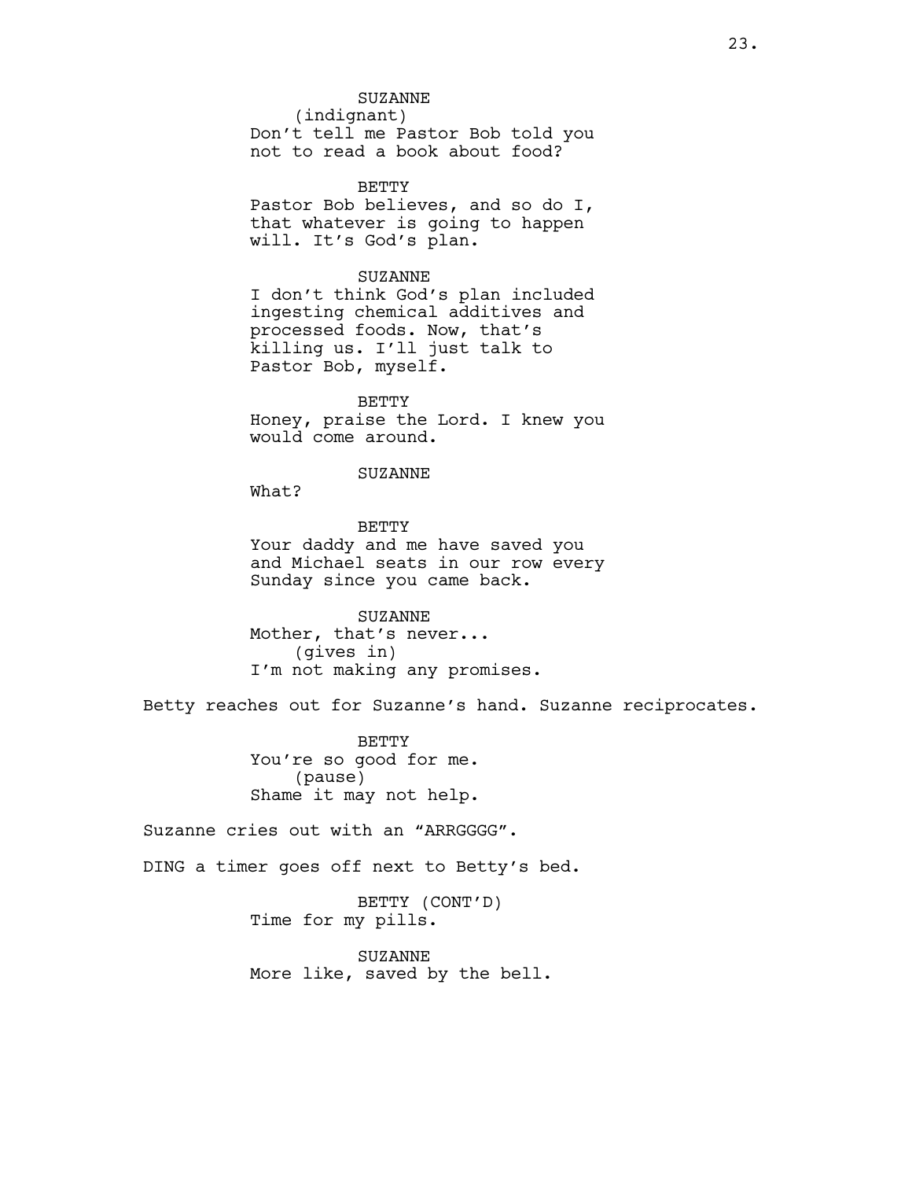SUZANNE
(indignant)
Don't tell me Pastor Bob told you not to read a book about food?

BETTY
Pastor Bob believes, and so do I, that whatever is going to happen will. It's God's plan.

SUZANNE
I don't think God's plan included ingesting chemical additives and processed foods. Now, that's killing us. I'll just talk to Pastor Bob, myself.

BETTY
Honey, praise the Lord. I knew you would come around.

SUZANNE
What?

BETTY
Your daddy and me have saved you and Michael seats in our row every Sunday since you came back.

SUZANNE
Mother, that's never...
(gives in)
I'm not making any promises.

Betty reaches out for Suzanne's hand. Suzanne reciprocates.

BETTY
You're so good for me.
(pause)
Shame it may not help.

Suzanne cries out with an "ARRGGGG".

DING a timer goes off next to Betty's bed.

BETTY (CONT'D)
Time for my pills.

SUZANNE
More like, saved by the bell.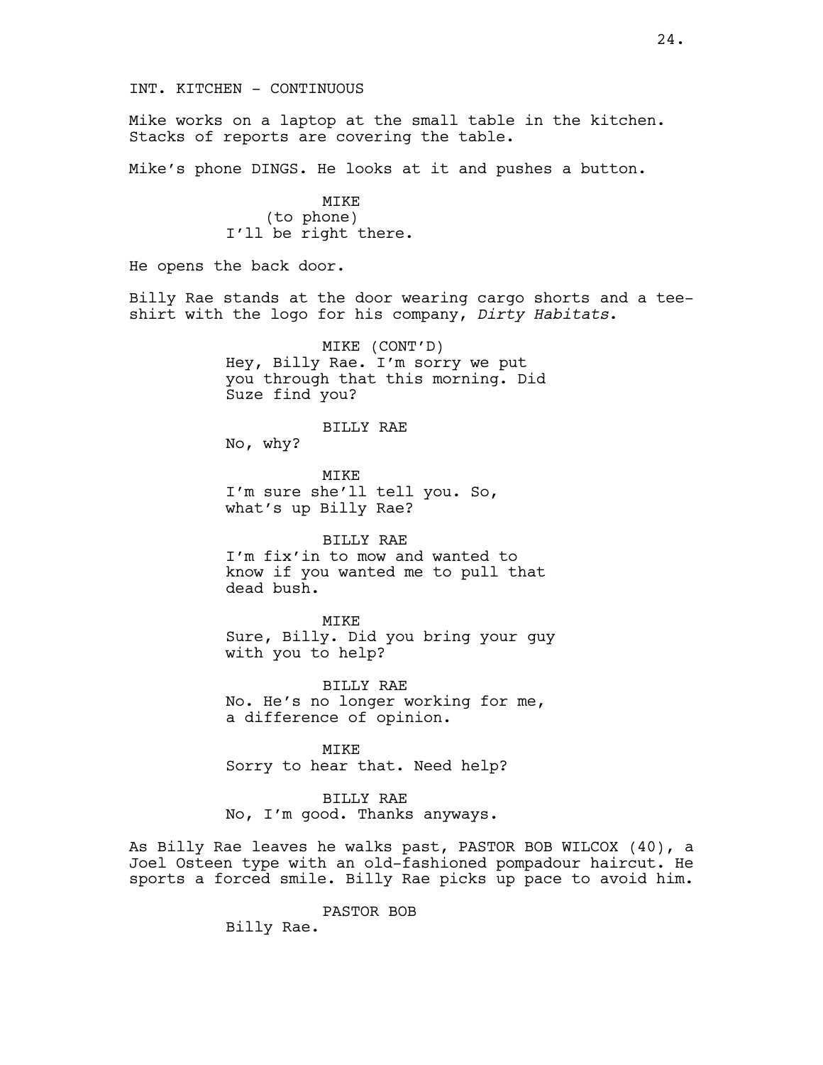INT. KITCHEN - CONTINUOUS

Mike works on a laptop at the small table in the kitchen. Stacks of reports are covering the table.

Mike's phone DINGS. He looks at it and pushes a button.

MIKE
(to phone)
I'll be right there.

He opens the back door.

Billy Rae stands at the door wearing cargo shorts and a tee-shirt with the logo for his company, *Dirty Habitats*.

MIKE (CONT'D)
Hey, Billy Rae. I'm sorry we put you through that this morning. Did Suze find you?

BILLY RAE
No, why?

MIKE
I'm sure she'll tell you. So, what's up Billy Rae?

BILLY RAE
I'm fix'in to mow and wanted to know if you wanted me to pull that dead bush.

MIKE
Sure, Billy. Did you bring your guy with you to help?

BILLY RAE
No. He's no longer working for me, a difference of opinion.

MIKE
Sorry to hear that. Need help?

BILLY RAE
No, I'm good. Thanks anyways.

As Billy Rae leaves he walks past, PASTOR BOB WILCOX (40), a Joel Osteen type with an old-fashioned pompadour haircut. He sports a forced smile. Billy Rae picks up pace to avoid him.

PASTOR BOB
Billy Rae.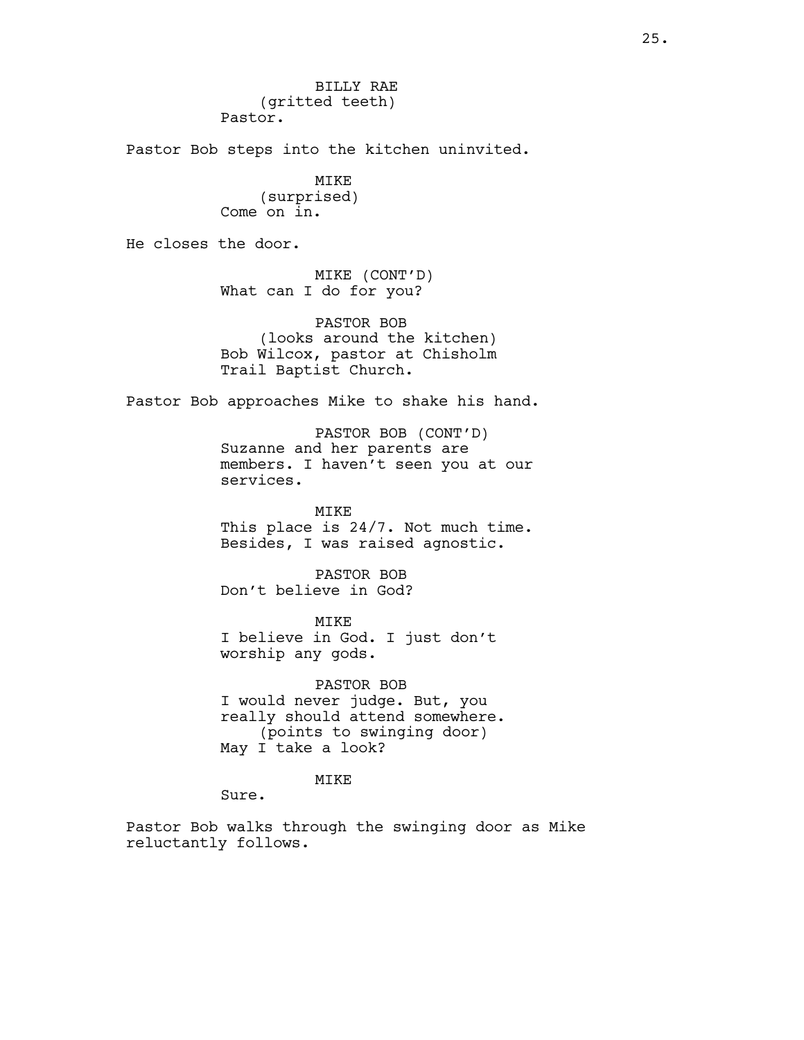BILLY RAE
(gritted teeth)
Pastor.

Pastor Bob steps into the kitchen uninvited.

MIKE
(surprised)
Come on in.

He closes the door.

MIKE (CONT'D)
What can I do for you?

PASTOR BOB
(looks around the kitchen)
Bob Wilcox, pastor at Chisholm Trail Baptist Church.

Pastor Bob approaches Mike to shake his hand.

PASTOR BOB (CONT'D)
Suzanne and her parents are members. I haven't seen you at our services.

MIKE
This place is 24/7. Not much time. Besides, I was raised agnostic.

PASTOR BOB
Don't believe in God?

MIKE
I believe in God. I just don't worship any gods.

PASTOR BOB
I would never judge. But, you really should attend somewhere.
(points to swinging door)
May I take a look?

MIKE
Sure.

Pastor Bob walks through the swinging door as Mike reluctantly follows.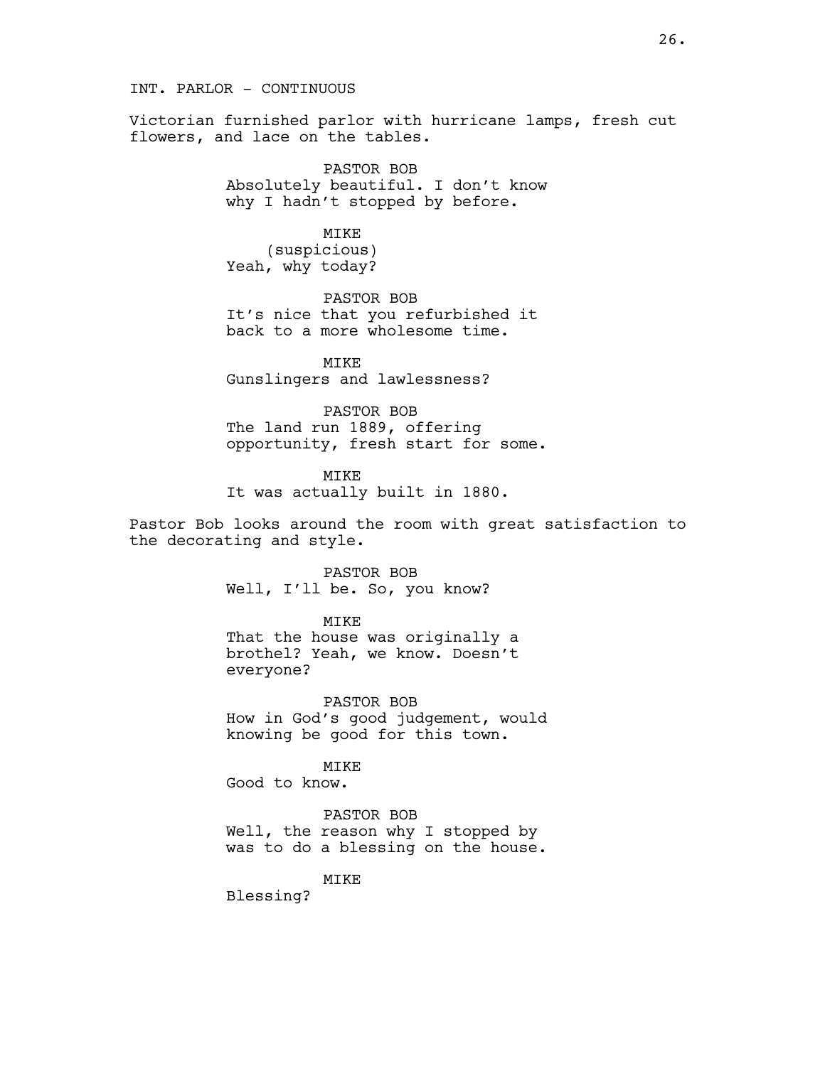INT. PARLOR - CONTINUOUS

Victorian furnished parlor with hurricane lamps, fresh cut flowers, and lace on the tables.

PASTOR BOB
Absolutely beautiful. I don't know why I hadn't stopped by before.

MIKE
(suspicious)
Yeah, why today?

PASTOR BOB
It's nice that you refurbished it back to a more wholesome time.

MIKE
Gunslingers and lawlessness?

PASTOR BOB
The land run 1889, offering opportunity, fresh start for some.

MIKE
It was actually built in 1880.

Pastor Bob looks around the room with great satisfaction to the decorating and style.

PASTOR BOB
Well, I'll be. So, you know?

MIKE
That the house was originally a brothel? Yeah, we know. Doesn't everyone?

PASTOR BOB
How in God's good judgement, would knowing be good for this town.

MIKE
Good to know.

PASTOR BOB
Well, the reason why I stopped by was to do a blessing on the house.

MIKE
Blessing?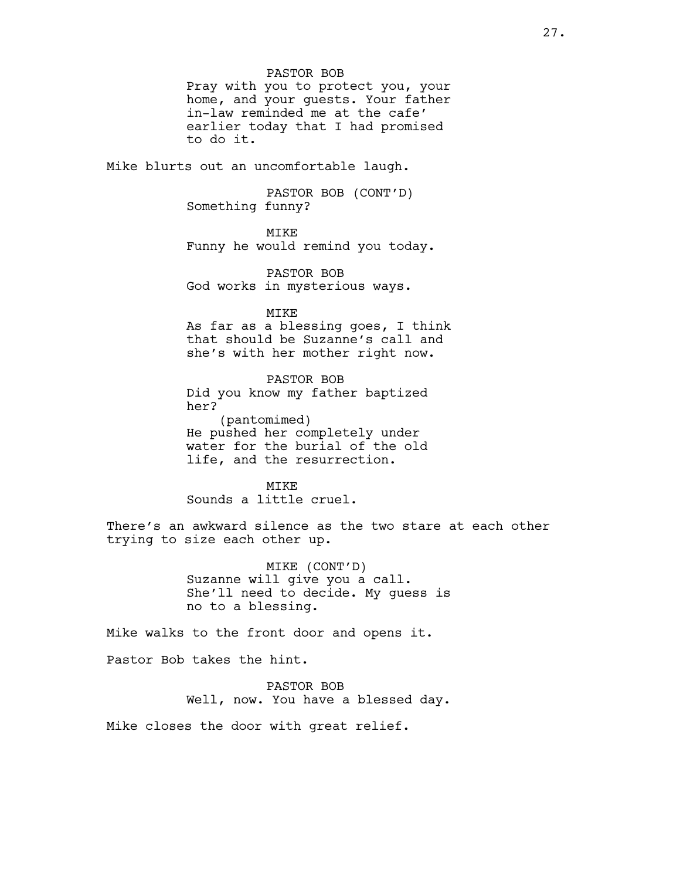PASTOR BOB

Pray with you to protect you, your home, and your guests. Your father in-law reminded me at the cafe' earlier today that I had promised to do it.

Mike blurts out an uncomfortable laugh.

PASTOR BOB (CONT'D)

Something funny?

MIKE

Funny he would remind you today.

PASTOR BOB

God works in mysterious ways.

MIKE

As far as a blessing goes, I think that should be Suzanne's call and she's with her mother right now.

PASTOR BOB

Did you know my father baptized her?

(pantomimed)

He pushed her completely under water for the burial of the old life, and the resurrection.

MIKE

Sounds a little cruel.

There's an awkward silence as the two stare at each other trying to size each other up.

MIKE (CONT'D)

Suzanne will give you a call. She'll need to decide. My guess is no to a blessing.

Mike walks to the front door and opens it.

Pastor Bob takes the hint.

PASTOR BOB

Well, now. You have a blessed day.

Mike closes the door with great relief.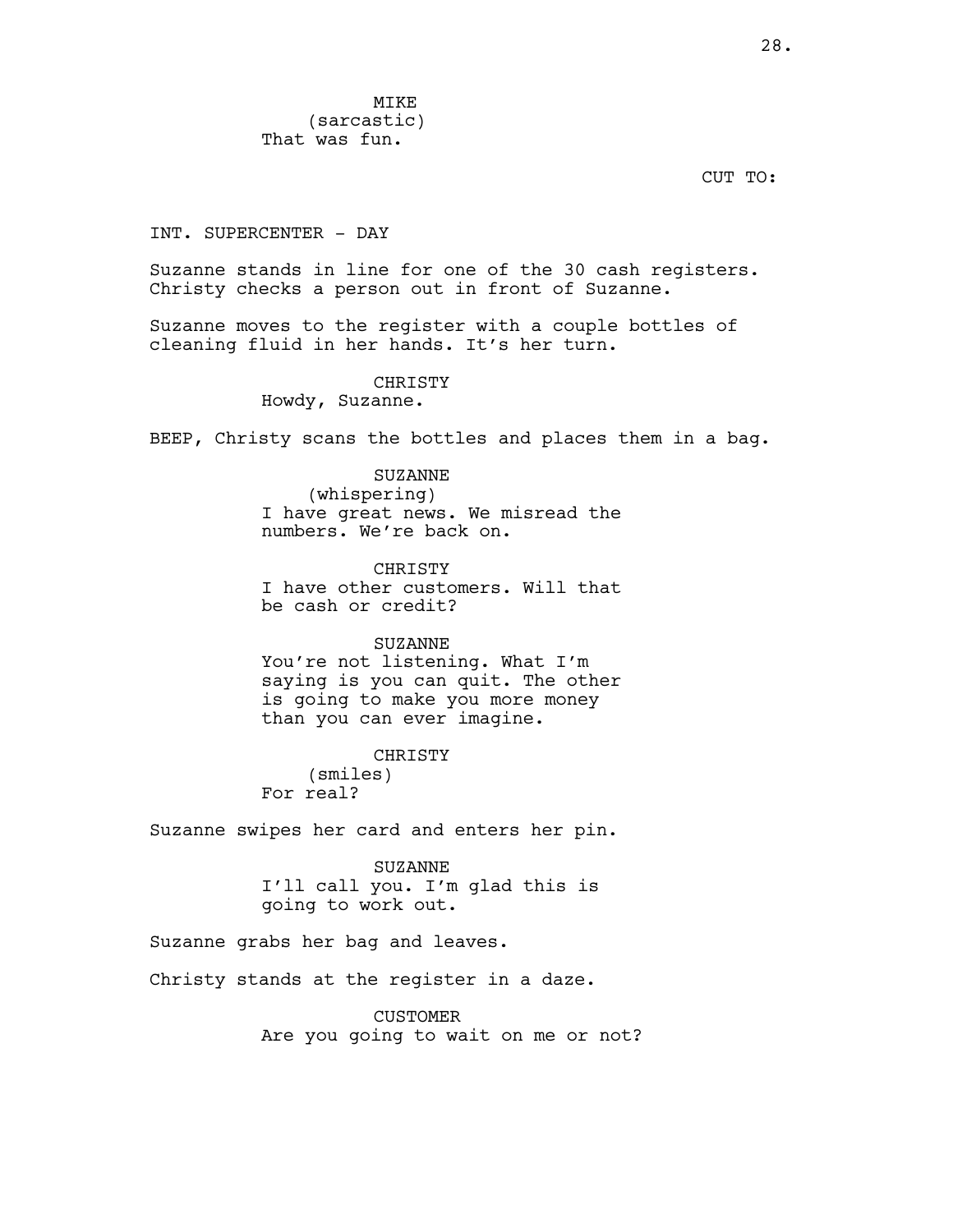MIKE
(sarcastic)
That was fun.

CUT TO:

INT. SUPERCENTER - DAY

Suzanne stands in line for one of the 30 cash registers. Christy checks a person out in front of Suzanne.

Suzanne moves to the register with a couple bottles of cleaning fluid in her hands. It's her turn.

CHRISTY
Howdy, Suzanne.

BEEP, Christy scans the bottles and places them in a bag.

SUZANNE
(whispering)
I have great news. We misread the numbers. We're back on.

CHRISTY
I have other customers. Will that be cash or credit?

SUZANNE
You're not listening. What I'm saying is you can quit. The other is going to make you more money than you can ever imagine.

CHRISTY
(smiles)
For real?

Suzanne swipes her card and enters her pin.

SUZANNE
I'll call you. I'm glad this is going to work out.

Suzanne grabs her bag and leaves.

Christy stands at the register in a daze.

CUSTOMER
Are you going to wait on me or not?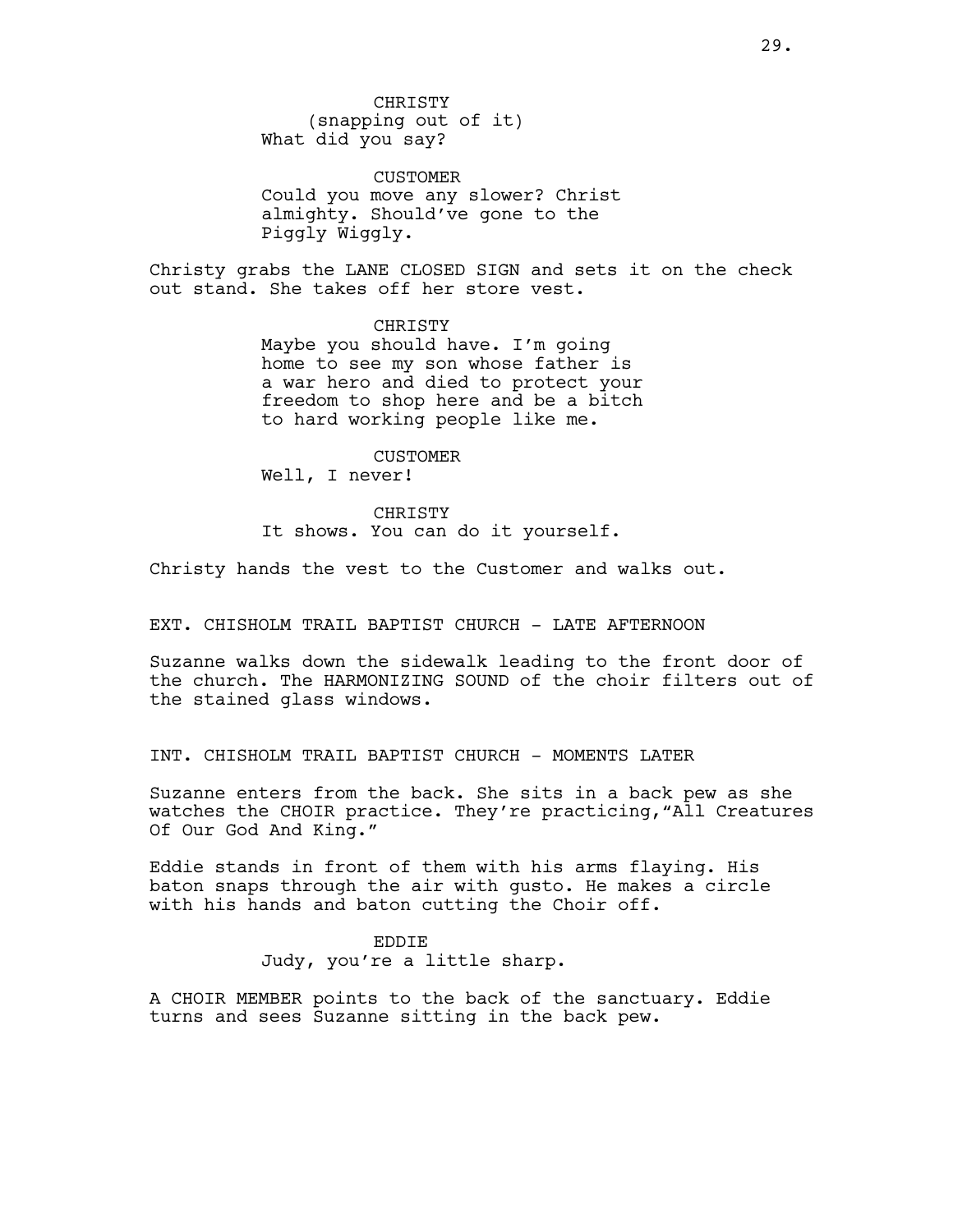CHRISTY
(snapping out of it)
What did you say?

CUSTOMER
Could you move any slower? Christ almighty. Should've gone to the Piggly Wiggly.

Christy grabs the LANE CLOSED SIGN and sets it on the check out stand. She takes off her store vest.

CHRISTY
Maybe you should have. I'm going home to see my son whose father is a war hero and died to protect your freedom to shop here and be a bitch to hard working people like me.

CUSTOMER
Well, I never!

CHRISTY
It shows. You can do it yourself.

Christy hands the vest to the Customer and walks out.

EXT. CHISHOLM TRAIL BAPTIST CHURCH - LATE AFTERNOON

Suzanne walks down the sidewalk leading to the front door of the church. The HARMONIZING SOUND of the choir filters out of the stained glass windows.

INT. CHISHOLM TRAIL BAPTIST CHURCH - MOMENTS LATER

Suzanne enters from the back. She sits in a back pew as she watches the CHOIR practice. They're practicing,"All Creatures Of Our God And King."

Eddie stands in front of them with his arms flaying. His baton snaps through the air with gusto. He makes a circle with his hands and baton cutting the Choir off.

EDDIE
Judy, you're a little sharp.

A CHOIR MEMBER points to the back of the sanctuary. Eddie turns and sees Suzanne sitting in the back pew.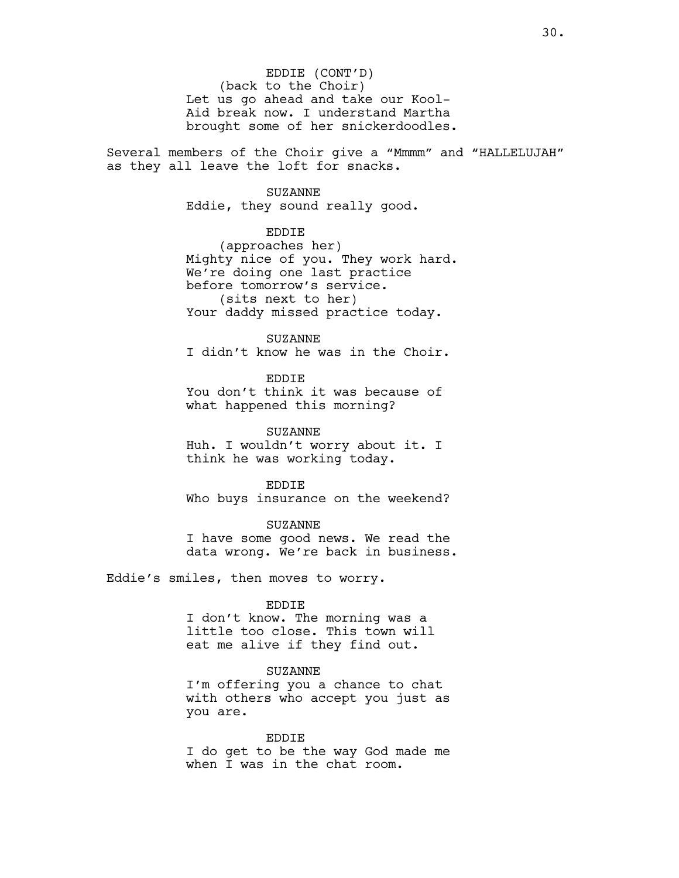EDDIE (CONT'D)
(back to the Choir)
Let us go ahead and take our Kool-Aid break now. I understand Martha brought some of her snickerdoodles.

Several members of the Choir give a "Mmmm" and "HALLELUJAH" as they all leave the loft for snacks.

SUZANNE
Eddie, they sound really good.

EDDIE
(approaches her)
Mighty nice of you. They work hard. We're doing one last practice before tomorrow's service.
(sits next to her)
Your daddy missed practice today.

SUZANNE
I didn't know he was in the Choir.

EDDIE
You don't think it was because of what happened this morning?

SUZANNE
Huh. I wouldn't worry about it. I think he was working today.

EDDIE
Who buys insurance on the weekend?

SUZANNE
I have some good news. We read the data wrong. We're back in business.

Eddie's smiles, then moves to worry.

EDDIE
I don't know. The morning was a little too close. This town will eat me alive if they find out.

SUZANNE
I'm offering you a chance to chat with others who accept you just as you are.

EDDIE
I do get to be the way God made me when I was in the chat room.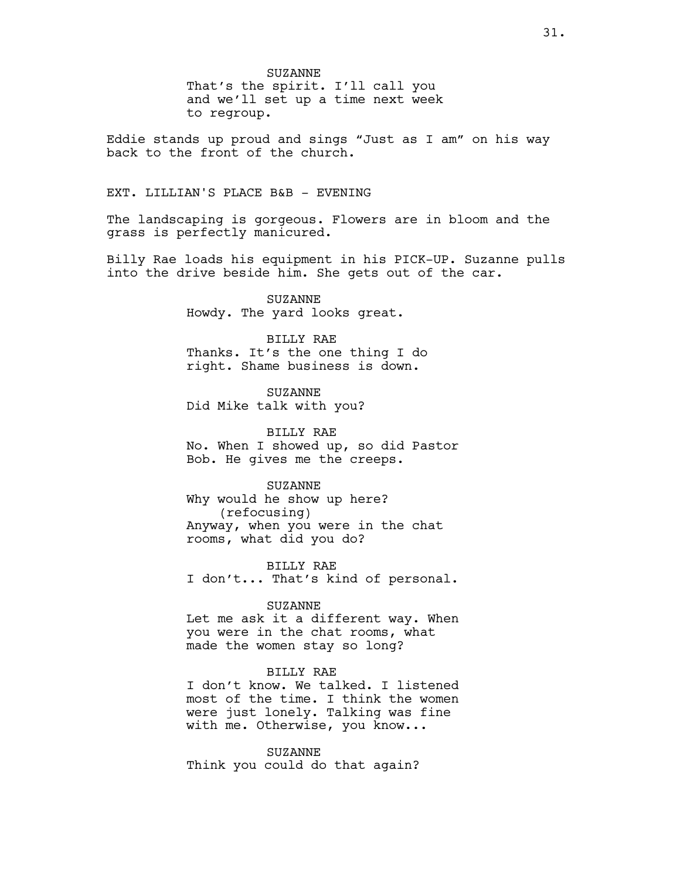SUZANNE
That's the spirit. I'll call you and we'll set up a time next week to regroup.

Eddie stands up proud and sings "Just as I am" on his way back to the front of the church.

EXT. LILLIAN'S PLACE B&B - EVENING

The landscaping is gorgeous. Flowers are in bloom and the grass is perfectly manicured.

Billy Rae loads his equipment in his PICK-UP. Suzanne pulls into the drive beside him. She gets out of the car.

SUZANNE
Howdy. The yard looks great.

BILLY RAE
Thanks. It's the one thing I do right. Shame business is down.

SUZANNE
Did Mike talk with you?

BILLY RAE
No. When I showed up, so did Pastor Bob. He gives me the creeps.

SUZANNE
Why would he show up here?
(refocusing)
Anyway, when you were in the chat rooms, what did you do?

BILLY RAE
I don't... That's kind of personal.

SUZANNE
Let me ask it a different way. When you were in the chat rooms, what made the women stay so long?

BILLY RAE
I don't know. We talked. I listened most of the time. I think the women were just lonely. Talking was fine with me. Otherwise, you know...

SUZANNE
Think you could do that again?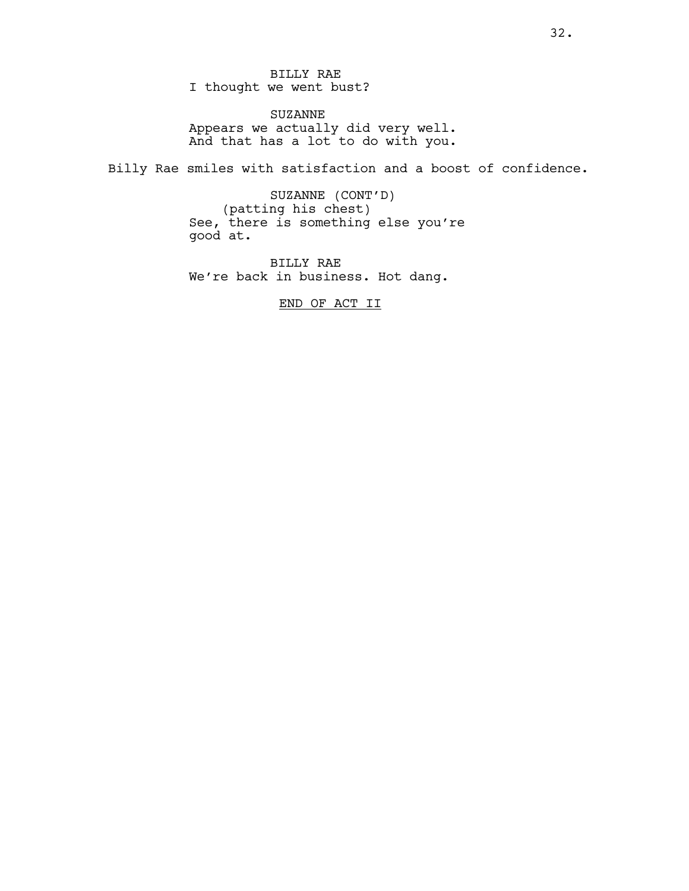BILLY RAE
I thought we went bust?

SUZANNE
Appears we actually did very well. And that has a lot to do with you.

Billy Rae smiles with satisfaction and a boost of confidence.

SUZANNE (CONT'D)
(patting his chest)
See, there is something else you're good at.

BILLY RAE
We're back in business. Hot dang.

END OF ACT II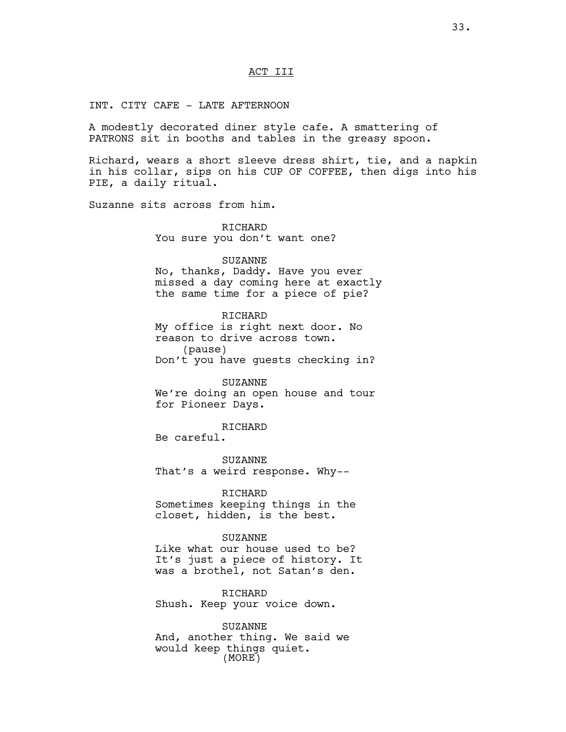ACT III

INT. CITY CAFE - LATE AFTERNOON

A modestly decorated diner style cafe. A smattering of PATRONS sit in booths and tables in the greasy spoon.

Richard, wears a short sleeve dress shirt, tie, and a napkin in his collar, sips on his CUP OF COFFEE, then digs into his PIE, a daily ritual.

Suzanne sits across from him.

RICHARD
You sure you don't want one?

SUZANNE
No, thanks, Daddy. Have you ever missed a day coming here at exactly the same time for a piece of pie?

RICHARD
My office is right next door. No reason to drive across town.
(pause)
Don't you have guests checking in?

SUZANNE
We're doing an open house and tour for Pioneer Days.

RICHARD
Be careful.

SUZANNE
That's a weird response. Why--

RICHARD
Sometimes keeping things in the closet, hidden, is the best.

SUZANNE
Like what our house used to be? It's just a piece of history. It was a brothel, not Satan's den.

RICHARD
Shush. Keep your voice down.

SUZANNE
And, another thing. We said we would keep things quiet.
(MORE)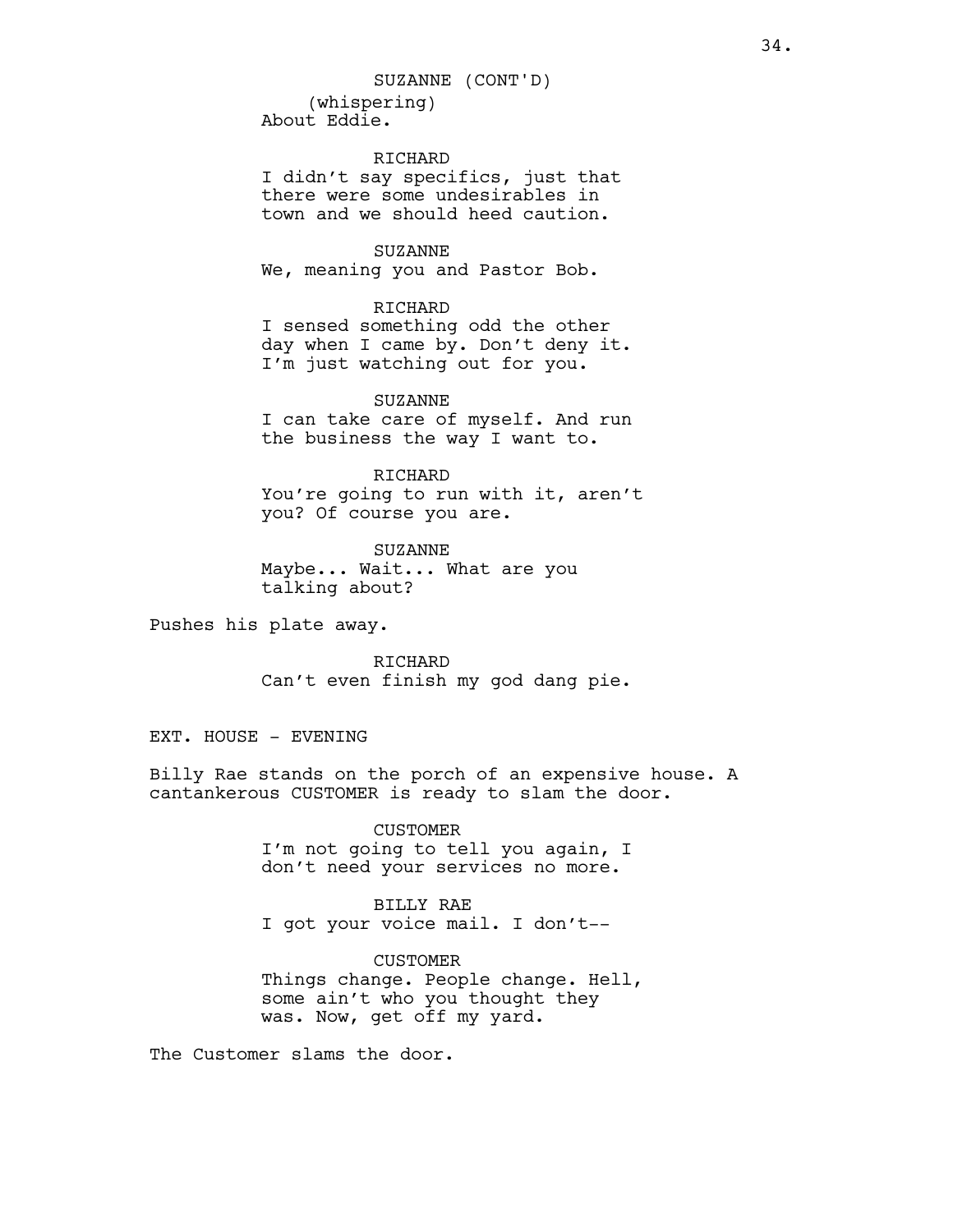SUZANNE (CONT'D)
(whispering)
About Eddie.

RICHARD
I didn't say specifics, just that there were some undesirables in town and we should heed caution.

SUZANNE
We, meaning you and Pastor Bob.

RICHARD
I sensed something odd the other day when I came by. Don't deny it. I'm just watching out for you.

SUZANNE
I can take care of myself. And run the business the way I want to.

RICHARD
You're going to run with it, aren't you? Of course you are.

SUZANNE
Maybe... Wait... What are you talking about?

Pushes his plate away.

RICHARD
Can't even finish my god dang pie.

EXT. HOUSE - EVENING

Billy Rae stands on the porch of an expensive house. A cantankerous CUSTOMER is ready to slam the door.

CUSTOMER
I'm not going to tell you again, I don't need your services no more.

BILLY RAE
I got your voice mail. I don't--

CUSTOMER
Things change. People change. Hell, some ain't who you thought they was. Now, get off my yard.

The Customer slams the door.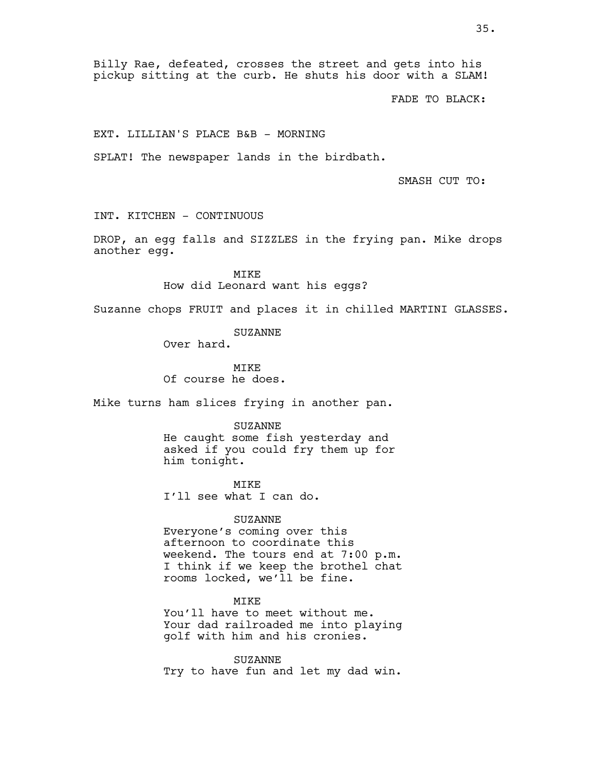Billy Rae, defeated, crosses the street and gets into his pickup sitting at the curb. He shuts his door with a SLAM!

FADE TO BLACK:

EXT. LILLIAN'S PLACE B&B - MORNING

SPLAT! The newspaper lands in the birdbath.

SMASH CUT TO:

INT. KITCHEN - CONTINUOUS

DROP, an egg falls and SIZZLES in the frying pan. Mike drops another egg.

MIKE
How did Leonard want his eggs?

Suzanne chops FRUIT and places it in chilled MARTINI GLASSES.

SUZANNE
Over hard.

MIKE
Of course he does.

Mike turns ham slices frying in another pan.

SUZANNE
He caught some fish yesterday and asked if you could fry them up for him tonight.

MIKE
I'll see what I can do.

SUZANNE
Everyone's coming over this afternoon to coordinate this weekend. The tours end at 7:00 p.m. I think if we keep the brothel chat rooms locked, we'll be fine.

MIKE
You'll have to meet without me. Your dad railroaded me into playing golf with him and his cronies.

SUZANNE
Try to have fun and let my dad win.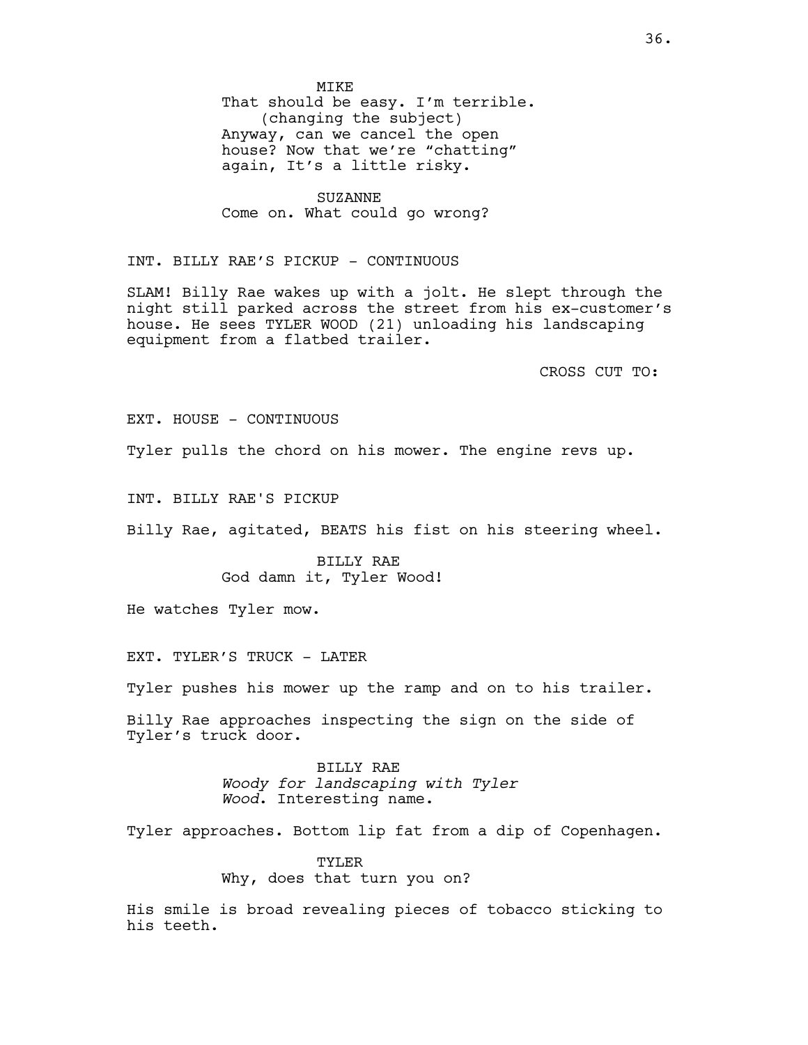MIKE
That should be easy. I'm terrible.
(changing the subject)
Anyway, can we cancel the open house? Now that we're "chatting" again, It's a little risky.

SUZANNE
Come on. What could go wrong?

INT. BILLY RAE'S PICKUP - CONTINUOUS

SLAM! Billy Rae wakes up with a jolt. He slept through the night still parked across the street from his ex-customer's house. He sees TYLER WOOD (21) unloading his landscaping equipment from a flatbed trailer.

CROSS CUT TO:

EXT. HOUSE - CONTINUOUS

Tyler pulls the chord on his mower. The engine revs up.

INT. BILLY RAE'S PICKUP

Billy Rae, agitated, BEATS his fist on his steering wheel.

BILLY RAE
God damn it, Tyler Wood!

He watches Tyler mow.

EXT. TYLER'S TRUCK - LATER

Tyler pushes his mower up the ramp and on to his trailer.

Billy Rae approaches inspecting the sign on the side of Tyler's truck door.

BILLY RAE
*Woody for landscaping with Tyler Wood*. Interesting name.

Tyler approaches. Bottom lip fat from a dip of Copenhagen.

TYLER
Why, does that turn you on?

His smile is broad revealing pieces of tobacco sticking to his teeth.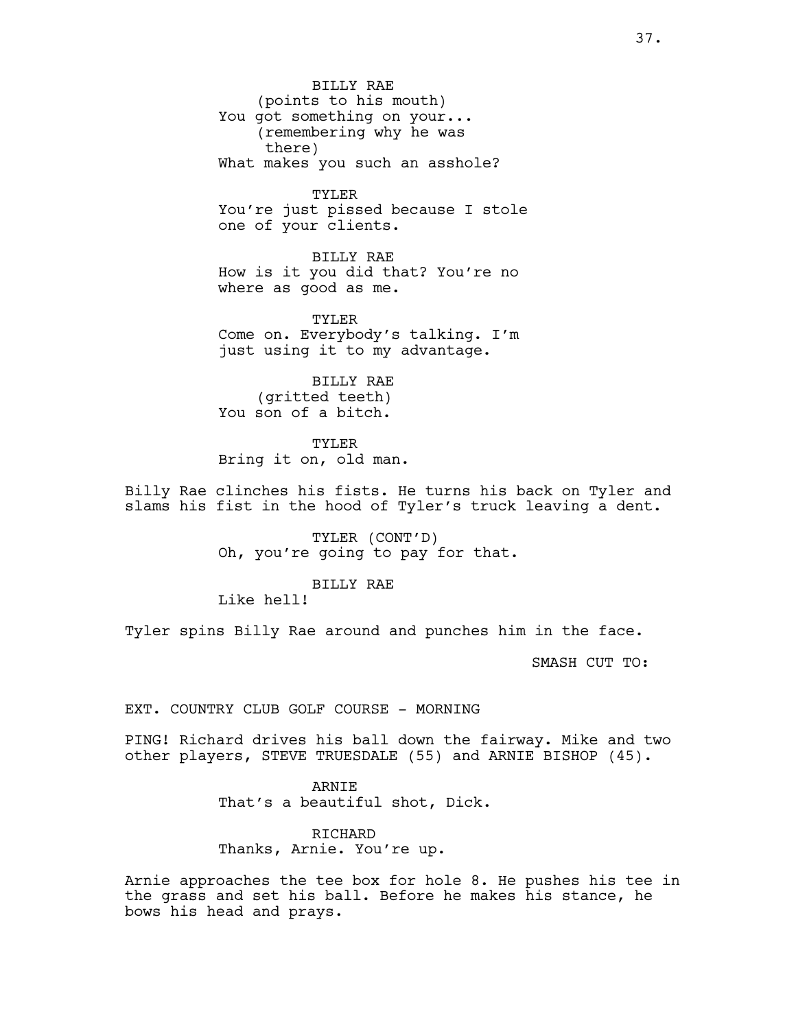BILLY RAE
(points to his mouth)
You got something on your...
(remembering why he was there)
What makes you such an asshole?

TYLER
You're just pissed because I stole one of your clients.

BILLY RAE
How is it you did that? You're no where as good as me.

TYLER
Come on. Everybody's talking. I'm just using it to my advantage.

BILLY RAE
(gritted teeth)
You son of a bitch.

TYLER
Bring it on, old man.

Billy Rae clinches his fists. He turns his back on Tyler and slams his fist in the hood of Tyler's truck leaving a dent.

TYLER (CONT'D)
Oh, you're going to pay for that.

BILLY RAE
Like hell!

Tyler spins Billy Rae around and punches him in the face.

SMASH CUT TO:

EXT. COUNTRY CLUB GOLF COURSE - MORNING

PING! Richard drives his ball down the fairway. Mike and two other players, STEVE TRUESDALE (55) and ARNIE BISHOP (45).

ARNIE
That's a beautiful shot, Dick.

RICHARD
Thanks, Arnie. You're up.

Arnie approaches the tee box for hole 8. He pushes his tee in the grass and set his ball. Before he makes his stance, he bows his head and prays.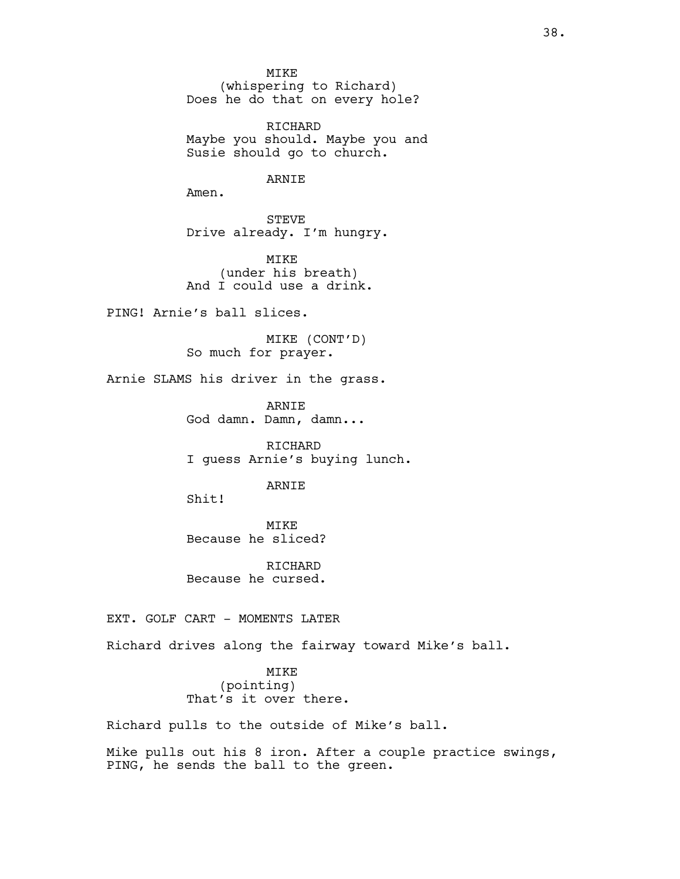MIKE
(whispering to Richard)
Does he do that on every hole?

RICHARD
Maybe you should. Maybe you and Susie should go to church.

ARNIE
Amen.

STEVE
Drive already. I'm hungry.

MIKE
(under his breath)
And I could use a drink.

PING! Arnie's ball slices.

MIKE (CONT'D)
So much for prayer.

Arnie SLAMS his driver in the grass.

ARNIE
God damn. Damn, damn...

RICHARD
I guess Arnie's buying lunch.

ARNIE
Shit!

MIKE
Because he sliced?

RICHARD
Because he cursed.

EXT. GOLF CART - MOMENTS LATER

Richard drives along the fairway toward Mike's ball.

MIKE
(pointing)
That's it over there.

Richard pulls to the outside of Mike's ball.

Mike pulls out his 8 iron. After a couple practice swings, PING, he sends the ball to the green.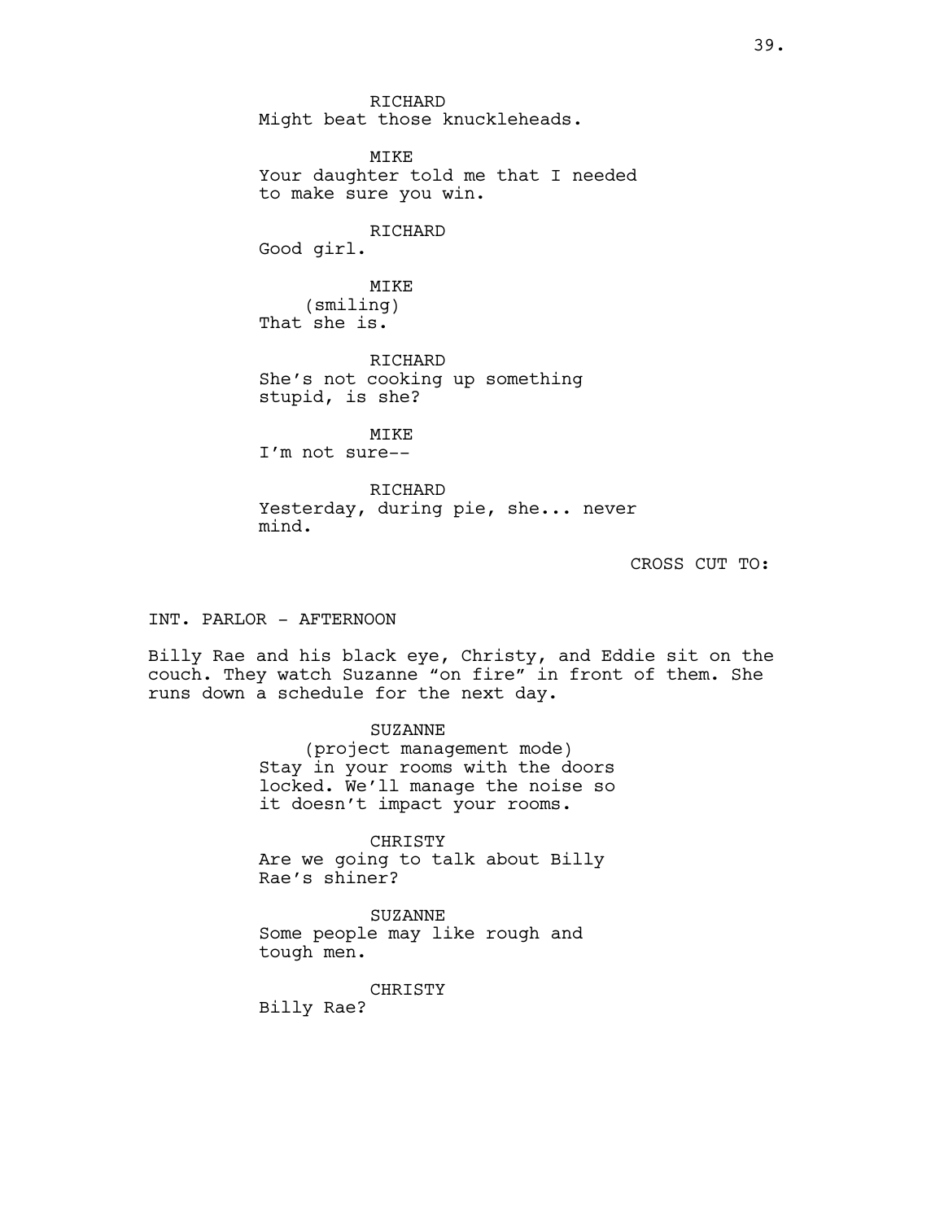RICHARD
Might beat those knuckleheads.

MIKE
Your daughter told me that I needed to make sure you win.

RICHARD
Good girl.

MIKE
(smiling)
That she is.

RICHARD
She's not cooking up something stupid, is she?

MIKE
I'm not sure--

RICHARD
Yesterday, during pie, she... never mind.

CROSS CUT TO:

INT. PARLOR - AFTERNOON

Billy Rae and his black eye, Christy, and Eddie sit on the couch. They watch Suzanne "on fire" in front of them. She runs down a schedule for the next day.

SUZANNE
(project management mode)
Stay in your rooms with the doors locked. We'll manage the noise so it doesn't impact your rooms.

CHRISTY
Are we going to talk about Billy Rae's shiner?

SUZANNE
Some people may like rough and tough men.

CHRISTY
Billy Rae?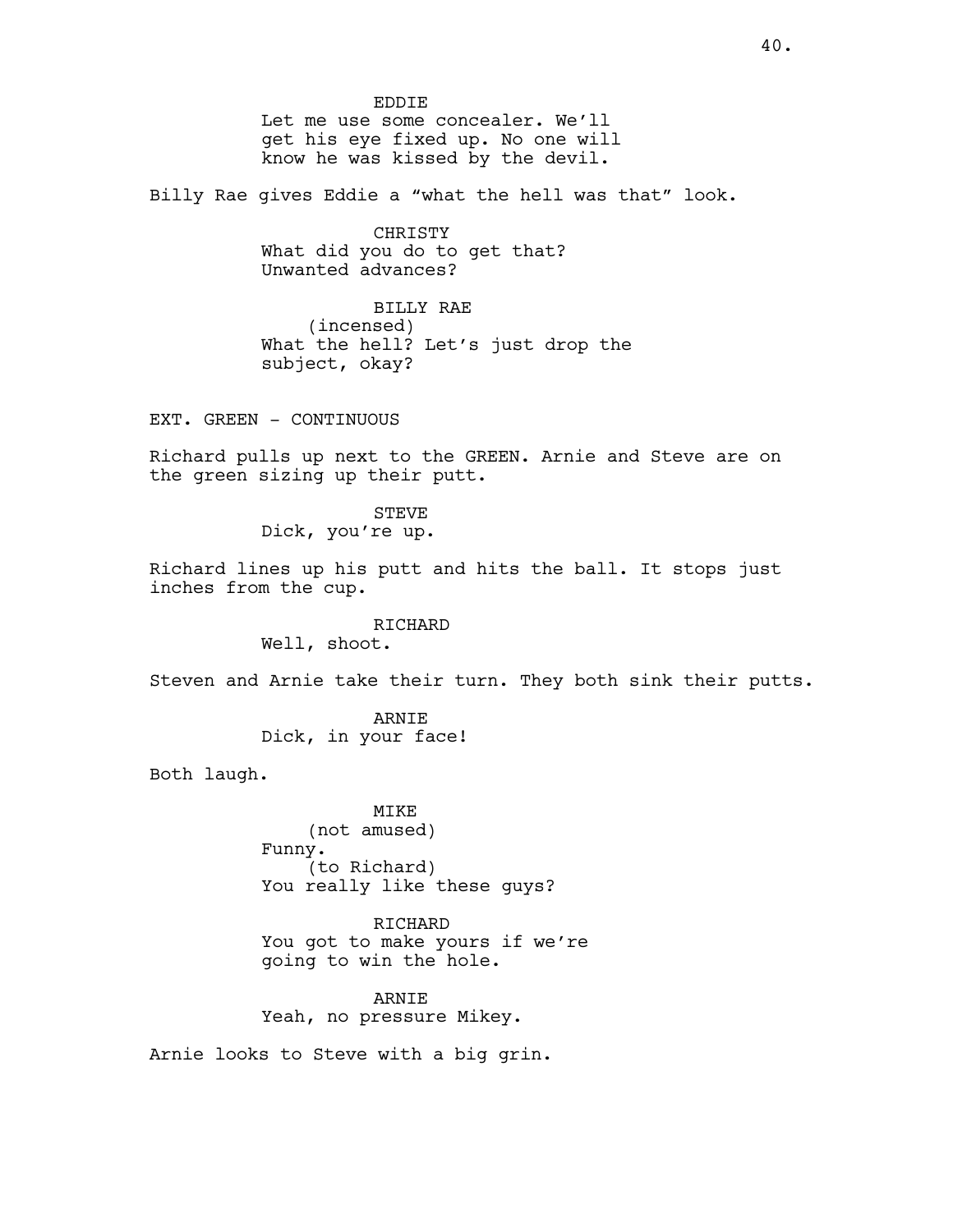EDDIE
Let me use some concealer. We'll get his eye fixed up. No one will know he was kissed by the devil.

Billy Rae gives Eddie a "what the hell was that" look.

CHRISTY
What did you do to get that? Unwanted advances?

BILLY RAE
(incensed)
What the hell? Let's just drop the subject, okay?

EXT. GREEN - CONTINUOUS

Richard pulls up next to the GREEN. Arnie and Steve are on the green sizing up their putt.

STEVE
Dick, you're up.

Richard lines up his putt and hits the ball. It stops just inches from the cup.

RICHARD
Well, shoot.

Steven and Arnie take their turn. They both sink their putts.

ARNIE
Dick, in your face!

Both laugh.

MIKE
(not amused)
Funny.
(to Richard)
You really like these guys?

RICHARD
You got to make yours if we're going to win the hole.

ARNIE
Yeah, no pressure Mikey.

Arnie looks to Steve with a big grin.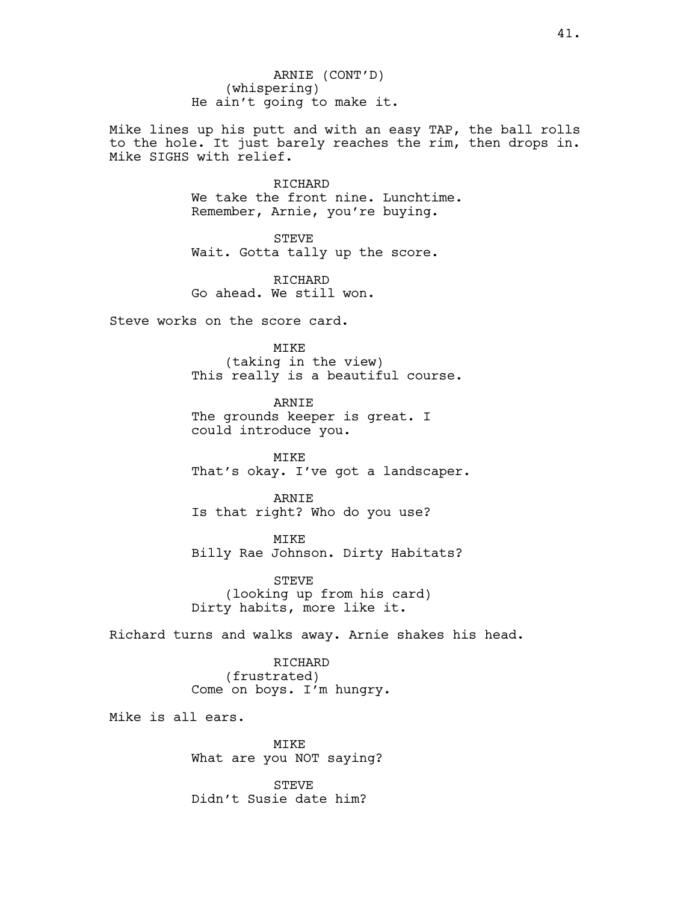ARNIE (CONT'D)
(whispering)
He ain't going to make it.

Mike lines up his putt and with an easy TAP, the ball rolls to the hole. It just barely reaches the rim, then drops in. Mike SIGHS with relief.

RICHARD
We take the front nine. Lunchtime. Remember, Arnie, you're buying.

STEVE
Wait. Gotta tally up the score.

RICHARD
Go ahead. We still won.

Steve works on the score card.

MIKE
(taking in the view)
This really is a beautiful course.

ARNIE
The grounds keeper is great. I could introduce you.

MIKE
That's okay. I've got a landscaper.

ARNIE
Is that right? Who do you use?

MIKE
Billy Rae Johnson. Dirty Habitats?

STEVE
(looking up from his card)
Dirty habits, more like it.

Richard turns and walks away. Arnie shakes his head.

RICHARD
(frustrated)
Come on boys. I'm hungry.

Mike is all ears.

MIKE
What are you NOT saying?

STEVE
Didn't Susie date him?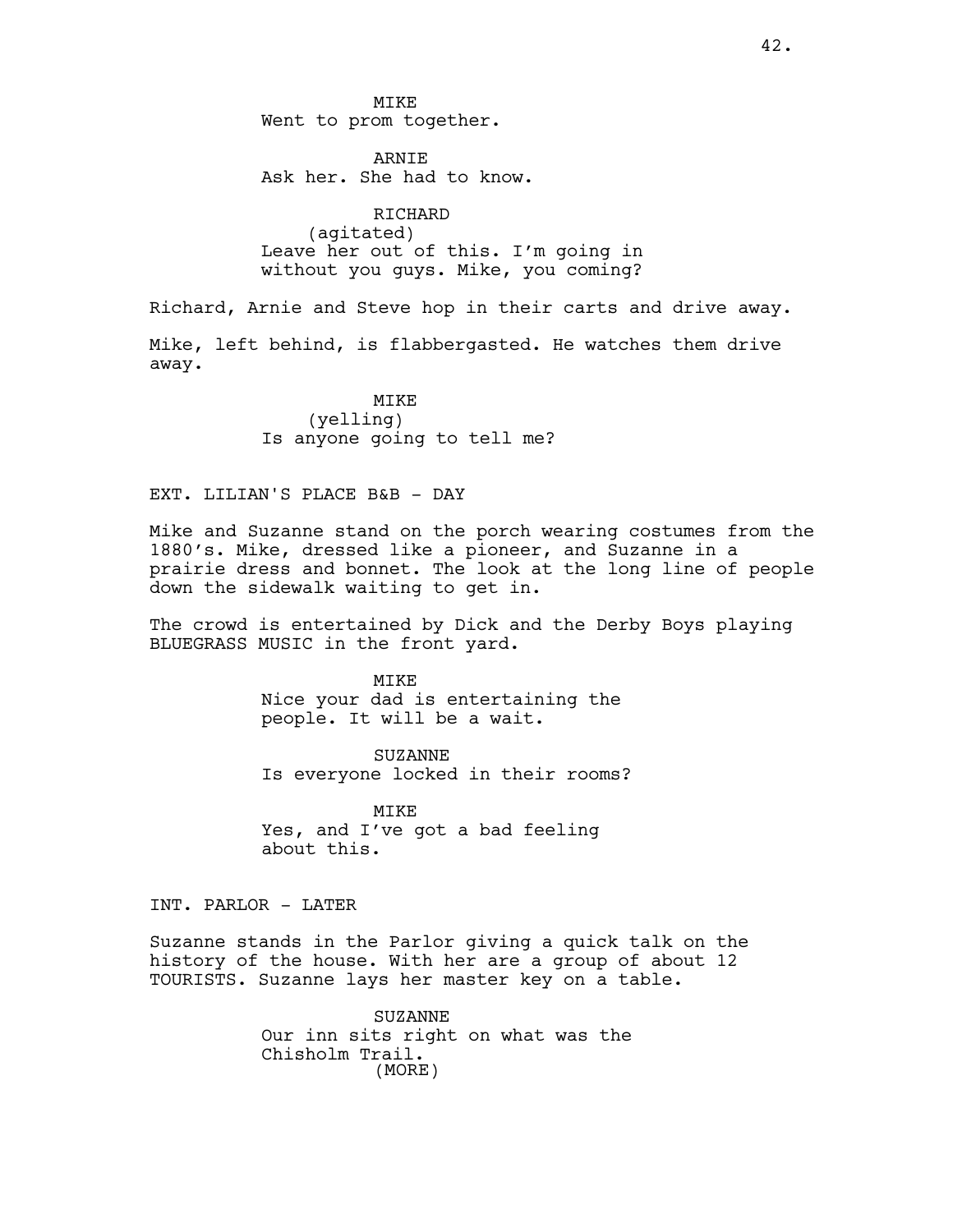MIKE
Went to prom together.

ARNIE
Ask her. She had to know.

RICHARD
(agitated)
Leave her out of this. I'm going in without you guys. Mike, you coming?

Richard, Arnie and Steve hop in their carts and drive away.

Mike, left behind, is flabbergasted. He watches them drive away.

MIKE
(yelling)
Is anyone going to tell me?

EXT. LILIAN'S PLACE B&B - DAY

Mike and Suzanne stand on the porch wearing costumes from the 1880's. Mike, dressed like a pioneer, and Suzanne in a prairie dress and bonnet. The look at the long line of people down the sidewalk waiting to get in.

The crowd is entertained by Dick and the Derby Boys playing BLUEGRASS MUSIC in the front yard.

MIKE
Nice your dad is entertaining the people. It will be a wait.

SUZANNE
Is everyone locked in their rooms?

MIKE
Yes, and I've got a bad feeling about this.

INT. PARLOR - LATER

Suzanne stands in the Parlor giving a quick talk on the history of the house. With her are a group of about 12 TOURISTS. Suzanne lays her master key on a table.

SUZANNE
Our inn sits right on what was the Chisholm Trail.
(MORE)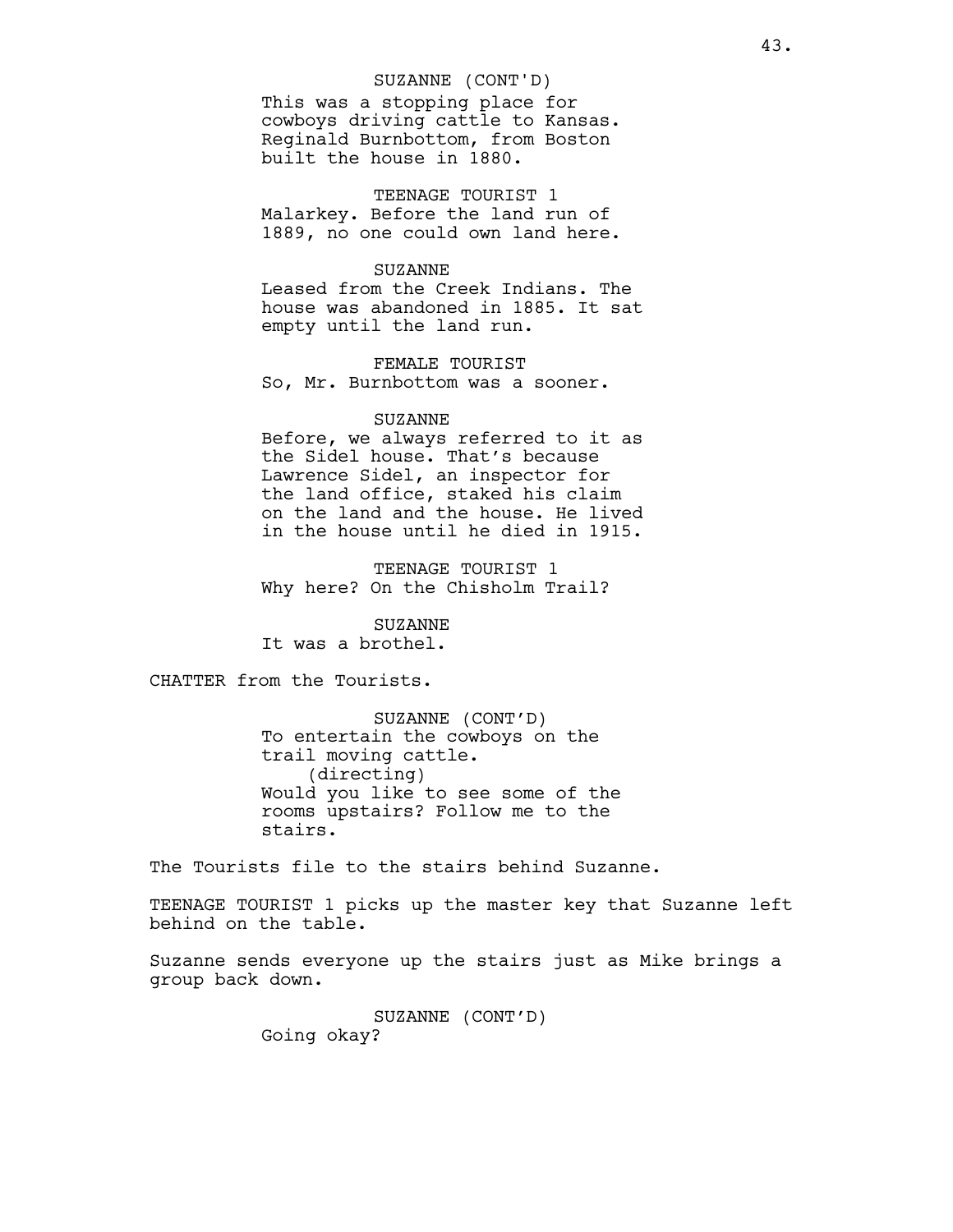SUZANNE (CONT'D)
This was a stopping place for cowboys driving cattle to Kansas. Reginald Burnbottom, from Boston built the house in 1880.

TEENAGE TOURIST 1
Malarkey. Before the land run of 1889, no one could own land here.

SUZANNE
Leased from the Creek Indians. The house was abandoned in 1885. It sat empty until the land run.

FEMALE TOURIST
So, Mr. Burnbottom was a sooner.

SUZANNE
Before, we always referred to it as the Sidel house. That's because Lawrence Sidel, an inspector for the land office, staked his claim on the land and the house. He lived in the house until he died in 1915.

TEENAGE TOURIST 1
Why here? On the Chisholm Trail?

SUZANNE
It was a brothel.

CHATTER from the Tourists.

SUZANNE (CONT'D)
To entertain the cowboys on the trail moving cattle.
(directing)
Would you like to see some of the rooms upstairs? Follow me to the stairs.

The Tourists file to the stairs behind Suzanne.

TEENAGE TOURIST 1 picks up the master key that Suzanne left behind on the table.

Suzanne sends everyone up the stairs just as Mike brings a group back down.

SUZANNE (CONT'D)
Going okay?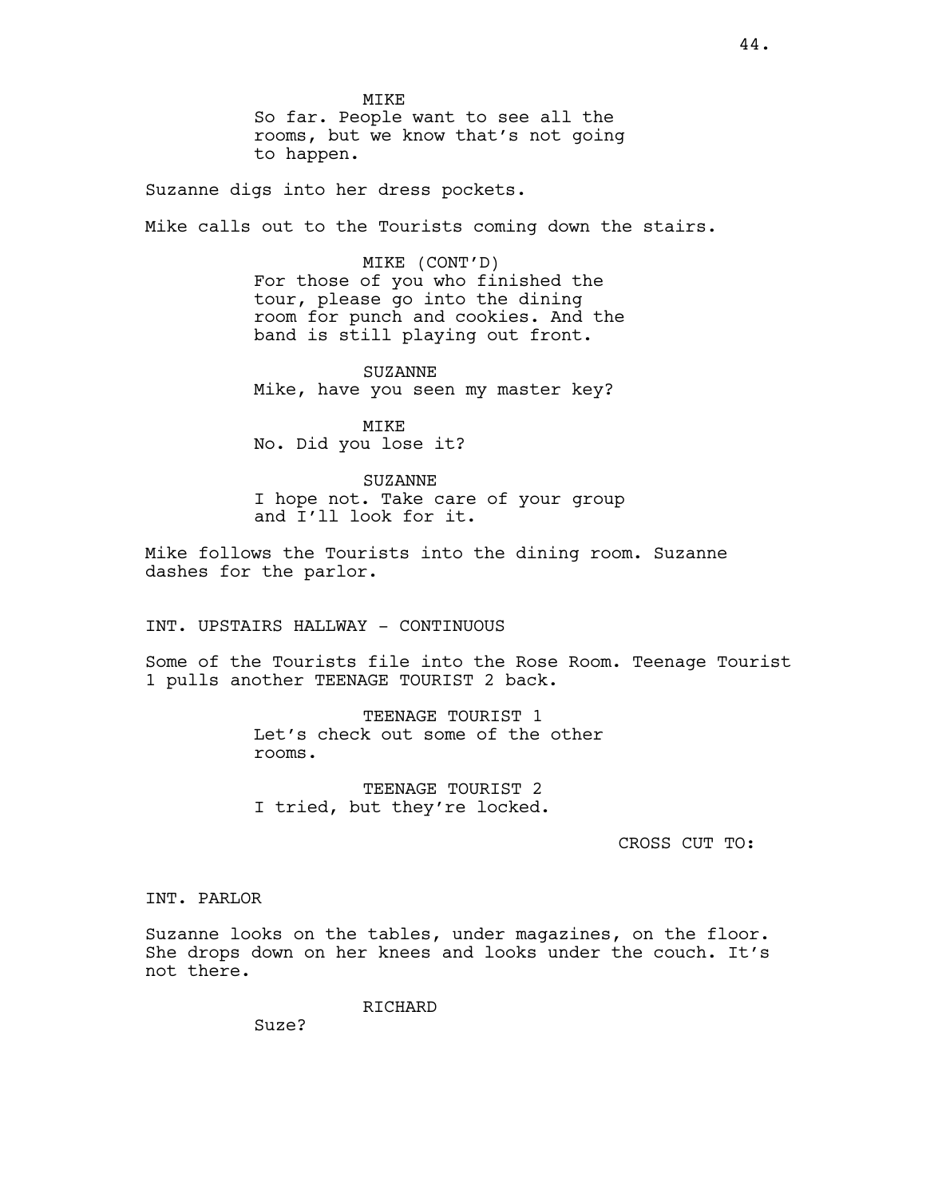MIKE
So far. People want to see all the rooms, but we know that's not going to happen.

Suzanne digs into her dress pockets.

Mike calls out to the Tourists coming down the stairs.

MIKE (CONT'D)
For those of you who finished the tour, please go into the dining room for punch and cookies. And the band is still playing out front.

SUZANNE
Mike, have you seen my master key?

MIKE
No. Did you lose it?

SUZANNE
I hope not. Take care of your group and I'll look for it.

Mike follows the Tourists into the dining room. Suzanne dashes for the parlor.

INT. UPSTAIRS HALLWAY - CONTINUOUS

Some of the Tourists file into the Rose Room. Teenage Tourist 1 pulls another TEENAGE TOURIST 2 back.

TEENAGE TOURIST 1
Let's check out some of the other rooms.

TEENAGE TOURIST 2
I tried, but they're locked.

CROSS CUT TO:

INT. PARLOR

Suzanne looks on the tables, under magazines, on the floor. She drops down on her knees and looks under the couch. It's not there.

RICHARD
Suze?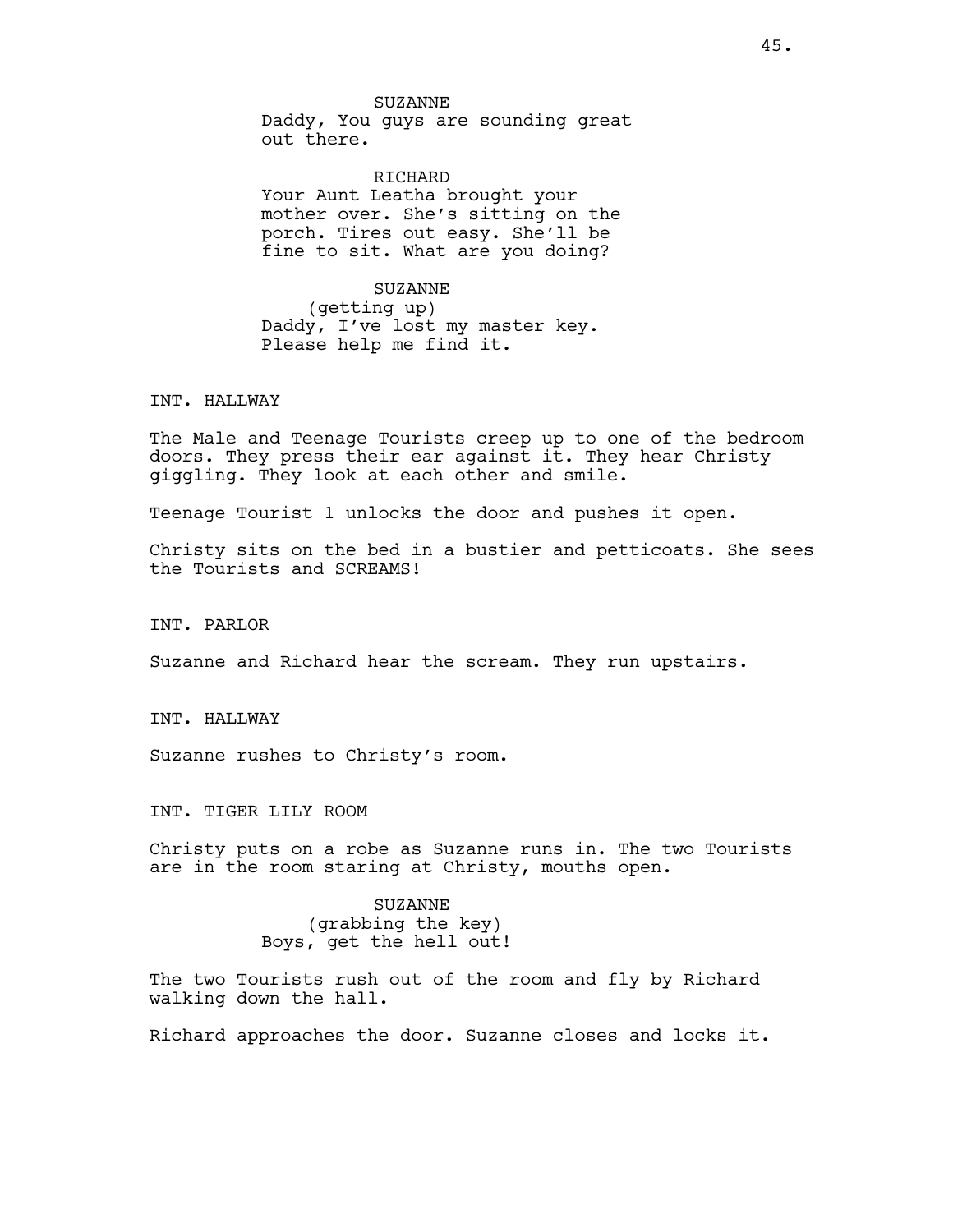SUZANNE
Daddy, You guys are sounding great out there.

RICHARD
Your Aunt Leatha brought your mother over. She's sitting on the porch. Tires out easy. She'll be fine to sit. What are you doing?

SUZANNE
(getting up)
Daddy, I've lost my master key. Please help me find it.

INT. HALLWAY

The Male and Teenage Tourists creep up to one of the bedroom doors. They press their ear against it. They hear Christy giggling. They look at each other and smile.

Teenage Tourist 1 unlocks the door and pushes it open.

Christy sits on the bed in a bustier and petticoats. She sees the Tourists and SCREAMS!

INT. PARLOR

Suzanne and Richard hear the scream. They run upstairs.

INT. HALLWAY

Suzanne rushes to Christy's room.

INT. TIGER LILY ROOM

Christy puts on a robe as Suzanne runs in. The two Tourists are in the room staring at Christy, mouths open.

SUZANNE
(grabbing the key)
Boys, get the hell out!

The two Tourists rush out of the room and fly by Richard walking down the hall.

Richard approaches the door. Suzanne closes and locks it.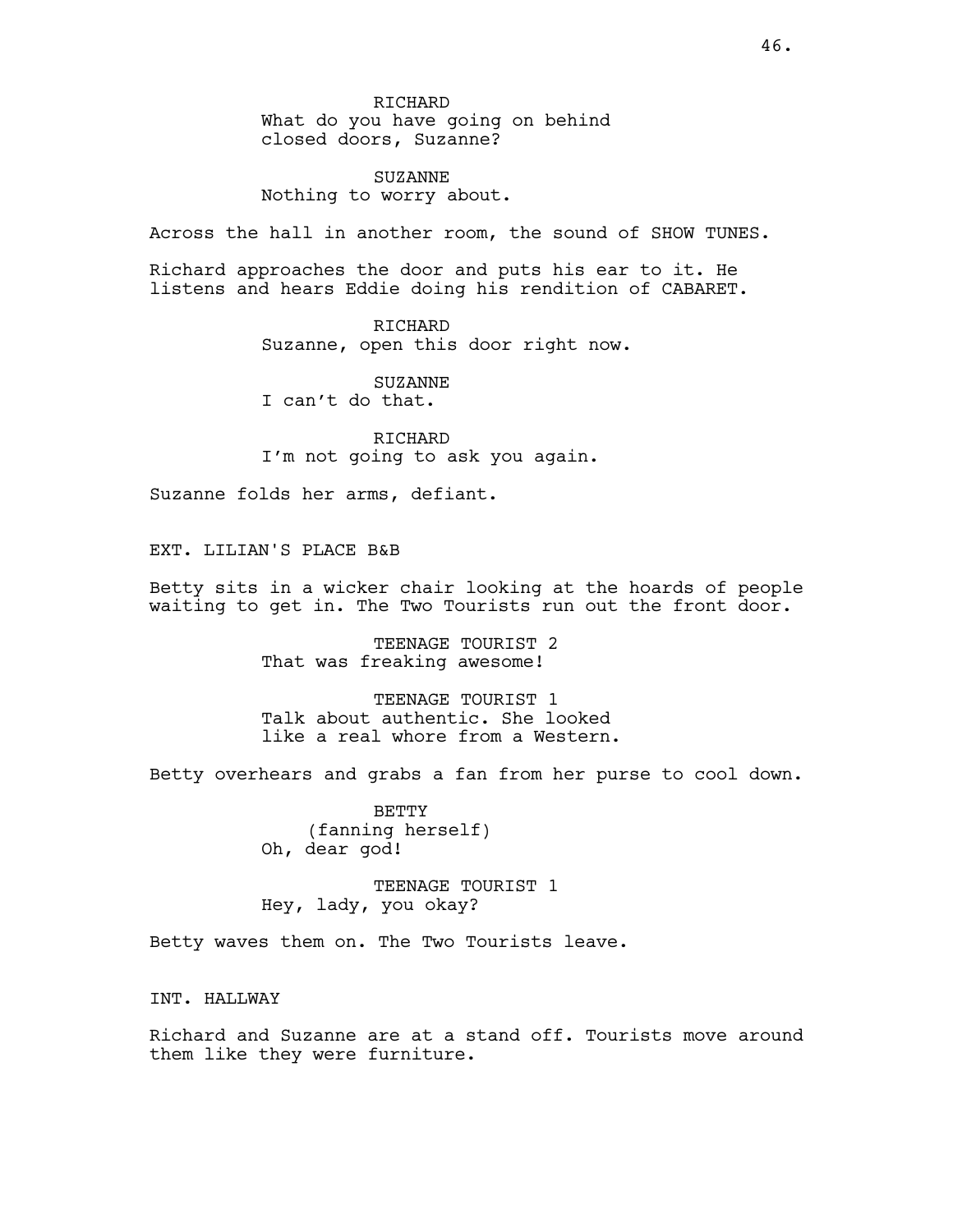RICHARD
What do you have going on behind closed doors, Suzanne?

SUZANNE
Nothing to worry about.

Across the hall in another room, the sound of SHOW TUNES.

Richard approaches the door and puts his ear to it. He listens and hears Eddie doing his rendition of CABARET.

RICHARD
Suzanne, open this door right now.

SUZANNE
I can't do that.

RICHARD
I'm not going to ask you again.

Suzanne folds her arms, defiant.

EXT. LILIAN'S PLACE B&B

Betty sits in a wicker chair looking at the hoards of people waiting to get in. The Two Tourists run out the front door.

TEENAGE TOURIST 2
That was freaking awesome!

TEENAGE TOURIST 1
Talk about authentic. She looked like a real whore from a Western.

Betty overhears and grabs a fan from her purse to cool down.

BETTY
(fanning herself)
Oh, dear god!

TEENAGE TOURIST 1
Hey, lady, you okay?

Betty waves them on. The Two Tourists leave.

INT. HALLWAY

Richard and Suzanne are at a stand off. Tourists move around them like they were furniture.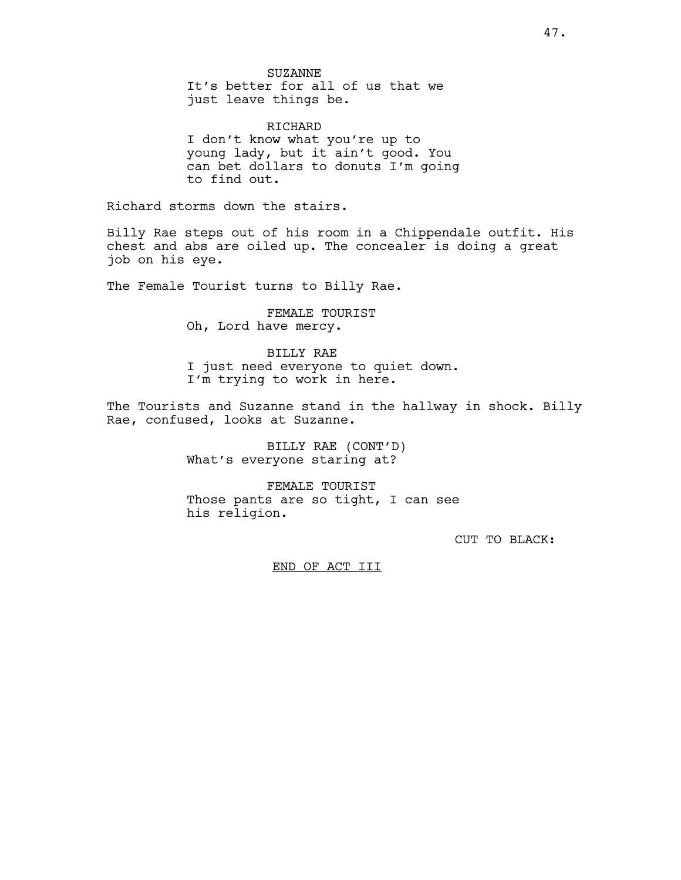SUZANNE
It's better for all of us that we just leave things be.

RICHARD
I don't know what you're up to young lady, but it ain't good. You can bet dollars to donuts I'm going to find out.

Richard storms down the stairs.

Billy Rae steps out of his room in a Chippendale outfit. His chest and abs are oiled up. The concealer is doing a great job on his eye.

The Female Tourist turns to Billy Rae.

FEMALE TOURIST
Oh, Lord have mercy.

BILLY RAE
I just need everyone to quiet down. I'm trying to work in here.

The Tourists and Suzanne stand in the hallway in shock. Billy Rae, confused, looks at Suzanne.

BILLY RAE (CONT'D)
What's everyone staring at?

FEMALE TOURIST
Those pants are so tight, I can see his religion.

CUT TO BLACK:

END OF ACT III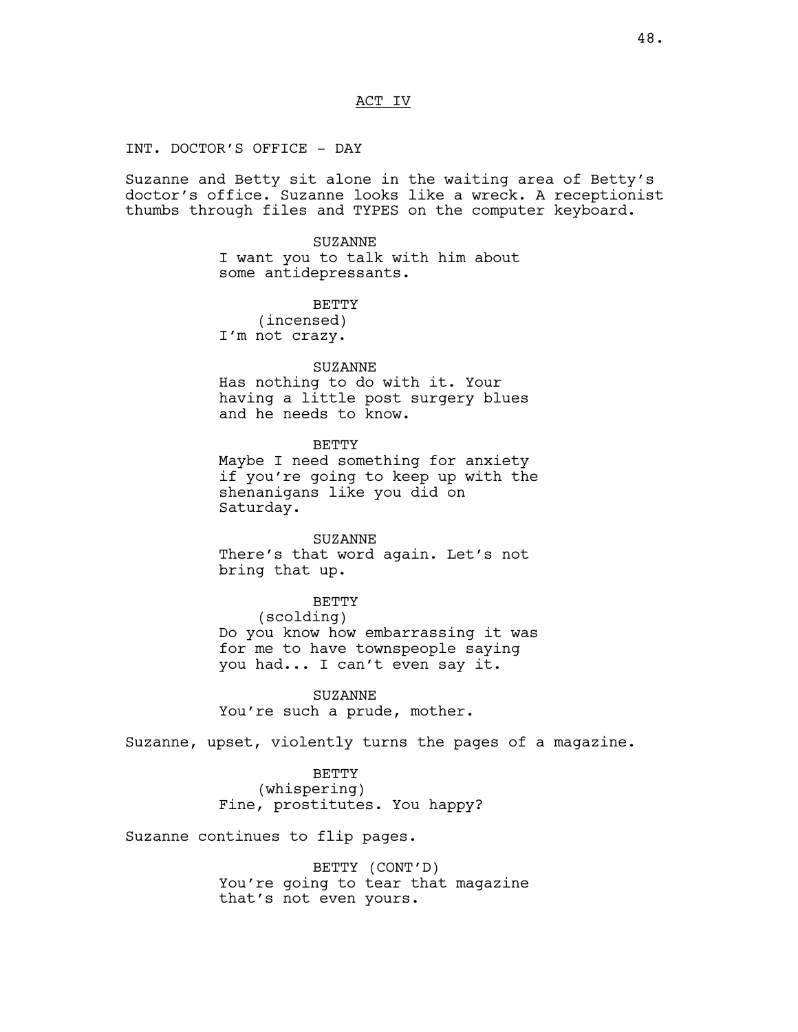ACT IV

INT. DOCTOR'S OFFICE - DAY

Suzanne and Betty sit alone in the waiting area of Betty's doctor's office. Suzanne looks like a wreck. A receptionist thumbs through files and TYPES on the computer keyboard.

SUZANNE
I want you to talk with him about some antidepressants.

BETTY
(incensed)
I'm not crazy.

SUZANNE
Has nothing to do with it. Your having a little post surgery blues and he needs to know.

BETTY
Maybe I need something for anxiety if you're going to keep up with the shenanigans like you did on Saturday.

SUZANNE
There's that word again. Let's not bring that up.

BETTY
(scolding)
Do you know how embarrassing it was for me to have townspeople saying you had... I can't even say it.

SUZANNE
You're such a prude, mother.

Suzanne, upset, violently turns the pages of a magazine.

BETTY
(whispering)
Fine, prostitutes. You happy?

Suzanne continues to flip pages.

BETTY (CONT'D)
You're going to tear that magazine that's not even yours.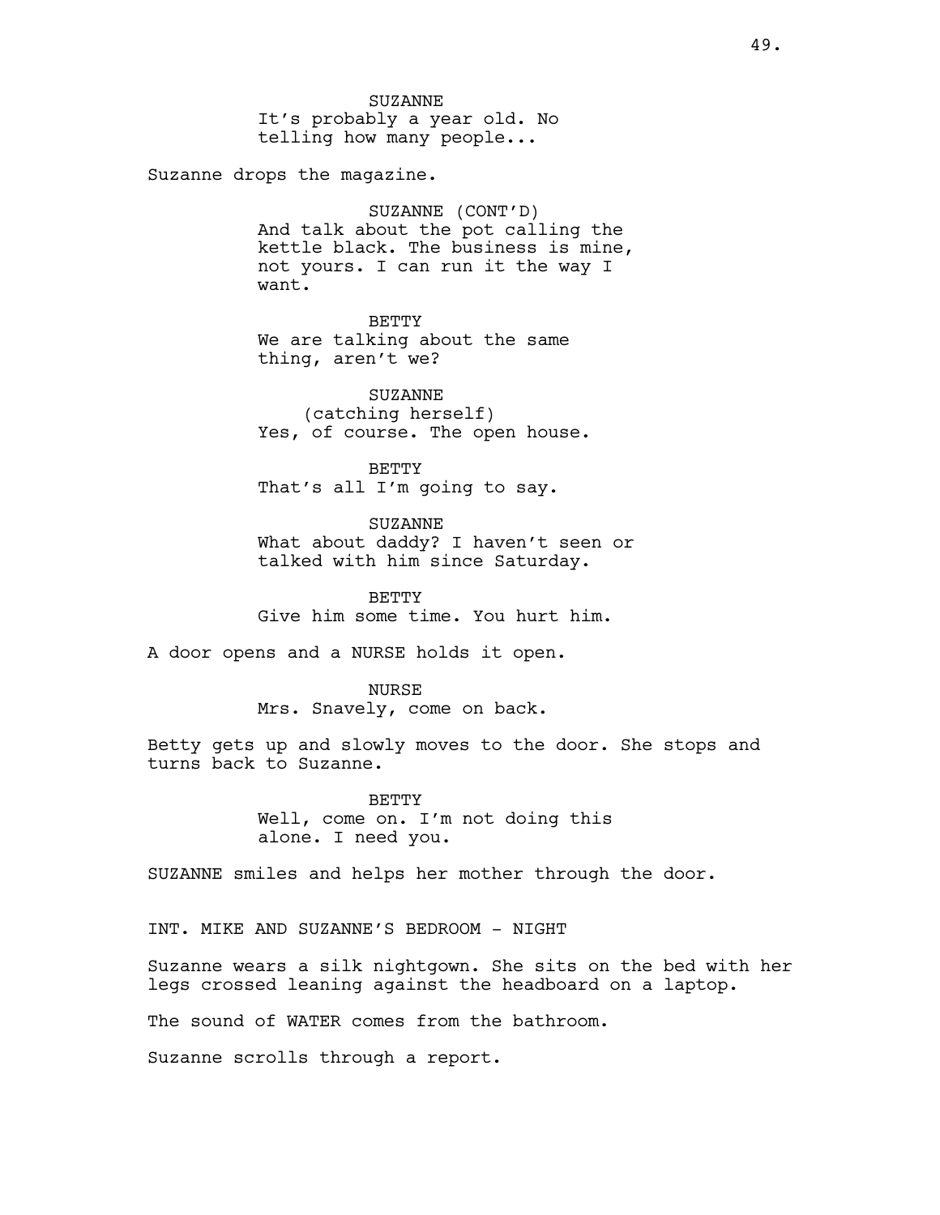SUZANNE
It's probably a year old. No telling how many people...

Suzanne drops the magazine.

SUZANNE (CONT'D)
And talk about the pot calling the kettle black. The business is mine, not yours. I can run it the way I want.

BETTY
We are talking about the same thing, aren't we?

SUZANNE
(catching herself)
Yes, of course. The open house.

BETTY
That's all I'm going to say.

SUZANNE
What about daddy? I haven't seen or talked with him since Saturday.

BETTY
Give him some time. You hurt him.

A door opens and a NURSE holds it open.

NURSE
Mrs. Snavely, come on back.

Betty gets up and slowly moves to the door. She stops and turns back to Suzanne.

BETTY
Well, come on. I'm not doing this alone. I need you.

SUZANNE smiles and helps her mother through the door.

INT. MIKE AND SUZANNE'S BEDROOM - NIGHT

Suzanne wears a silk nightgown. She sits on the bed with her legs crossed leaning against the headboard on a laptop.

The sound of WATER comes from the bathroom.

Suzanne scrolls through a report.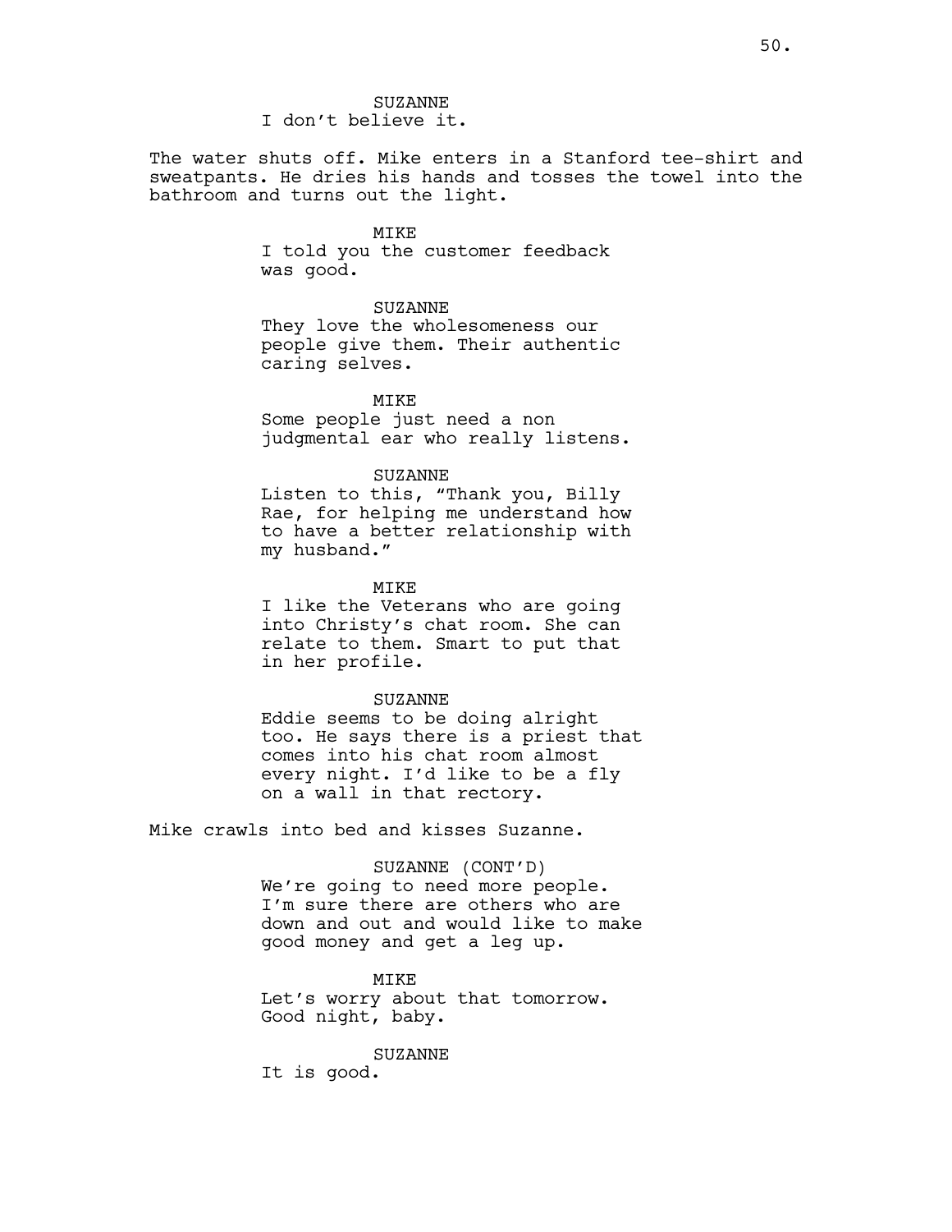SUZANNE
I don't believe it.

The water shuts off. Mike enters in a Stanford tee-shirt and sweatpants. He dries his hands and tosses the towel into the bathroom and turns out the light.

MIKE
I told you the customer feedback was good.

SUZANNE
They love the wholesomeness our people give them. Their authentic caring selves.

MIKE
Some people just need a non judgmental ear who really listens.

SUZANNE
Listen to this, "Thank you, Billy Rae, for helping me understand how to have a better relationship with my husband."

MIKE
I like the Veterans who are going into Christy's chat room. She can relate to them. Smart to put that in her profile.

SUZANNE
Eddie seems to be doing alright too. He says there is a priest that comes into his chat room almost every night. I'd like to be a fly on a wall in that rectory.

Mike crawls into bed and kisses Suzanne.

SUZANNE (CONT'D)
We're going to need more people. I'm sure there are others who are down and out and would like to make good money and get a leg up.

MIKE
Let's worry about that tomorrow. Good night, baby.

SUZANNE
It is good.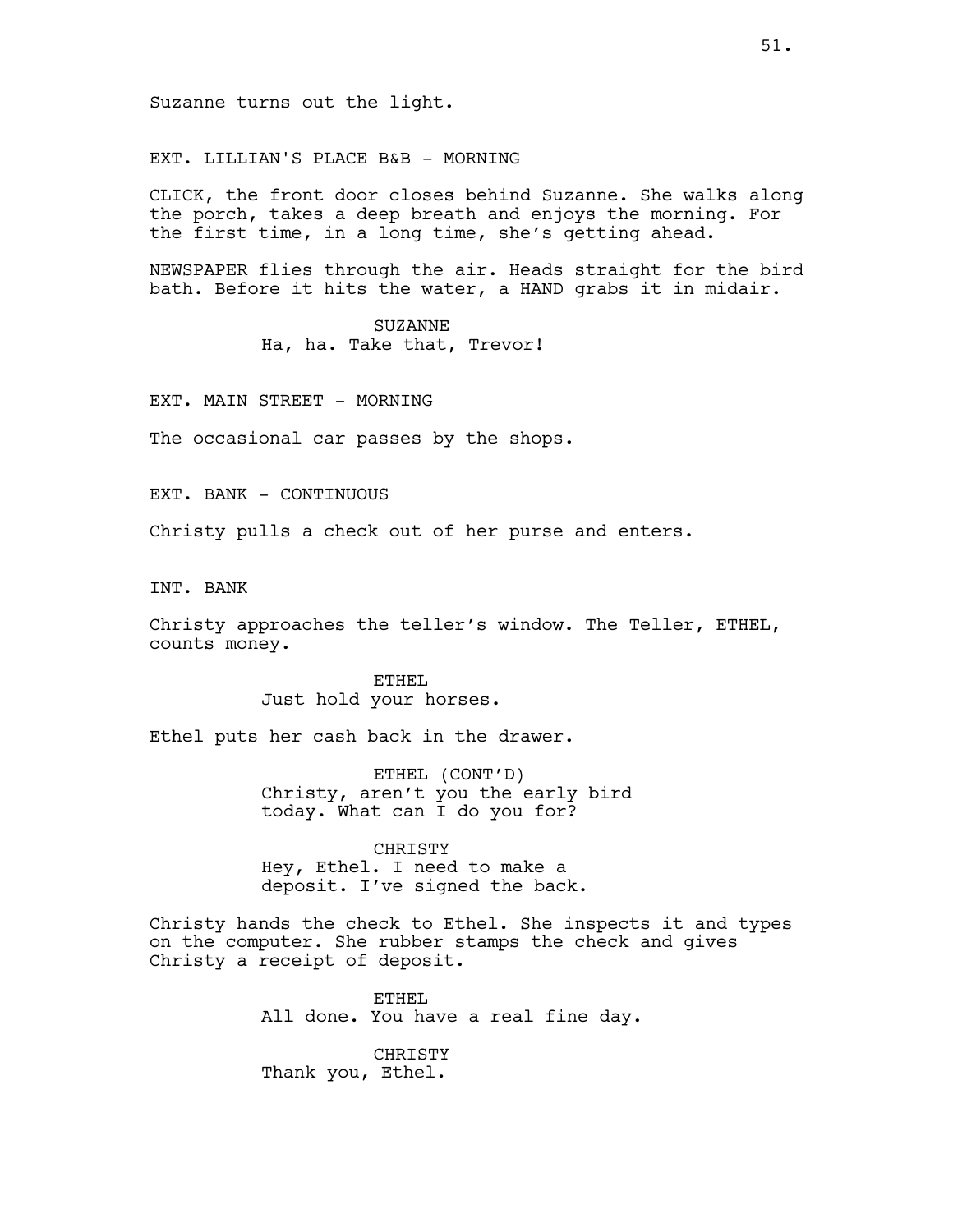Suzanne turns out the light.

EXT. LILLIAN'S PLACE B&B - MORNING

CLICK, the front door closes behind Suzanne. She walks along the porch, takes a deep breath and enjoys the morning. For the first time, in a long time, she's getting ahead.

NEWSPAPER flies through the air. Heads straight for the bird bath. Before it hits the water, a HAND grabs it in midair.

SUZANNE
Ha, ha. Take that, Trevor!

EXT. MAIN STREET - MORNING

The occasional car passes by the shops.

EXT. BANK - CONTINUOUS

Christy pulls a check out of her purse and enters.

INT. BANK

Christy approaches the teller's window. The Teller, ETHEL, counts money.

ETHEL
Just hold your horses.

Ethel puts her cash back in the drawer.

ETHEL (CONT'D)
Christy, aren't you the early bird today. What can I do you for?

CHRISTY
Hey, Ethel. I need to make a deposit. I've signed the back.

Christy hands the check to Ethel. She inspects it and types on the computer. She rubber stamps the check and gives Christy a receipt of deposit.

ETHEL
All done. You have a real fine day.

CHRISTY
Thank you, Ethel.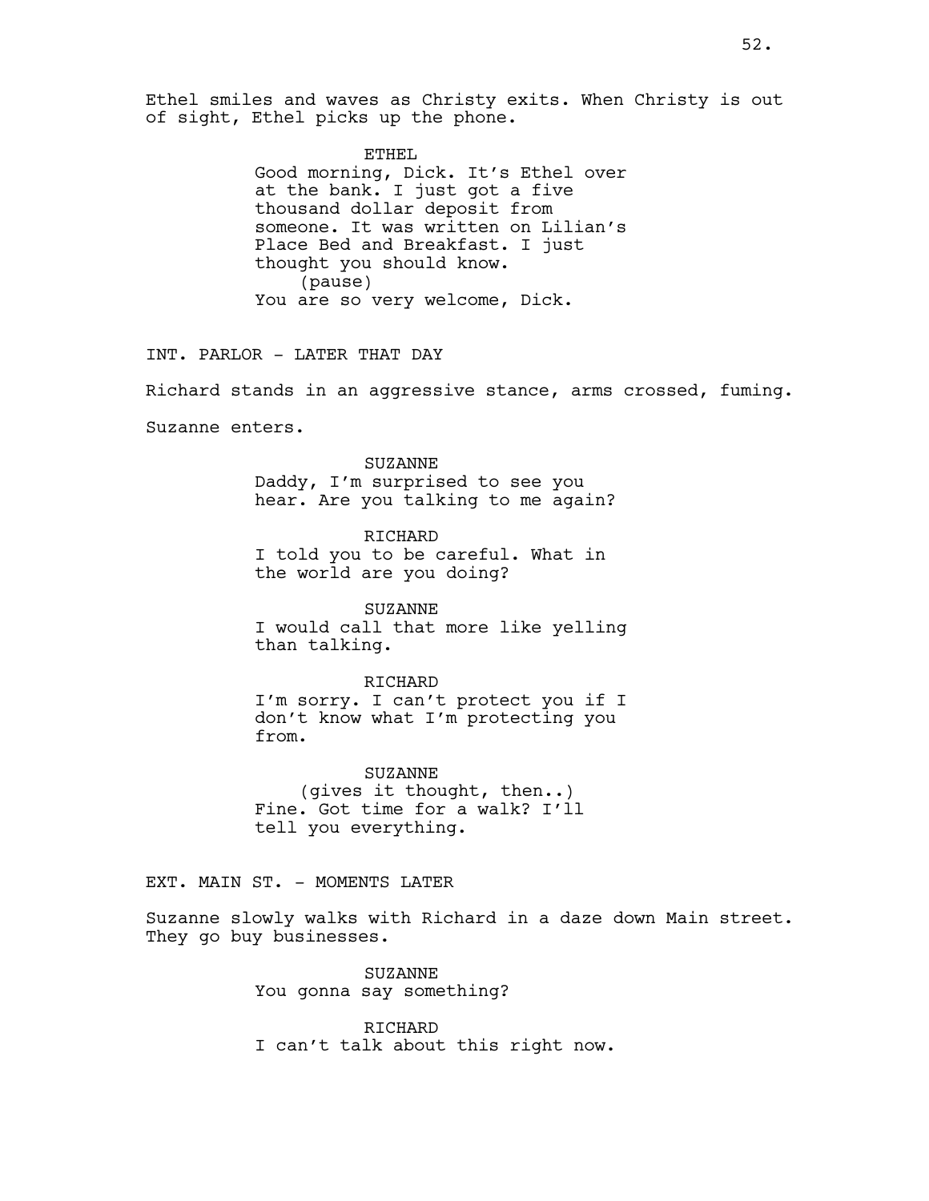Ethel smiles and waves as Christy exits. When Christy is out of sight, Ethel picks up the phone.

ETHEL
Good morning, Dick. It's Ethel over at the bank. I just got a five thousand dollar deposit from someone. It was written on Lilian's Place Bed and Breakfast. I just thought you should know.
(pause)
You are so very welcome, Dick.

INT. PARLOR - LATER THAT DAY

Richard stands in an aggressive stance, arms crossed, fuming.

Suzanne enters.

SUZANNE
Daddy, I'm surprised to see you hear. Are you talking to me again?

RICHARD
I told you to be careful. What in the world are you doing?

SUZANNE
I would call that more like yelling than talking.

RICHARD
I'm sorry. I can't protect you if I don't know what I'm protecting you from.

SUZANNE
(gives it thought, then..)
Fine. Got time for a walk? I'll tell you everything.

EXT. MAIN ST. - MOMENTS LATER

Suzanne slowly walks with Richard in a daze down Main street. They go buy businesses.

SUZANNE
You gonna say something?

RICHARD
I can't talk about this right now.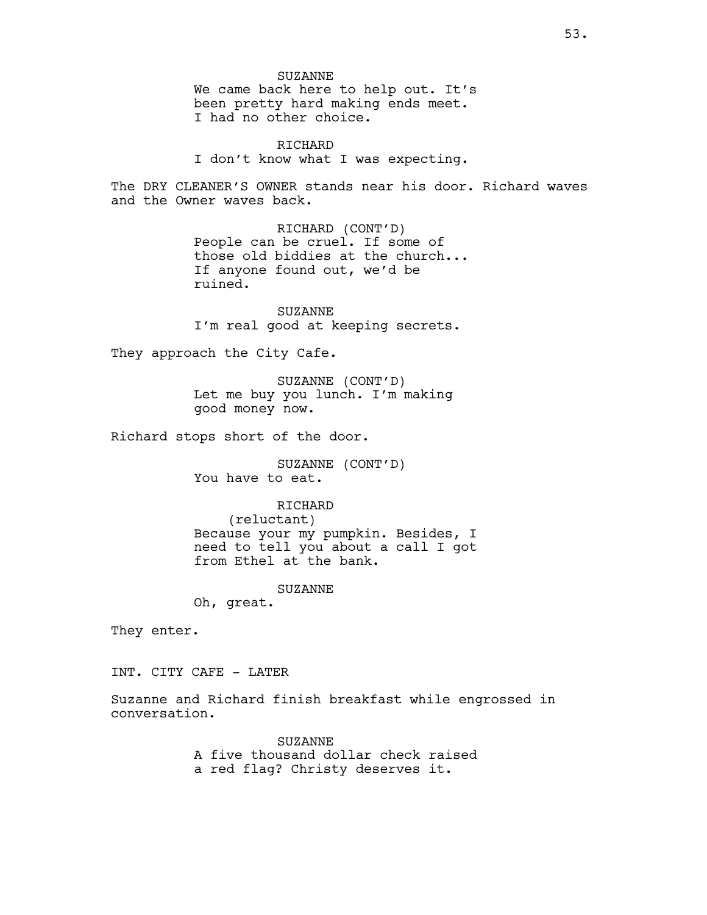SUZANNE
We came back here to help out. It's been pretty hard making ends meet. I had no other choice.

RICHARD
I don't know what I was expecting.

The DRY CLEANER'S OWNER stands near his door. Richard waves and the Owner waves back.

RICHARD (CONT'D)
People can be cruel. If some of those old biddies at the church... If anyone found out, we'd be ruined.

SUZANNE
I'm real good at keeping secrets.

They approach the City Cafe.

SUZANNE (CONT'D)
Let me buy you lunch. I'm making good money now.

Richard stops short of the door.

SUZANNE (CONT'D)
You have to eat.

RICHARD
(reluctant)
Because your my pumpkin. Besides, I need to tell you about a call I got from Ethel at the bank.

SUZANNE
Oh, great.

They enter.

INT. CITY CAFE - LATER

Suzanne and Richard finish breakfast while engrossed in conversation.

SUZANNE
A five thousand dollar check raised a red flag? Christy deserves it.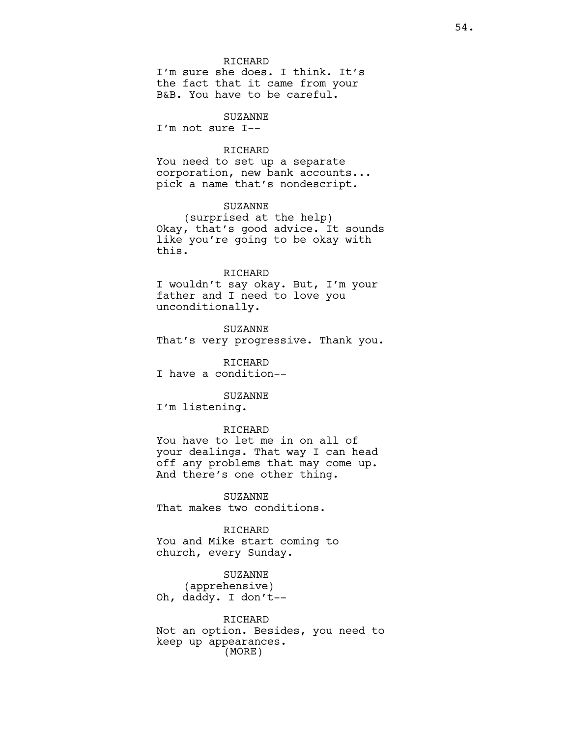RICHARD
I'm sure she does. I think. It's the fact that it came from your B&B. You have to be careful.

SUZANNE
I'm not sure I--

RICHARD
You need to set up a separate corporation, new bank accounts... pick a name that's nondescript.

SUZANNE
(surprised at the help)
Okay, that's good advice. It sounds like you're going to be okay with this.

RICHARD
I wouldn't say okay. But, I'm your father and I need to love you unconditionally.

SUZANNE
That's very progressive. Thank you.

RICHARD
I have a condition--

SUZANNE
I'm listening.

RICHARD
You have to let me in on all of your dealings. That way I can head off any problems that may come up. And there's one other thing.

SUZANNE
That makes two conditions.

RICHARD
You and Mike start coming to church, every Sunday.

SUZANNE
(apprehensive)
Oh, daddy. I don't--

RICHARD
Not an option. Besides, you need to keep up appearances.
(MORE)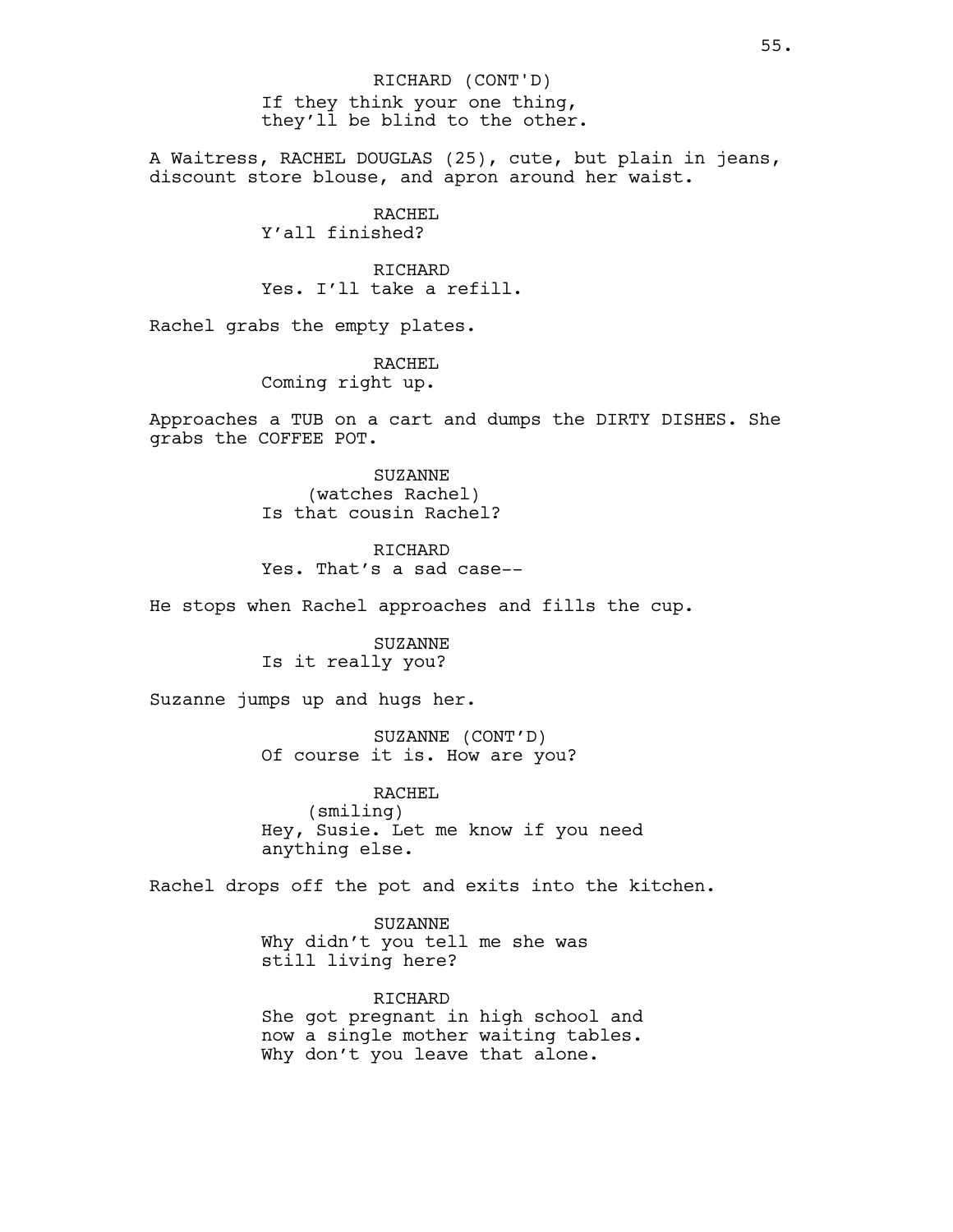RICHARD (CONT'D)
If they think your one thing,
they'll be blind to the other.

A Waitress, RACHEL DOUGLAS (25), cute, but plain in jeans, discount store blouse, and apron around her waist.

RACHEL
Y'all finished?

RICHARD
Yes. I'll take a refill.

Rachel grabs the empty plates.

RACHEL
Coming right up.

Approaches a TUB on a cart and dumps the DIRTY DISHES. She grabs the COFFEE POT.

SUZANNE
(watches Rachel)
Is that cousin Rachel?

RICHARD
Yes. That's a sad case--

He stops when Rachel approaches and fills the cup.

SUZANNE
Is it really you?

Suzanne jumps up and hugs her.

SUZANNE (CONT'D)
Of course it is. How are you?

RACHEL
(smiling)
Hey, Susie. Let me know if you need
anything else.

Rachel drops off the pot and exits into the kitchen.

SUZANNE
Why didn't you tell me she was
still living here?

RICHARD
She got pregnant in high school and
now a single mother waiting tables.
Why don't you leave that alone.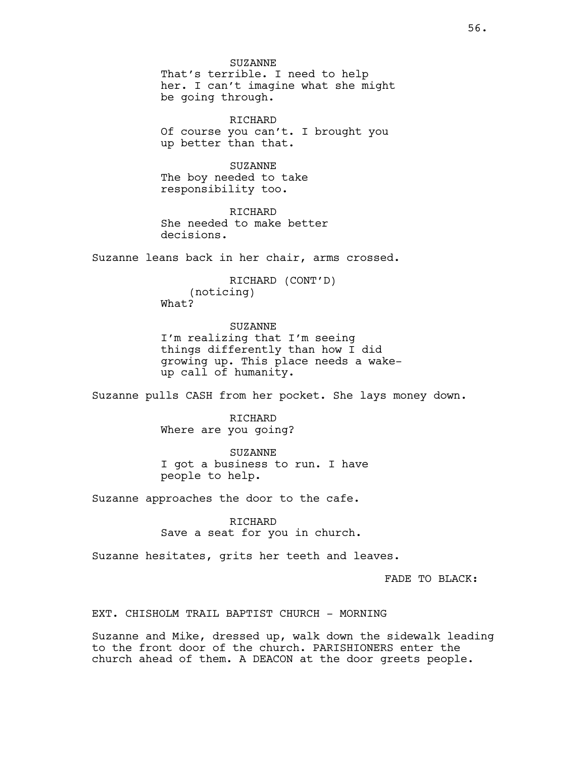SUZANNE
That's terrible. I need to help her. I can't imagine what she might be going through.

RICHARD
Of course you can't. I brought you up better than that.

SUZANNE
The boy needed to take responsibility too.

RICHARD
She needed to make better decisions.

Suzanne leans back in her chair, arms crossed.

RICHARD (CONT'D)
(noticing)
What?

SUZANNE
I'm realizing that I'm seeing things differently than how I did growing up. This place needs a wake-up call of humanity.

Suzanne pulls CASH from her pocket. She lays money down.

RICHARD
Where are you going?

SUZANNE
I got a business to run. I have people to help.

Suzanne approaches the door to the cafe.

RICHARD
Save a seat for you in church.

Suzanne hesitates, grits her teeth and leaves.

FADE TO BLACK:

EXT. CHISHOLM TRAIL BAPTIST CHURCH - MORNING

Suzanne and Mike, dressed up, walk down the sidewalk leading to the front door of the church. PARISHIONERS enter the church ahead of them. A DEACON at the door greets people.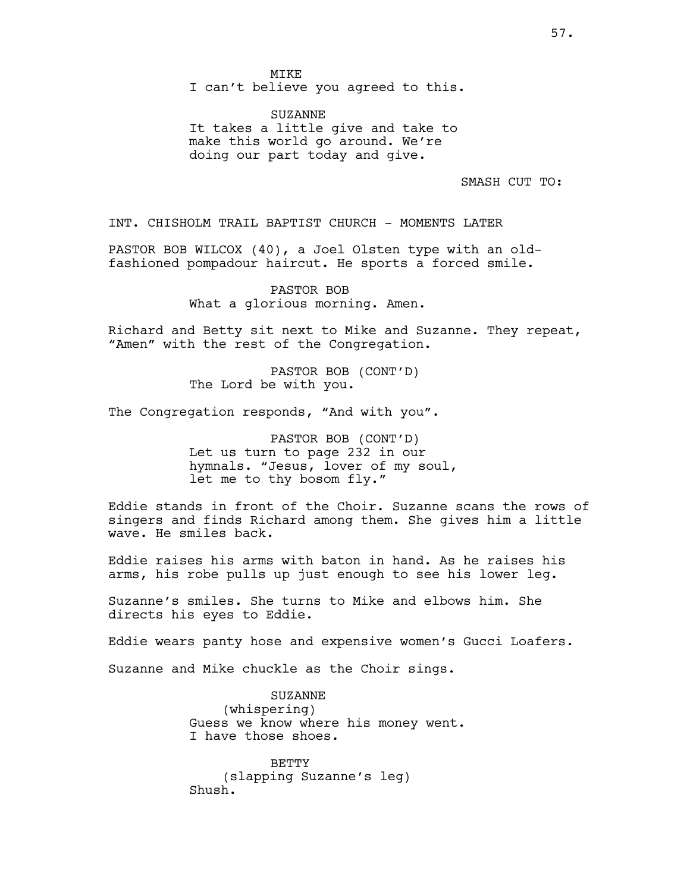MIKE
I can't believe you agreed to this.

SUZANNE
It takes a little give and take to make this world go around. We're doing our part today and give.

SMASH CUT TO:

INT. CHISHOLM TRAIL BAPTIST CHURCH - MOMENTS LATER

PASTOR BOB WILCOX (40), a Joel Olsten type with an old-fashioned pompadour haircut. He sports a forced smile.

PASTOR BOB
What a glorious morning. Amen.

Richard and Betty sit next to Mike and Suzanne. They repeat, "Amen" with the rest of the Congregation.

PASTOR BOB (CONT'D)
The Lord be with you.

The Congregation responds, "And with you".

PASTOR BOB (CONT'D)
Let us turn to page 232 in our hymnals. "Jesus, lover of my soul, let me to thy bosom fly."

Eddie stands in front of the Choir. Suzanne scans the rows of singers and finds Richard among them. She gives him a little wave. He smiles back.

Eddie raises his arms with baton in hand. As he raises his arms, his robe pulls up just enough to see his lower leg.

Suzanne's smiles. She turns to Mike and elbows him. She directs his eyes to Eddie.

Eddie wears panty hose and expensive women's Gucci Loafers.

Suzanne and Mike chuckle as the Choir sings.

SUZANNE
(whispering)
Guess we know where his money went. I have those shoes.

BETTY
(slapping Suzanne's leg)
Shush.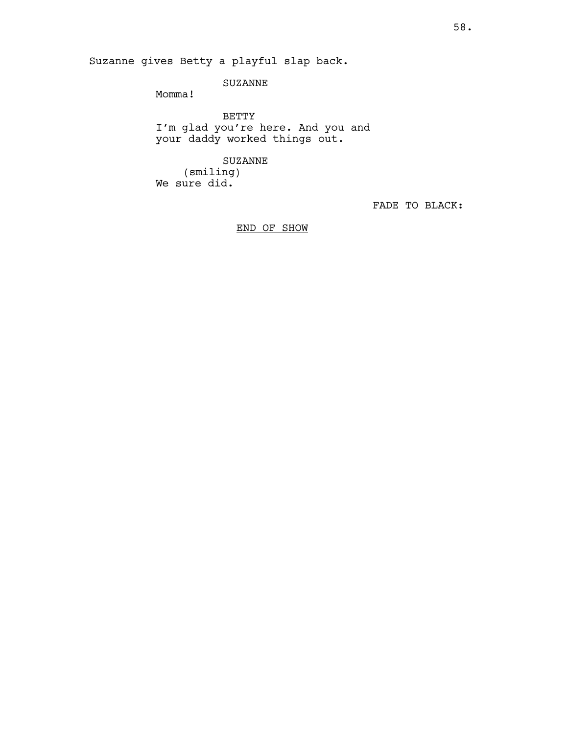Suzanne gives Betty a playful slap back.

SUZANNE

Momma!

BETTY

I'm glad you're here. And you and your daddy worked things out.

SUZANNE

(smiling)

We sure did.

FADE TO BLACK:

<u>END OF SHOW</u>